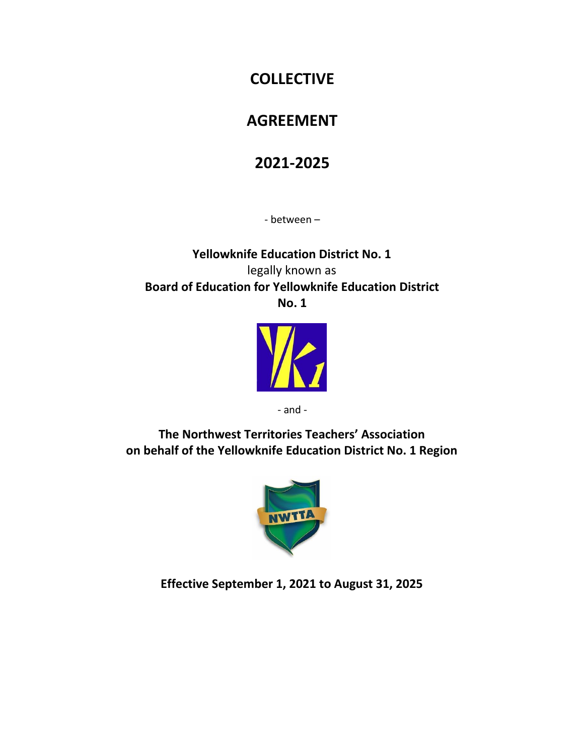# COLLECTIVE

# AGREEMENT

# 2021-2025

- between –

**Yellowknife Education District No. 1**
legally known as
**Board of Education for Yellowknife Education District No. 1**

- and -

**The Northwest Territories Teachers' Association on behalf of the Yellowknife Education District No. 1 Region**

**Effective September 1, 2021 to August 31, 2025**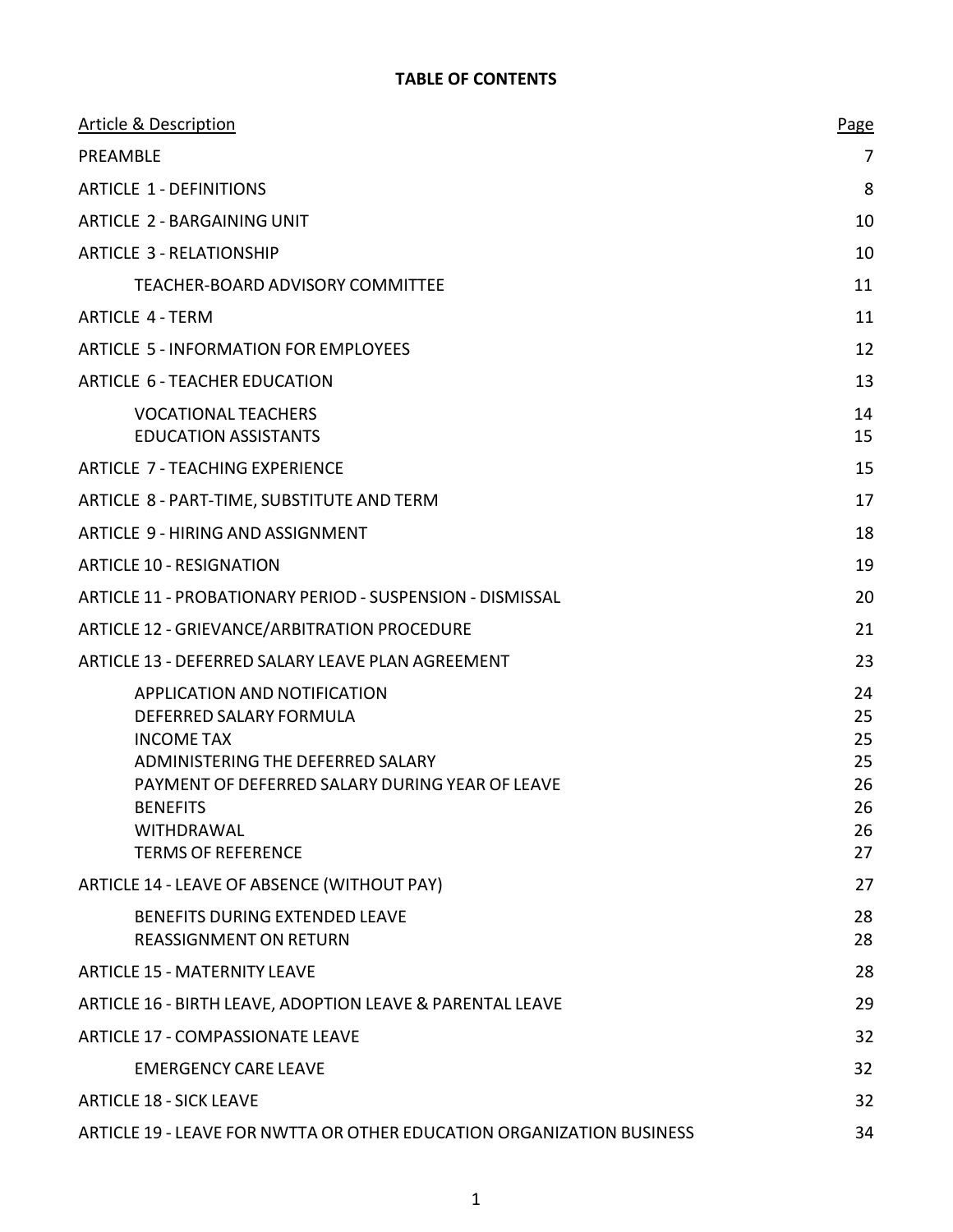**TABLE OF CONTENTS**

| Article & Description | Page |
|---|---|
| PREAMBLE | 7 |
| ARTICLE 1 - DEFINITIONS | 8 |
| ARTICLE 2 - BARGAINING UNIT | 10 |
| ARTICLE 3 - RELATIONSHIP | 10 |
| TEACHER-BOARD ADVISORY COMMITTEE | 11 |
| ARTICLE 4 - TERM | 11 |
| ARTICLE 5 - INFORMATION FOR EMPLOYEES | 12 |
| ARTICLE 6 - TEACHER EDUCATION | 13 |
| VOCATIONAL TEACHERS | 14 |
| EDUCATION ASSISTANTS | 15 |
| ARTICLE 7 - TEACHING EXPERIENCE | 15 |
| ARTICLE 8 - PART-TIME, SUBSTITUTE AND TERM | 17 |
| ARTICLE 9 - HIRING AND ASSIGNMENT | 18 |
| ARTICLE 10 - RESIGNATION | 19 |
| ARTICLE 11 - PROBATIONARY PERIOD - SUSPENSION - DISMISSAL | 20 |
| ARTICLE 12 - GRIEVANCE/ARBITRATION PROCEDURE | 21 |
| ARTICLE 13 - DEFERRED SALARY LEAVE PLAN AGREEMENT | 23 |
| APPLICATION AND NOTIFICATION | 24 |
| DEFERRED SALARY FORMULA | 25 |
| INCOME TAX | 25 |
| ADMINISTERING THE DEFERRED SALARY | 25 |
| PAYMENT OF DEFERRED SALARY DURING YEAR OF LEAVE | 26 |
| BENEFITS | 26 |
| WITHDRAWAL | 26 |
| TERMS OF REFERENCE | 27 |
| ARTICLE 14 - LEAVE OF ABSENCE (WITHOUT PAY) | 27 |
| BENEFITS DURING EXTENDED LEAVE | 28 |
| REASSIGNMENT ON RETURN | 28 |
| ARTICLE 15 - MATERNITY LEAVE | 28 |
| ARTICLE 16 - BIRTH LEAVE, ADOPTION LEAVE & PARENTAL LEAVE | 29 |
| ARTICLE 17 - COMPASSIONATE LEAVE | 32 |
| EMERGENCY CARE LEAVE | 32 |
| ARTICLE 18 - SICK LEAVE | 32 |
| ARTICLE 19 - LEAVE FOR NWTTA OR OTHER EDUCATION ORGANIZATION BUSINESS | 34 |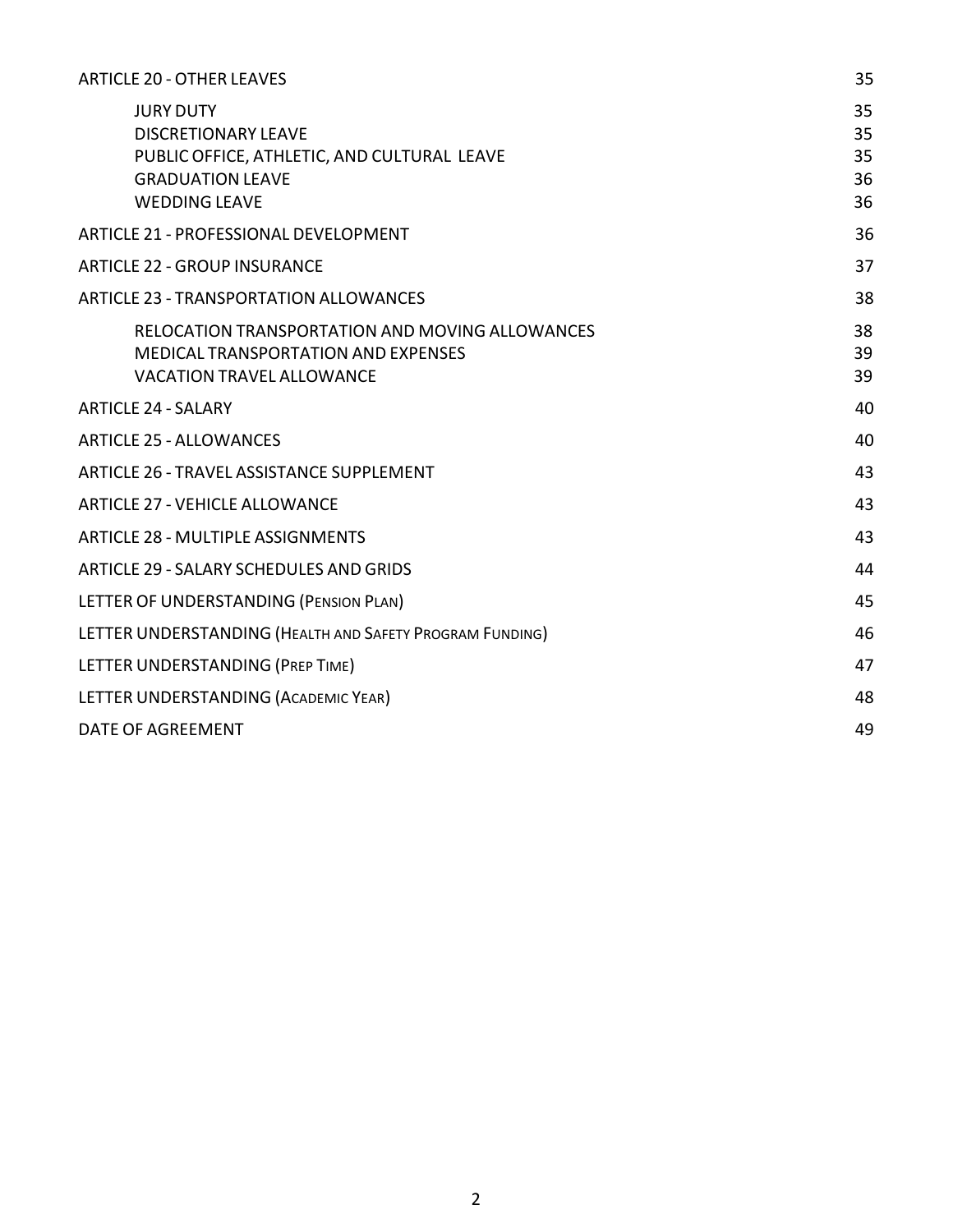| | |
|---|---|
| ARTICLE 20 - OTHER LEAVES | 35 |
| JURY DUTY | 35 |
| DISCRETIONARY LEAVE | 35 |
| PUBLIC OFFICE, ATHLETIC, AND CULTURAL LEAVE | 35 |
| GRADUATION LEAVE | 36 |
| WEDDING LEAVE | 36 |
| ARTICLE 21 - PROFESSIONAL DEVELOPMENT | 36 |
| ARTICLE 22 - GROUP INSURANCE | 37 |
| ARTICLE 23 - TRANSPORTATION ALLOWANCES | 38 |
| RELOCATION TRANSPORTATION AND MOVING ALLOWANCES | 38 |
| MEDICAL TRANSPORTATION AND EXPENSES | 39 |
| VACATION TRAVEL ALLOWANCE | 39 |
| ARTICLE 24 - SALARY | 40 |
| ARTICLE 25 - ALLOWANCES | 40 |
| ARTICLE 26 - TRAVEL ASSISTANCE SUPPLEMENT | 43 |
| ARTICLE 27 - VEHICLE ALLOWANCE | 43 |
| ARTICLE 28 - MULTIPLE ASSIGNMENTS | 43 |
| ARTICLE 29 - SALARY SCHEDULES AND GRIDS | 44 |
| LETTER OF UNDERSTANDING (PENSION PLAN) | 45 |
| LETTER UNDERSTANDING (HEALTH AND SAFETY PROGRAM FUNDING) | 46 |
| LETTER UNDERSTANDING (PREP TIME) | 47 |
| LETTER UNDERSTANDING (ACADEMIC YEAR) | 48 |
| DATE OF AGREEMENT | 49 |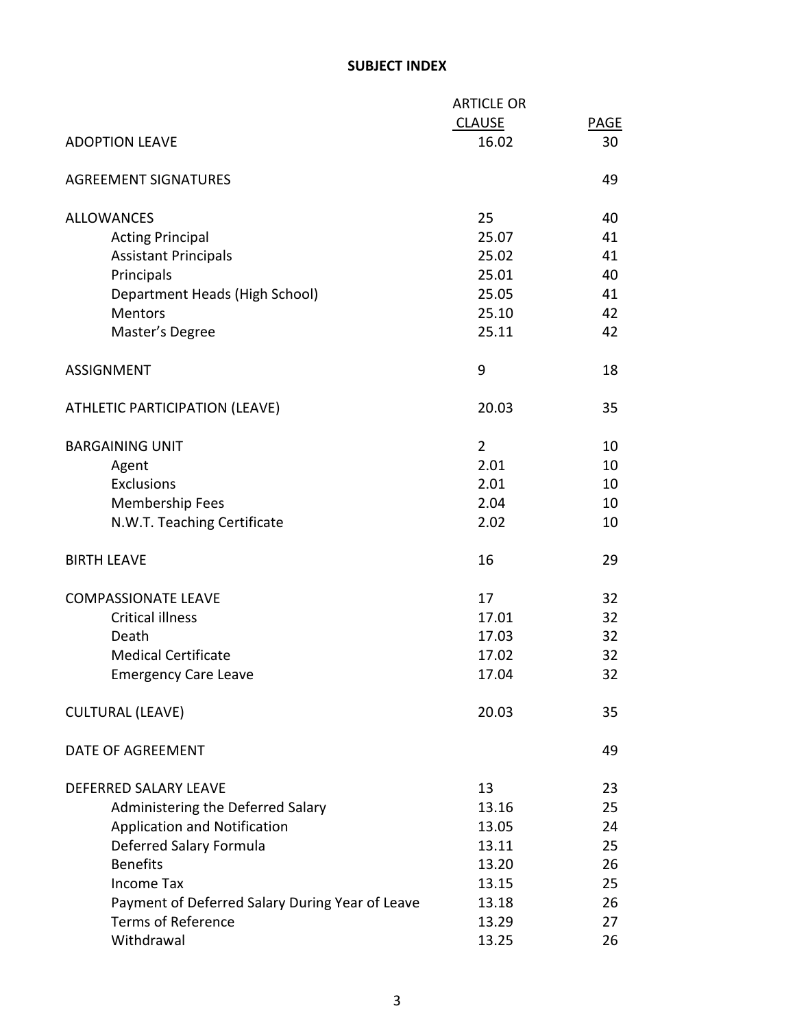**SUBJECT INDEX**

| | ARTICLE OR CLAUSE | PAGE |
|---|---|---|
| ADOPTION LEAVE | 16.02 | 30 |
| | | |
| AGREEMENT SIGNATURES | | 49 |
| | | |
| ALLOWANCES | 25 | 40 |
| Acting Principal | 25.07 | 41 |
| Assistant Principals | 25.02 | 41 |
| Principals | 25.01 | 40 |
| Department Heads (High School) | 25.05 | 41 |
| Mentors | 25.10 | 42 |
| Master's Degree | 25.11 | 42 |
| | | |
| ASSIGNMENT | 9 | 18 |
| | | |
| ATHLETIC PARTICIPATION (LEAVE) | 20.03 | 35 |
| | | |
| BARGAINING UNIT | 2 | 10 |
| Agent | 2.01 | 10 |
| Exclusions | 2.01 | 10 |
| Membership Fees | 2.04 | 10 |
| N.W.T. Teaching Certificate | 2.02 | 10 |
| | | |
| BIRTH LEAVE | 16 | 29 |
| | | |
| COMPASSIONATE LEAVE | 17 | 32 |
| Critical illness | 17.01 | 32 |
| Death | 17.03 | 32 |
| Medical Certificate | 17.02 | 32 |
| Emergency Care Leave | 17.04 | 32 |
| | | |
| CULTURAL (LEAVE) | 20.03 | 35 |
| | | |
| DATE OF AGREEMENT | | 49 |
| | | |
| DEFERRED SALARY LEAVE | 13 | 23 |
| Administering the Deferred Salary | 13.16 | 25 |
| Application and Notification | 13.05 | 24 |
| Deferred Salary Formula | 13.11 | 25 |
| Benefits | 13.20 | 26 |
| Income Tax | 13.15 | 25 |
| Payment of Deferred Salary During Year of Leave | 13.18 | 26 |
| Terms of Reference | 13.29 | 27 |
| Withdrawal | 13.25 | 26 |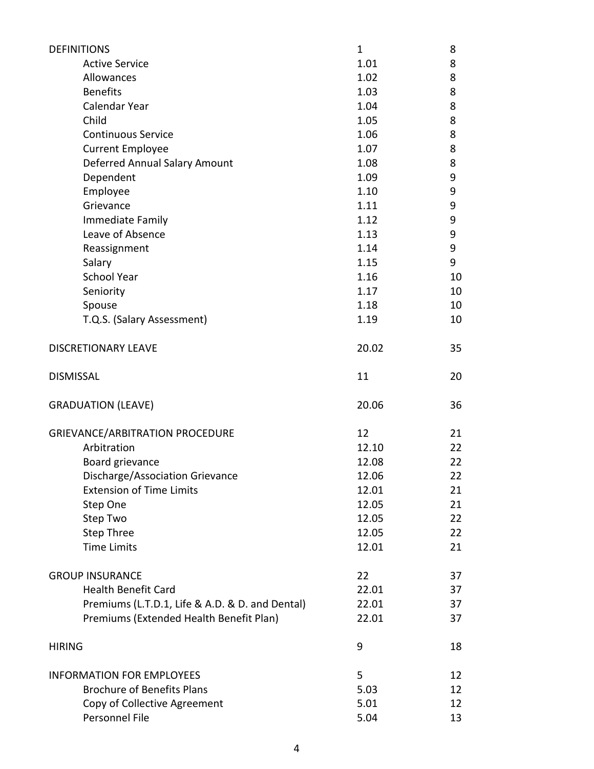| | | |
|---|---|---|
| DEFINITIONS | 1 | 8 |
| Active Service | 1.01 | 8 |
| Allowances | 1.02 | 8 |
| Benefits | 1.03 | 8 |
| Calendar Year | 1.04 | 8 |
| Child | 1.05 | 8 |
| Continuous Service | 1.06 | 8 |
| Current Employee | 1.07 | 8 |
| Deferred Annual Salary Amount | 1.08 | 8 |
| Dependent | 1.09 | 9 |
| Employee | 1.10 | 9 |
| Grievance | 1.11 | 9 |
| Immediate Family | 1.12 | 9 |
| Leave of Absence | 1.13 | 9 |
| Reassignment | 1.14 | 9 |
| Salary | 1.15 | 9 |
| School Year | 1.16 | 10 |
| Seniority | 1.17 | 10 |
| Spouse | 1.18 | 10 |
| T.Q.S. (Salary Assessment) | 1.19 | 10 |
| | | |
| DISCRETIONARY LEAVE | 20.02 | 35 |
| | | |
| DISMISSAL | 11 | 20 |
| | | |
| GRADUATION (LEAVE) | 20.06 | 36 |
| | | |
| GRIEVANCE/ARBITRATION PROCEDURE | 12 | 21 |
| Arbitration | 12.10 | 22 |
| Board grievance | 12.08 | 22 |
| Discharge/Association Grievance | 12.06 | 22 |
| Extension of Time Limits | 12.01 | 21 |
| Step One | 12.05 | 21 |
| Step Two | 12.05 | 22 |
| Step Three | 12.05 | 22 |
| Time Limits | 12.01 | 21 |
| | | |
| GROUP INSURANCE | 22 | 37 |
| Health Benefit Card | 22.01 | 37 |
| Premiums (L.T.D.1, Life & A.D. & D. and Dental) | 22.01 | 37 |
| Premiums (Extended Health Benefit Plan) | 22.01 | 37 |
| | | |
| HIRING | 9 | 18 |
| | | |
| INFORMATION FOR EMPLOYEES | 5 | 12 |
| Brochure of Benefits Plans | 5.03 | 12 |
| Copy of Collective Agreement | 5.01 | 12 |
| Personnel File | 5.04 | 13 |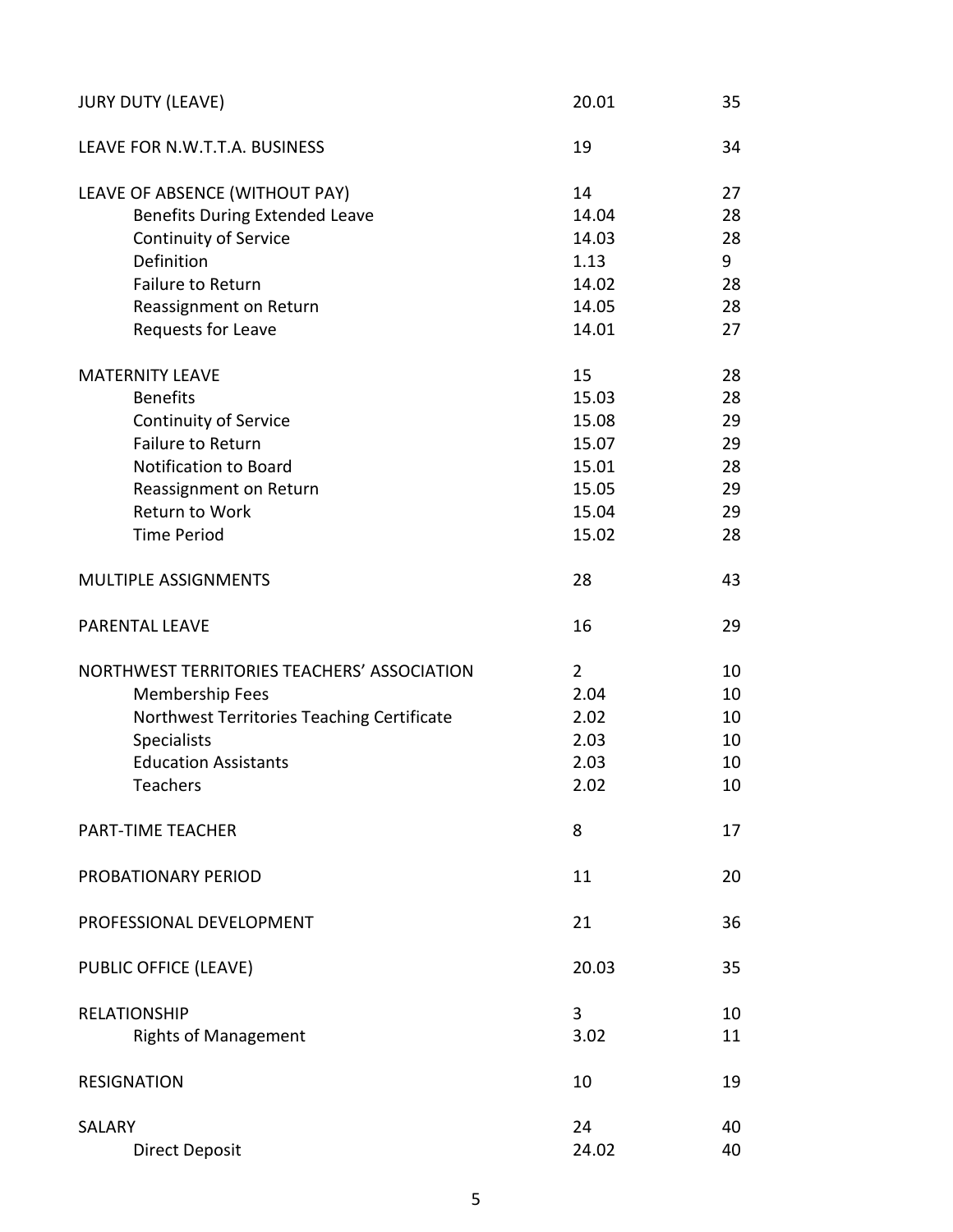| | | |
|---|---|---|
| JURY DUTY (LEAVE) | 20.01 | 35 |
| LEAVE FOR N.W.T.T.A. BUSINESS | 19 | 34 |
| LEAVE OF ABSENCE (WITHOUT PAY) | 14 | 27 |
| Benefits During Extended Leave | 14.04 | 28 |
| Continuity of Service | 14.03 | 28 |
| Definition | 1.13 | 9 |
| Failure to Return | 14.02 | 28 |
| Reassignment on Return | 14.05 | 28 |
| Requests for Leave | 14.01 | 27 |
| MATERNITY LEAVE | 15 | 28 |
| Benefits | 15.03 | 28 |
| Continuity of Service | 15.08 | 29 |
| Failure to Return | 15.07 | 29 |
| Notification to Board | 15.01 | 28 |
| Reassignment on Return | 15.05 | 29 |
| Return to Work | 15.04 | 29 |
| Time Period | 15.02 | 28 |
| MULTIPLE ASSIGNMENTS | 28 | 43 |
| PARENTAL LEAVE | 16 | 29 |
| NORTHWEST TERRITORIES TEACHERS' ASSOCIATION | 2 | 10 |
| Membership Fees | 2.04 | 10 |
| Northwest Territories Teaching Certificate | 2.02 | 10 |
| Specialists | 2.03 | 10 |
| Education Assistants | 2.03 | 10 |
| Teachers | 2.02 | 10 |
| PART-TIME TEACHER | 8 | 17 |
| PROBATIONARY PERIOD | 11 | 20 |
| PROFESSIONAL DEVELOPMENT | 21 | 36 |
| PUBLIC OFFICE (LEAVE) | 20.03 | 35 |
| RELATIONSHIP | 3 | 10 |
| Rights of Management | 3.02 | 11 |
| RESIGNATION | 10 | 19 |
| SALARY | 24 | 40 |
| Direct Deposit | 24.02 | 40 |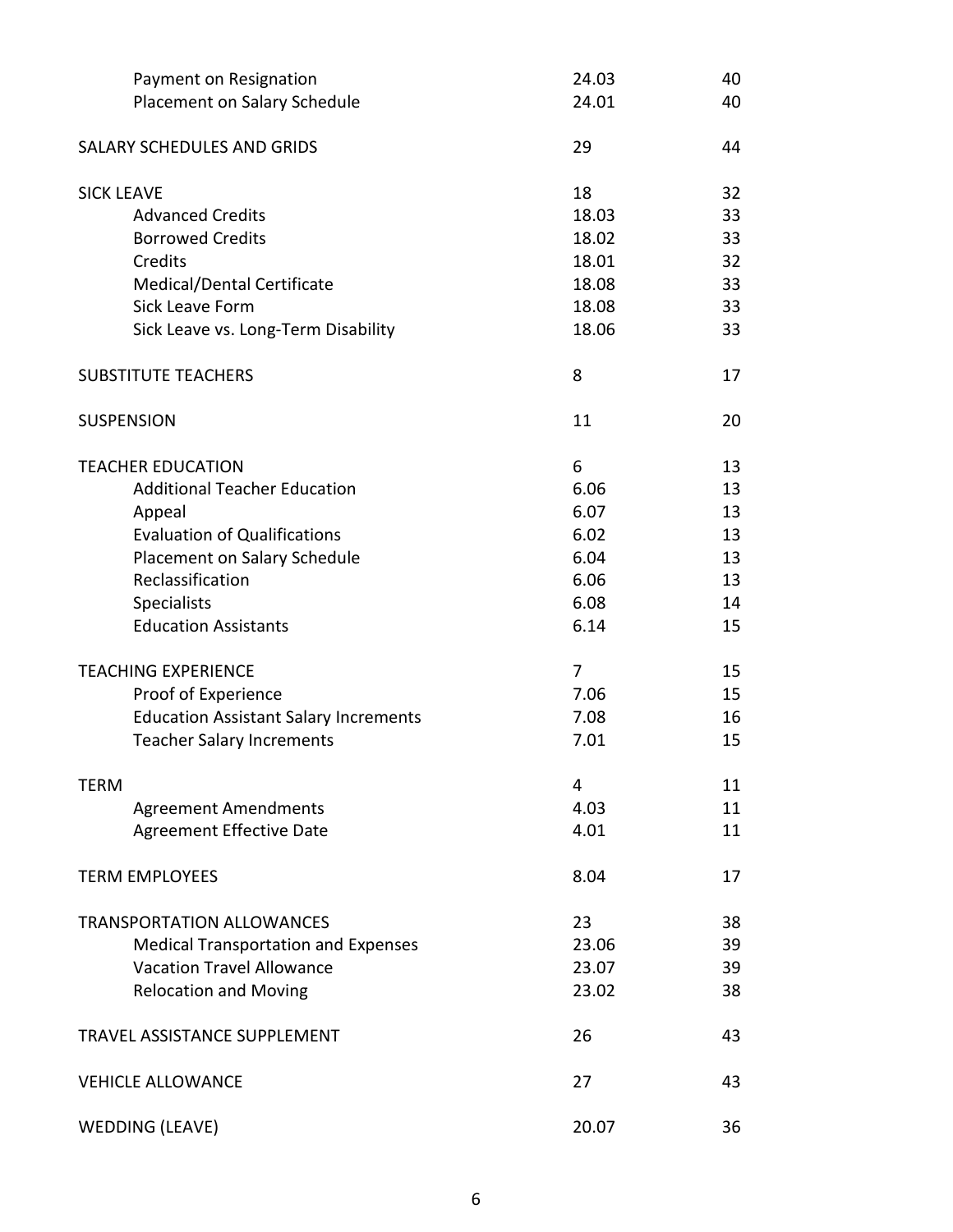| | | |
|---|---|---|
| Payment on Resignation | 24.03 | 40 |
| Placement on Salary Schedule | 24.01 | 40 |
| | | |
| SALARY SCHEDULES AND GRIDS | 29 | 44 |
| | | |
| SICK LEAVE | 18 | 32 |
| Advanced Credits | 18.03 | 33 |
| Borrowed Credits | 18.02 | 33 |
| Credits | 18.01 | 32 |
| Medical/Dental Certificate | 18.08 | 33 |
| Sick Leave Form | 18.08 | 33 |
| Sick Leave vs. Long-Term Disability | 18.06 | 33 |
| | | |
| SUBSTITUTE TEACHERS | 8 | 17 |
| | | |
| SUSPENSION | 11 | 20 |
| | | |
| TEACHER EDUCATION | 6 | 13 |
| Additional Teacher Education | 6.06 | 13 |
| Appeal | 6.07 | 13 |
| Evaluation of Qualifications | 6.02 | 13 |
| Placement on Salary Schedule | 6.04 | 13 |
| Reclassification | 6.06 | 13 |
| Specialists | 6.08 | 14 |
| Education Assistants | 6.14 | 15 |
| | | |
| TEACHING EXPERIENCE | 7 | 15 |
| Proof of Experience | 7.06 | 15 |
| Education Assistant Salary Increments | 7.08 | 16 |
| Teacher Salary Increments | 7.01 | 15 |
| | | |
| TERM | 4 | 11 |
| Agreement Amendments | 4.03 | 11 |
| Agreement Effective Date | 4.01 | 11 |
| | | |
| TERM EMPLOYEES | 8.04 | 17 |
| | | |
| TRANSPORTATION ALLOWANCES | 23 | 38 |
| Medical Transportation and Expenses | 23.06 | 39 |
| Vacation Travel Allowance | 23.07 | 39 |
| Relocation and Moving | 23.02 | 38 |
| | | |
| TRAVEL ASSISTANCE SUPPLEMENT | 26 | 43 |
| | | |
| VEHICLE ALLOWANCE | 27 | 43 |
| | | |
| WEDDING (LEAVE) | 20.07 | 36 |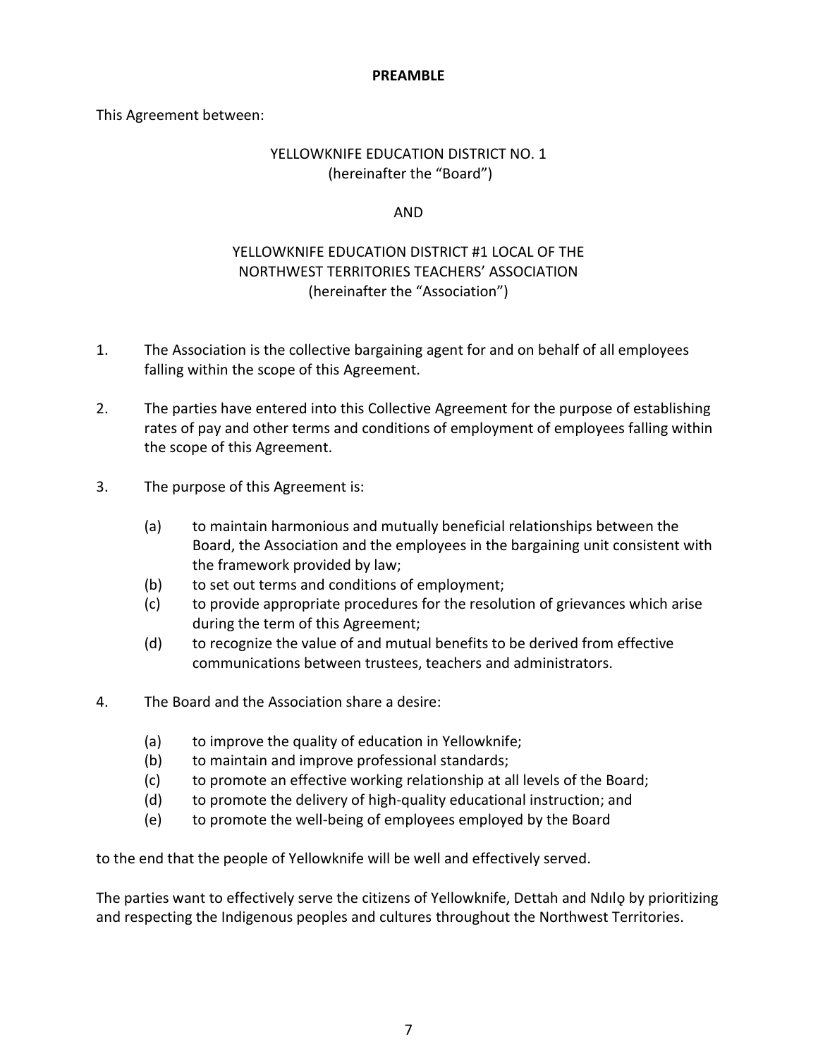**PREAMBLE**

This Agreement between:

YELLOWKNIFE EDUCATION DISTRICT NO. 1
(hereinafter the "Board")

AND

YELLOWKNIFE EDUCATION DISTRICT #1 LOCAL OF THE
NORTHWEST TERRITORIES TEACHERS' ASSOCIATION
(hereinafter the "Association")

1. The Association is the collective bargaining agent for and on behalf of all employees falling within the scope of this Agreement.

2. The parties have entered into this Collective Agreement for the purpose of establishing rates of pay and other terms and conditions of employment of employees falling within the scope of this Agreement.

3. The purpose of this Agreement is:

   (a) to maintain harmonious and mutually beneficial relationships between the Board, the Association and the employees in the bargaining unit consistent with the framework provided by law;
   (b) to set out terms and conditions of employment;
   (c) to provide appropriate procedures for the resolution of grievances which arise during the term of this Agreement;
   (d) to recognize the value of and mutual benefits to be derived from effective communications between trustees, teachers and administrators.

4. The Board and the Association share a desire:

   (a) to improve the quality of education in Yellowknife;
   (b) to maintain and improve professional standards;
   (c) to promote an effective working relationship at all levels of the Board;
   (d) to promote the delivery of high-quality educational instruction; and
   (e) to promote the well-being of employees employed by the Board

to the end that the people of Yellowknife will be well and effectively served.

The parties want to effectively serve the citizens of Yellowknife, Dettah and Ndılǫ by prioritizing and respecting the Indigenous peoples and cultures throughout the Northwest Territories.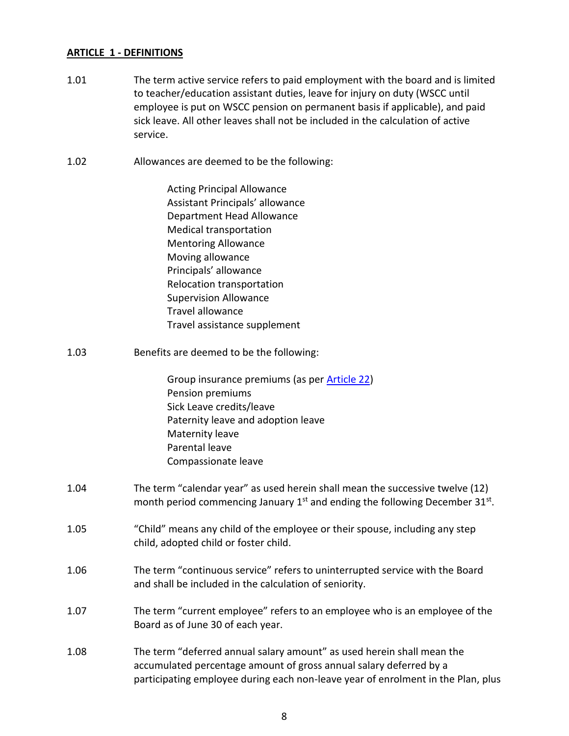## ARTICLE 1 - DEFINITIONS

1.01 The term active service refers to paid employment with the board and is limited to teacher/education assistant duties, leave for injury on duty (WSCC until employee is put on WSCC pension on permanent basis if applicable), and paid sick leave. All other leaves shall not be included in the calculation of active service.

1.02 Allowances are deemed to be the following:

- Acting Principal Allowance
- Assistant Principals' allowance
- Department Head Allowance
- Medical transportation
- Mentoring Allowance
- Moving allowance
- Principals' allowance
- Relocation transportation
- Supervision Allowance
- Travel allowance
- Travel assistance supplement

1.03 Benefits are deemed to be the following:

- Group insurance premiums (as per Article 22)
- Pension premiums
- Sick Leave credits/leave
- Paternity leave and adoption leave
- Maternity leave
- Parental leave
- Compassionate leave

1.04 The term "calendar year" as used herein shall mean the successive twelve (12) month period commencing January 1st and ending the following December 31st.

1.05 "Child" means any child of the employee or their spouse, including any step child, adopted child or foster child.

1.06 The term "continuous service" refers to uninterrupted service with the Board and shall be included in the calculation of seniority.

1.07 The term "current employee" refers to an employee who is an employee of the Board as of June 30 of each year.

1.08 The term "deferred annual salary amount" as used herein shall mean the accumulated percentage amount of gross annual salary deferred by a participating employee during each non-leave year of enrolment in the Plan, plus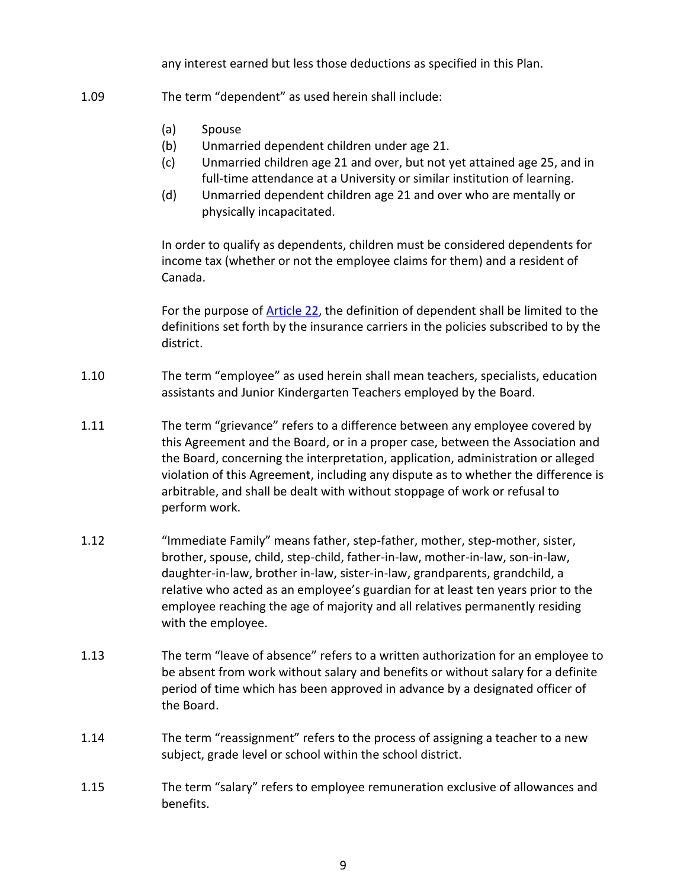any interest earned but less those deductions as specified in this Plan.

1.09 The term “dependent” as used herein shall include:

(a) Spouse
(b) Unmarried dependent children under age 21.
(c) Unmarried children age 21 and over, but not yet attained age 25, and in full-time attendance at a University or similar institution of learning.
(d) Unmarried dependent children age 21 and over who are mentally or physically incapacitated.

In order to qualify as dependents, children must be considered dependents for income tax (whether or not the employee claims for them) and a resident of Canada.

For the purpose of Article 22, the definition of dependent shall be limited to the definitions set forth by the insurance carriers in the policies subscribed to by the district.

1.10 The term “employee” as used herein shall mean teachers, specialists, education assistants and Junior Kindergarten Teachers employed by the Board.

1.11 The term “grievance” refers to a difference between any employee covered by this Agreement and the Board, or in a proper case, between the Association and the Board, concerning the interpretation, application, administration or alleged violation of this Agreement, including any dispute as to whether the difference is arbitrable, and shall be dealt with without stoppage of work or refusal to perform work.

1.12 “Immediate Family” means father, step-father, mother, step-mother, sister, brother, spouse, child, step-child, father-in-law, mother-in-law, son-in-law, daughter-in-law, brother in-law, sister-in-law, grandparents, grandchild, a relative who acted as an employee’s guardian for at least ten years prior to the employee reaching the age of majority and all relatives permanently residing with the employee.

1.13 The term “leave of absence” refers to a written authorization for an employee to be absent from work without salary and benefits or without salary for a definite period of time which has been approved in advance by a designated officer of the Board.

1.14 The term “reassignment” refers to the process of assigning a teacher to a new subject, grade level or school within the school district.

1.15 The term “salary” refers to employee remuneration exclusive of allowances and benefits.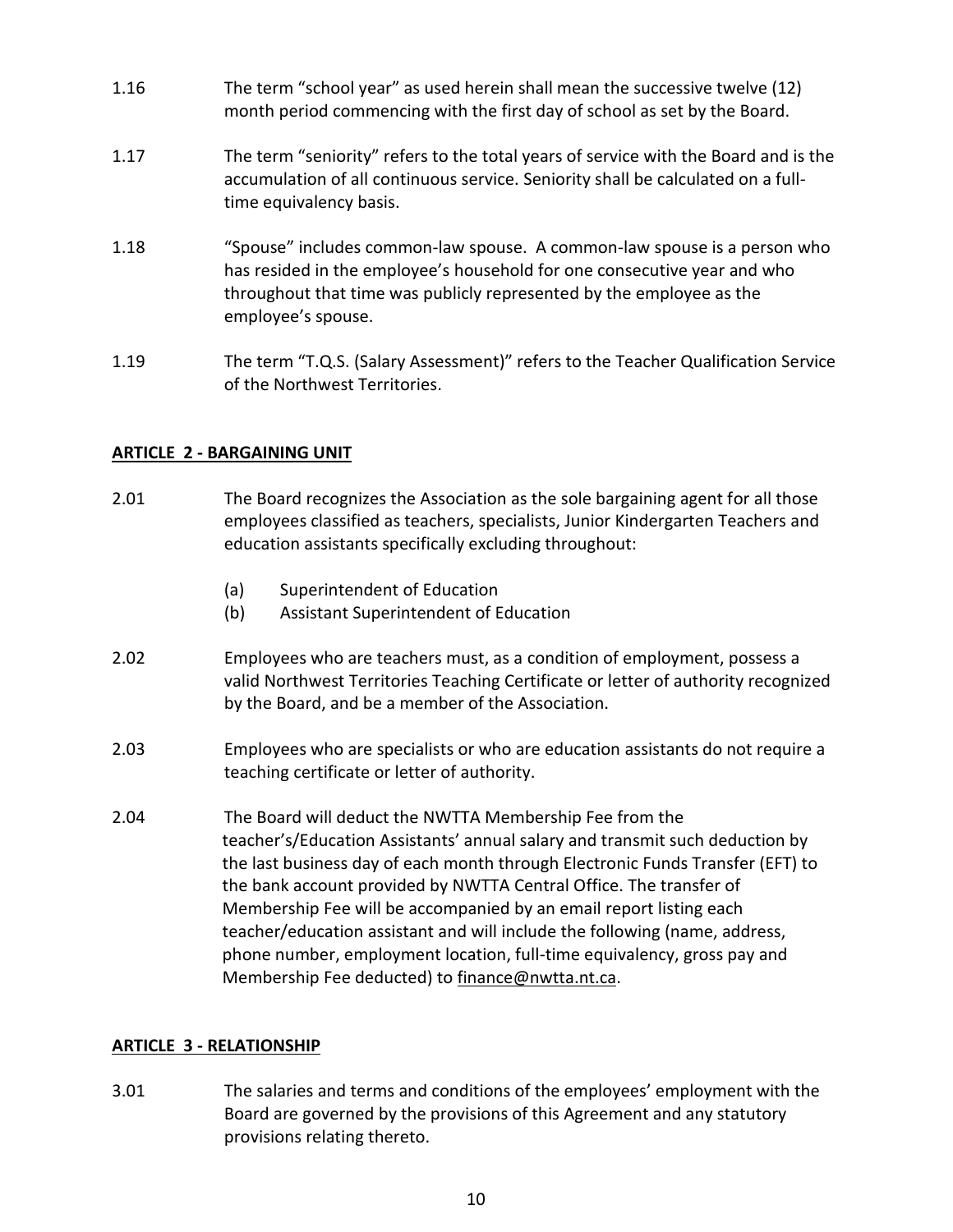1.16 The term "school year" as used herein shall mean the successive twelve (12) month period commencing with the first day of school as set by the Board.

1.17 The term "seniority" refers to the total years of service with the Board and is the accumulation of all continuous service. Seniority shall be calculated on a full-time equivalency basis.

1.18 "Spouse" includes common-law spouse. A common-law spouse is a person who has resided in the employee's household for one consecutive year and who throughout that time was publicly represented by the employee as the employee's spouse.

1.19 The term "T.Q.S. (Salary Assessment)" refers to the Teacher Qualification Service of the Northwest Territories.

## ARTICLE 2 - BARGAINING UNIT

2.01 The Board recognizes the Association as the sole bargaining agent for all those employees classified as teachers, specialists, Junior Kindergarten Teachers and education assistants specifically excluding throughout:

(a) Superintendent of Education
(b) Assistant Superintendent of Education

2.02 Employees who are teachers must, as a condition of employment, possess a valid Northwest Territories Teaching Certificate or letter of authority recognized by the Board, and be a member of the Association.

2.03 Employees who are specialists or who are education assistants do not require a teaching certificate or letter of authority.

2.04 The Board will deduct the NWTTA Membership Fee from the teacher's/Education Assistants' annual salary and transmit such deduction by the last business day of each month through Electronic Funds Transfer (EFT) to the bank account provided by NWTTA Central Office. The transfer of Membership Fee will be accompanied by an email report listing each teacher/education assistant and will include the following (name, address, phone number, employment location, full-time equivalency, gross pay and Membership Fee deducted) to finance@nwtta.nt.ca.

## ARTICLE 3 - RELATIONSHIP

3.01 The salaries and terms and conditions of the employees' employment with the Board are governed by the provisions of this Agreement and any statutory provisions relating thereto.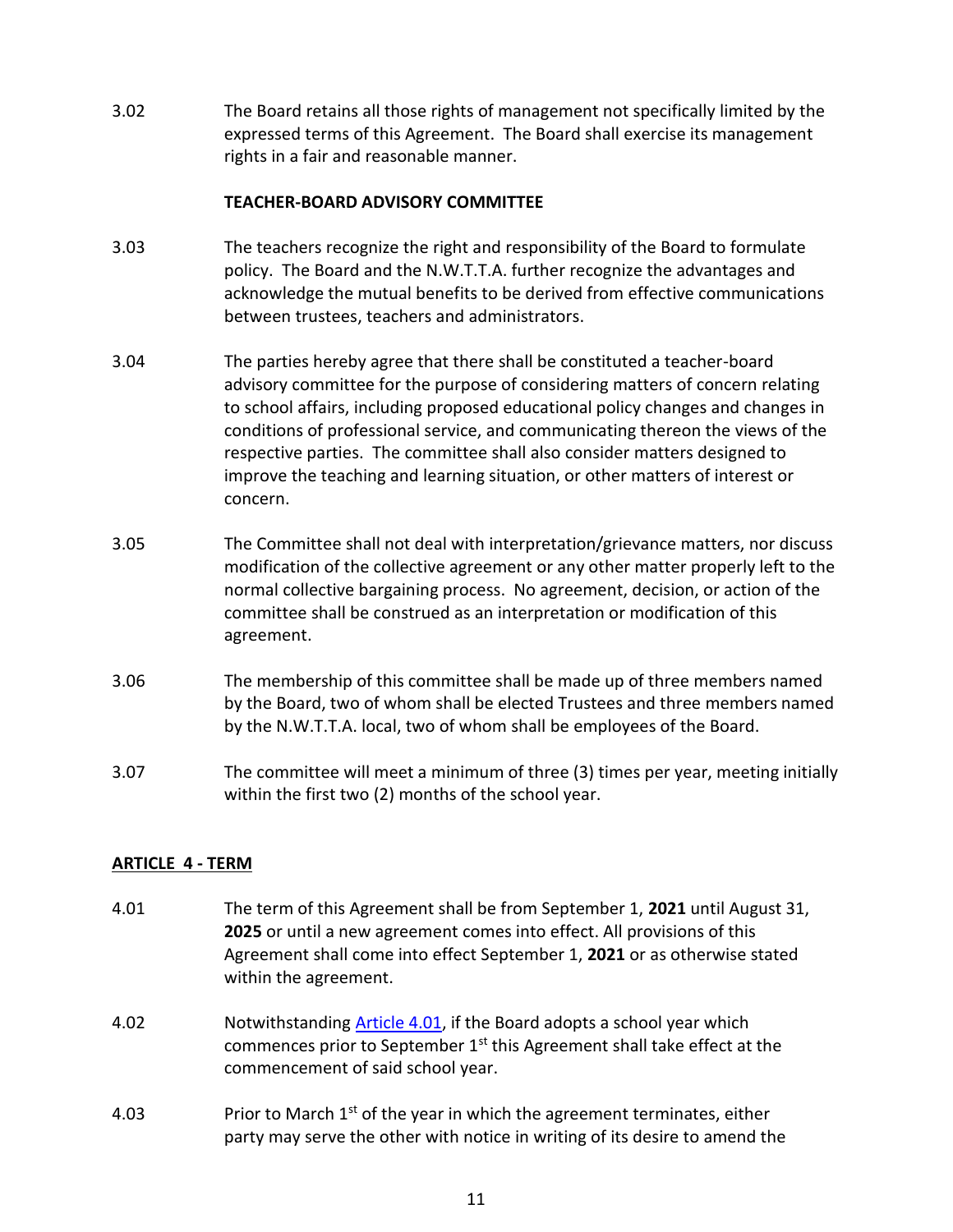3.02 The Board retains all those rights of management not specifically limited by the expressed terms of this Agreement. The Board shall exercise its management rights in a fair and reasonable manner.

**TEACHER-BOARD ADVISORY COMMITTEE**

3.03 The teachers recognize the right and responsibility of the Board to formulate policy. The Board and the N.W.T.T.A. further recognize the advantages and acknowledge the mutual benefits to be derived from effective communications between trustees, teachers and administrators.

3.04 The parties hereby agree that there shall be constituted a teacher-board advisory committee for the purpose of considering matters of concern relating to school affairs, including proposed educational policy changes and changes in conditions of professional service, and communicating thereon the views of the respective parties. The committee shall also consider matters designed to improve the teaching and learning situation, or other matters of interest or concern.

3.05 The Committee shall not deal with interpretation/grievance matters, nor discuss modification of the collective agreement or any other matter properly left to the normal collective bargaining process. No agreement, decision, or action of the committee shall be construed as an interpretation or modification of this agreement.

3.06 The membership of this committee shall be made up of three members named by the Board, two of whom shall be elected Trustees and three members named by the N.W.T.T.A. local, two of whom shall be employees of the Board.

3.07 The committee will meet a minimum of three (3) times per year, meeting initially within the first two (2) months of the school year.

## ARTICLE 4 - TERM

4.01 The term of this Agreement shall be from September 1, **2021** until August 31, **2025** or until a new agreement comes into effect. All provisions of this Agreement shall come into effect September 1, **2021** or as otherwise stated within the agreement.

4.02 Notwithstanding Article 4.01, if the Board adopts a school year which commences prior to September 1st this Agreement shall take effect at the commencement of said school year.

4.03 Prior to March 1st of the year in which the agreement terminates, either party may serve the other with notice in writing of its desire to amend the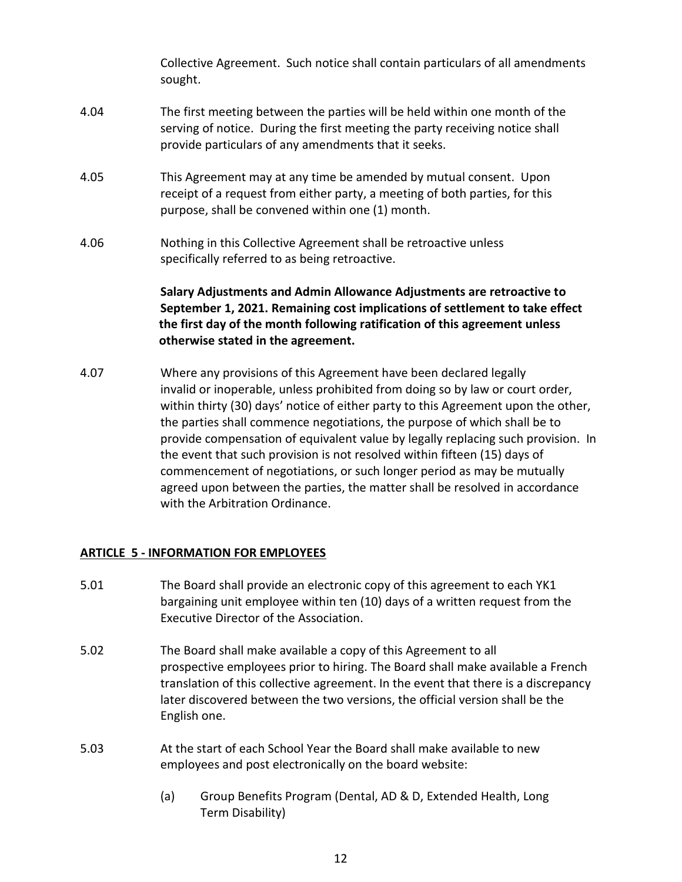Collective Agreement. Such notice shall contain particulars of all amendments sought.

4.04 The first meeting between the parties will be held within one month of the serving of notice. During the first meeting the party receiving notice shall provide particulars of any amendments that it seeks.

4.05 This Agreement may at any time be amended by mutual consent. Upon receipt of a request from either party, a meeting of both parties, for this purpose, shall be convened within one (1) month.

4.06 Nothing in this Collective Agreement shall be retroactive unless specifically referred to as being retroactive.

**Salary Adjustments and Admin Allowance Adjustments are retroactive to September 1, 2021. Remaining cost implications of settlement to take effect the first day of the month following ratification of this agreement unless otherwise stated in the agreement.**

4.07 Where any provisions of this Agreement have been declared legally invalid or inoperable, unless prohibited from doing so by law or court order, within thirty (30) days' notice of either party to this Agreement upon the other, the parties shall commence negotiations, the purpose of which shall be to provide compensation of equivalent value by legally replacing such provision. In the event that such provision is not resolved within fifteen (15) days of commencement of negotiations, or such longer period as may be mutually agreed upon between the parties, the matter shall be resolved in accordance with the Arbitration Ordinance.

## ARTICLE 5 - INFORMATION FOR EMPLOYEES

5.01 The Board shall provide an electronic copy of this agreement to each YK1 bargaining unit employee within ten (10) days of a written request from the Executive Director of the Association.

5.02 The Board shall make available a copy of this Agreement to all prospective employees prior to hiring. The Board shall make available a French translation of this collective agreement. In the event that there is a discrepancy later discovered between the two versions, the official version shall be the English one.

5.03 At the start of each School Year the Board shall make available to new employees and post electronically on the board website:

(a) Group Benefits Program (Dental, AD & D, Extended Health, Long Term Disability)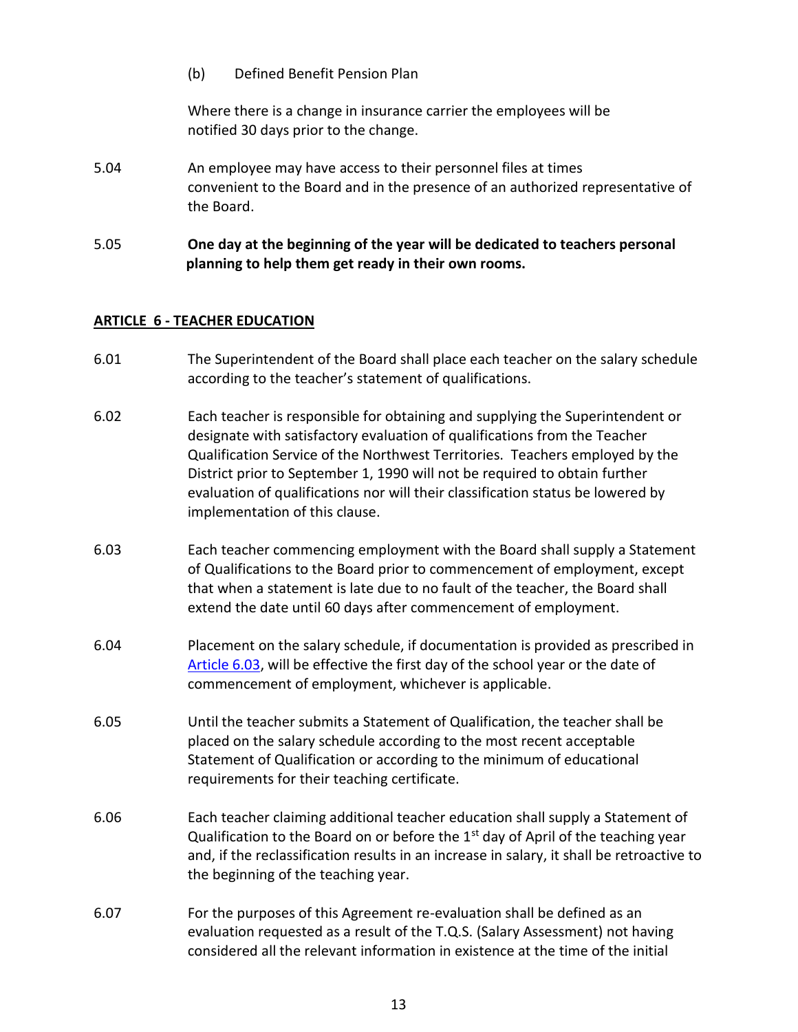(b) Defined Benefit Pension Plan

Where there is a change in insurance carrier the employees will be notified 30 days prior to the change.

5.04 An employee may have access to their personnel files at times convenient to the Board and in the presence of an authorized representative of the Board.

5.05 **One day at the beginning of the year will be dedicated to teachers personal planning to help them get ready in their own rooms.**

## ARTICLE 6 - TEACHER EDUCATION

6.01 The Superintendent of the Board shall place each teacher on the salary schedule according to the teacher's statement of qualifications.

6.02 Each teacher is responsible for obtaining and supplying the Superintendent or designate with satisfactory evaluation of qualifications from the Teacher Qualification Service of the Northwest Territories. Teachers employed by the District prior to September 1, 1990 will not be required to obtain further evaluation of qualifications nor will their classification status be lowered by implementation of this clause.

6.03 Each teacher commencing employment with the Board shall supply a Statement of Qualifications to the Board prior to commencement of employment, except that when a statement is late due to no fault of the teacher, the Board shall extend the date until 60 days after commencement of employment.

6.04 Placement on the salary schedule, if documentation is provided as prescribed in Article 6.03, will be effective the first day of the school year or the date of commencement of employment, whichever is applicable.

6.05 Until the teacher submits a Statement of Qualification, the teacher shall be placed on the salary schedule according to the most recent acceptable Statement of Qualification or according to the minimum of educational requirements for their teaching certificate.

6.06 Each teacher claiming additional teacher education shall supply a Statement of Qualification to the Board on or before the 1st day of April of the teaching year and, if the reclassification results in an increase in salary, it shall be retroactive to the beginning of the teaching year.

6.07 For the purposes of this Agreement re-evaluation shall be defined as an evaluation requested as a result of the T.Q.S. (Salary Assessment) not having considered all the relevant information in existence at the time of the initial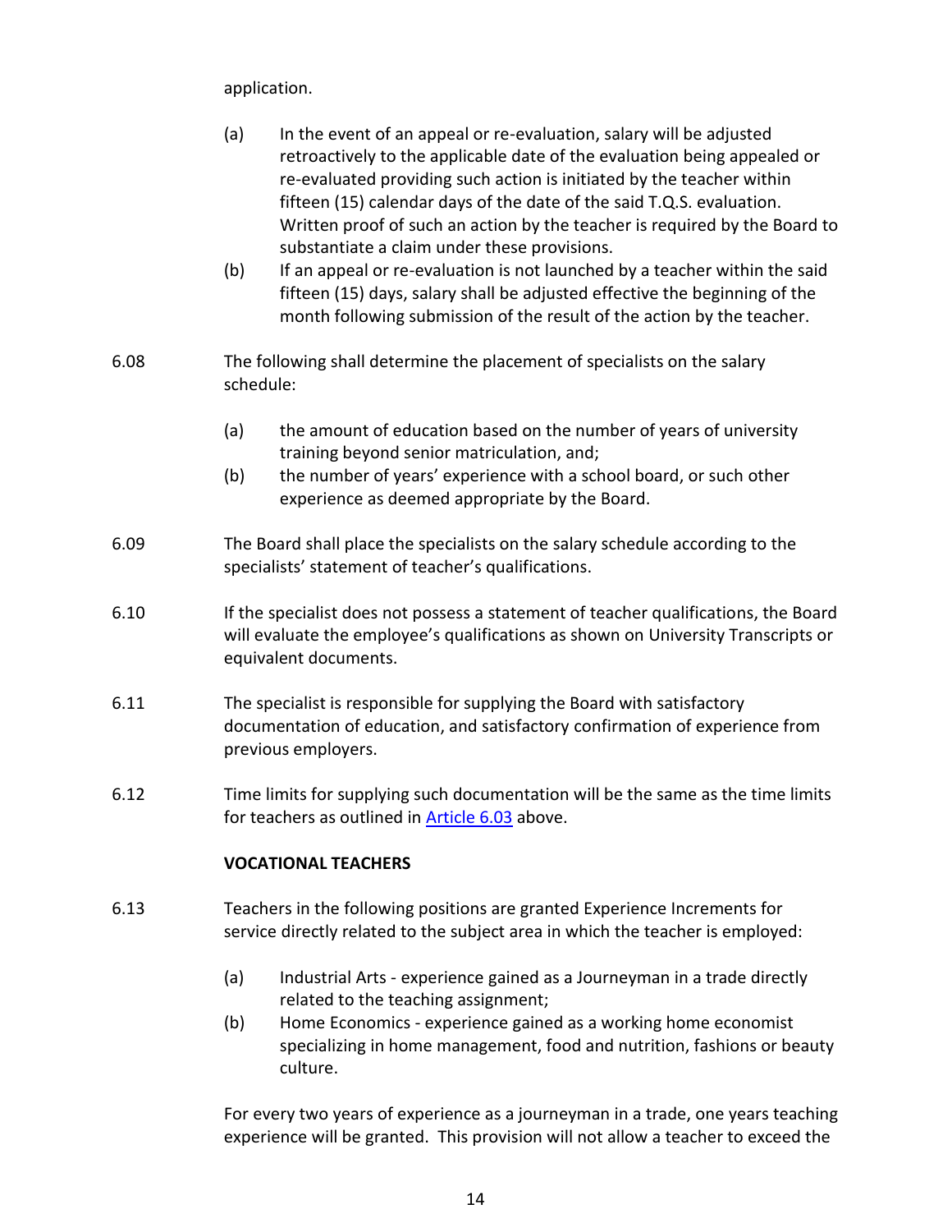application.

(a) In the event of an appeal or re-evaluation, salary will be adjusted retroactively to the applicable date of the evaluation being appealed or re-evaluated providing such action is initiated by the teacher within fifteen (15) calendar days of the date of the said T.Q.S. evaluation. Written proof of such an action by the teacher is required by the Board to substantiate a claim under these provisions.

(b) If an appeal or re-evaluation is not launched by a teacher within the said fifteen (15) days, salary shall be adjusted effective the beginning of the month following submission of the result of the action by the teacher.

6.08 The following shall determine the placement of specialists on the salary schedule:

(a) the amount of education based on the number of years of university training beyond senior matriculation, and;

(b) the number of years' experience with a school board, or such other experience as deemed appropriate by the Board.

6.09 The Board shall place the specialists on the salary schedule according to the specialists' statement of teacher's qualifications.

6.10 If the specialist does not possess a statement of teacher qualifications, the Board will evaluate the employee's qualifications as shown on University Transcripts or equivalent documents.

6.11 The specialist is responsible for supplying the Board with satisfactory documentation of education, and satisfactory confirmation of experience from previous employers.

6.12 Time limits for supplying such documentation will be the same as the time limits for teachers as outlined in Article 6.03 above.

**VOCATIONAL TEACHERS**

6.13 Teachers in the following positions are granted Experience Increments for service directly related to the subject area in which the teacher is employed:

(a) Industrial Arts - experience gained as a Journeyman in a trade directly related to the teaching assignment;

(b) Home Economics - experience gained as a working home economist specializing in home management, food and nutrition, fashions or beauty culture.

For every two years of experience as a journeyman in a trade, one years teaching experience will be granted. This provision will not allow a teacher to exceed the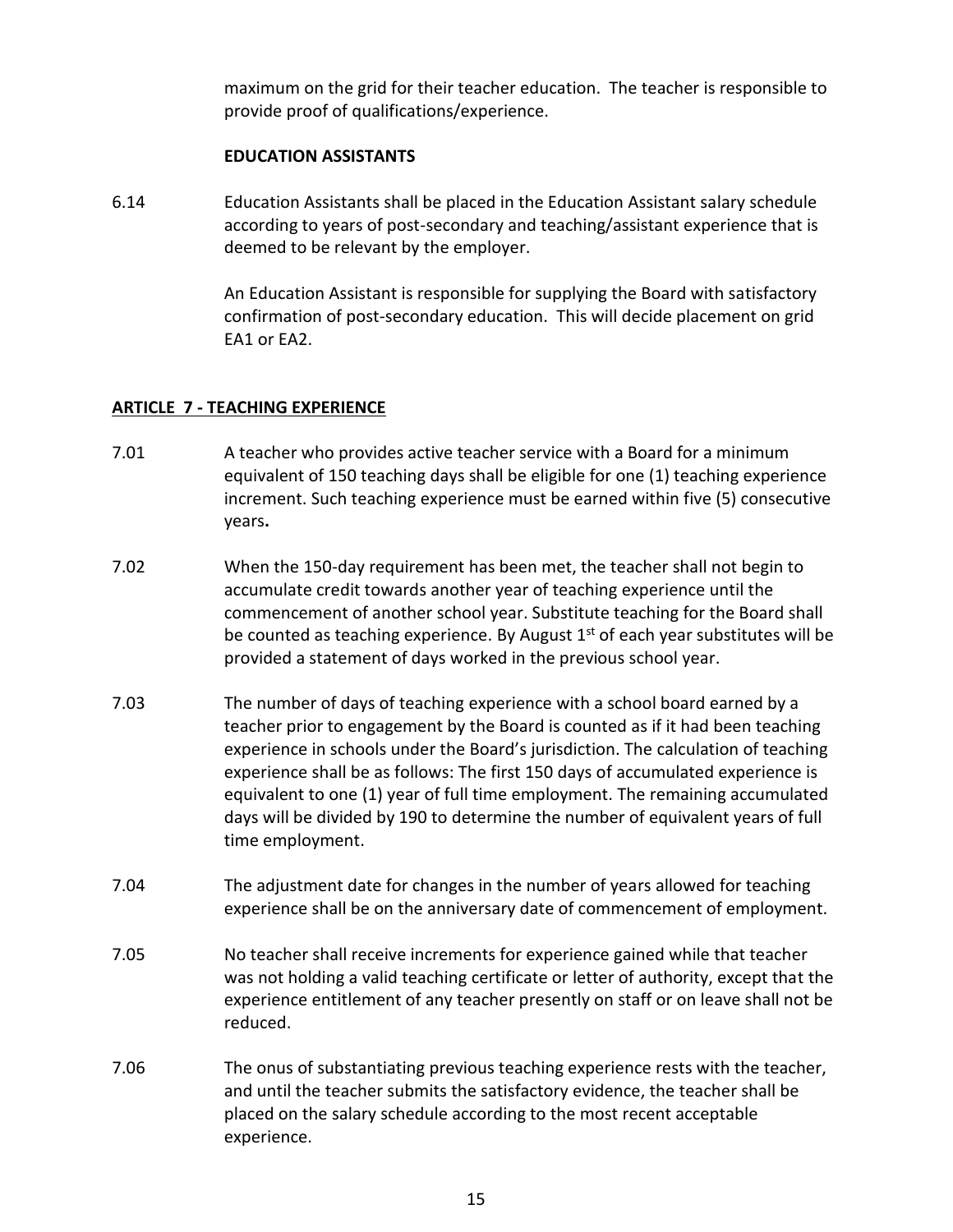maximum on the grid for their teacher education. The teacher is responsible to provide proof of qualifications/experience.

**EDUCATION ASSISTANTS**

6.14 Education Assistants shall be placed in the Education Assistant salary schedule according to years of post-secondary and teaching/assistant experience that is deemed to be relevant by the employer.

An Education Assistant is responsible for supplying the Board with satisfactory confirmation of post-secondary education. This will decide placement on grid EA1 or EA2.

## ARTICLE 7 - TEACHING EXPERIENCE

7.01 A teacher who provides active teacher service with a Board for a minimum equivalent of 150 teaching days shall be eligible for one (1) teaching experience increment. Such teaching experience must be earned within five (5) consecutive years**.**

7.02 When the 150-day requirement has been met, the teacher shall not begin to accumulate credit towards another year of teaching experience until the commencement of another school year. Substitute teaching for the Board shall be counted as teaching experience. By August 1st of each year substitutes will be provided a statement of days worked in the previous school year.

7.03 The number of days of teaching experience with a school board earned by a teacher prior to engagement by the Board is counted as if it had been teaching experience in schools under the Board's jurisdiction. The calculation of teaching experience shall be as follows: The first 150 days of accumulated experience is equivalent to one (1) year of full time employment. The remaining accumulated days will be divided by 190 to determine the number of equivalent years of full time employment.

7.04 The adjustment date for changes in the number of years allowed for teaching experience shall be on the anniversary date of commencement of employment.

7.05 No teacher shall receive increments for experience gained while that teacher was not holding a valid teaching certificate or letter of authority, except that the experience entitlement of any teacher presently on staff or on leave shall not be reduced.

7.06 The onus of substantiating previous teaching experience rests with the teacher, and until the teacher submits the satisfactory evidence, the teacher shall be placed on the salary schedule according to the most recent acceptable experience.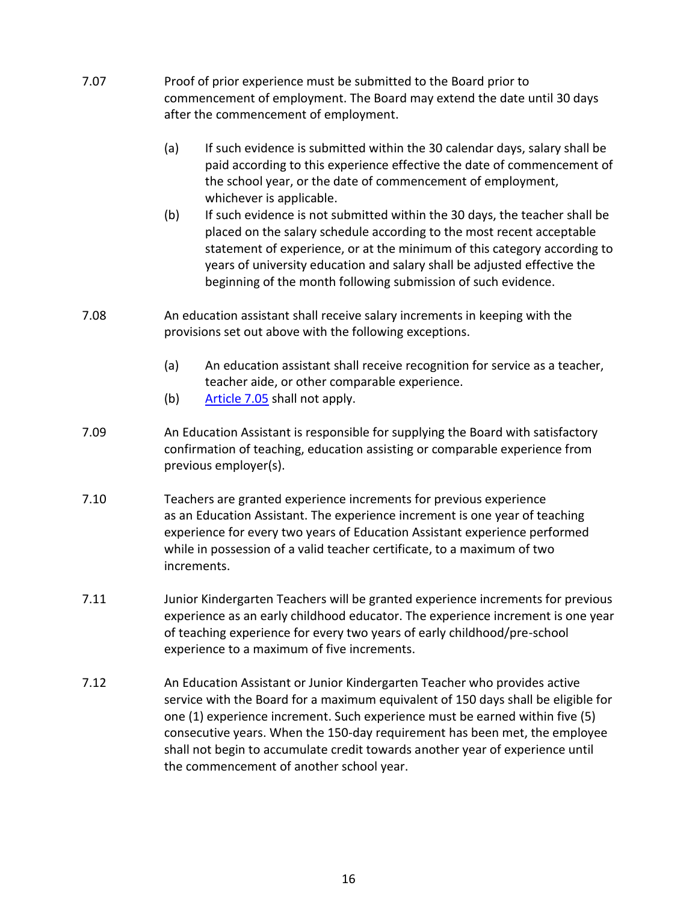7.07 Proof of prior experience must be submitted to the Board prior to commencement of employment. The Board may extend the date until 30 days after the commencement of employment.

- (a) If such evidence is submitted within the 30 calendar days, salary shall be paid according to this experience effective the date of commencement of the school year, or the date of commencement of employment, whichever is applicable.
- (b) If such evidence is not submitted within the 30 days, the teacher shall be placed on the salary schedule according to the most recent acceptable statement of experience, or at the minimum of this category according to years of university education and salary shall be adjusted effective the beginning of the month following submission of such evidence.

7.08 An education assistant shall receive salary increments in keeping with the provisions set out above with the following exceptions.

- (a) An education assistant shall receive recognition for service as a teacher, teacher aide, or other comparable experience.
- (b) Article 7.05 shall not apply.

7.09 An Education Assistant is responsible for supplying the Board with satisfactory confirmation of teaching, education assisting or comparable experience from previous employer(s).

7.10 Teachers are granted experience increments for previous experience as an Education Assistant. The experience increment is one year of teaching experience for every two years of Education Assistant experience performed while in possession of a valid teacher certificate, to a maximum of two increments.

7.11 Junior Kindergarten Teachers will be granted experience increments for previous experience as an early childhood educator. The experience increment is one year of teaching experience for every two years of early childhood/pre-school experience to a maximum of five increments.

7.12 An Education Assistant or Junior Kindergarten Teacher who provides active service with the Board for a maximum equivalent of 150 days shall be eligible for one (1) experience increment. Such experience must be earned within five (5) consecutive years. When the 150-day requirement has been met, the employee shall not begin to accumulate credit towards another year of experience until the commencement of another school year.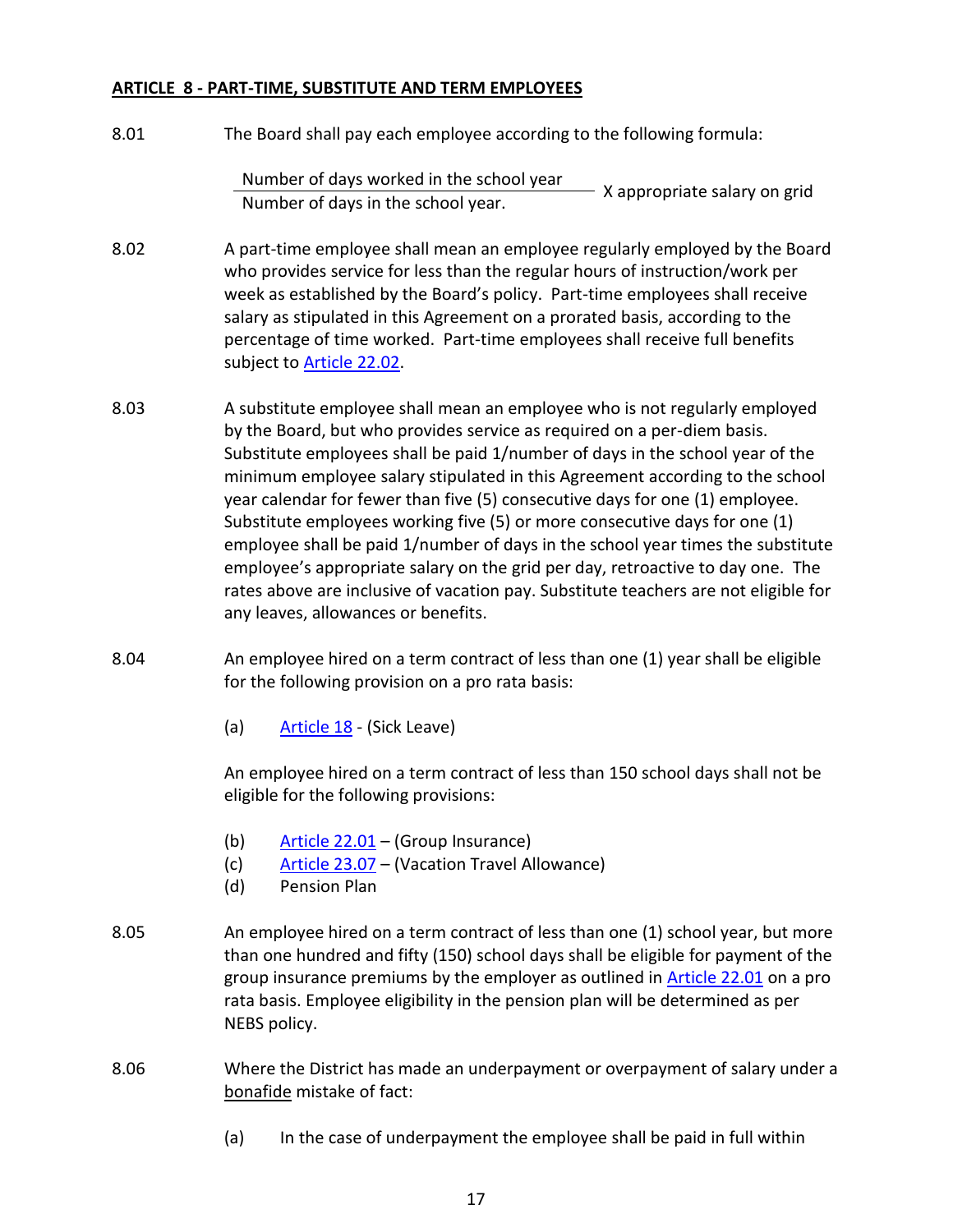## ARTICLE 8 - PART-TIME, SUBSTITUTE AND TERM EMPLOYEES

8.01 The Board shall pay each employee according to the following formula:

$$\frac{\text{Number of days worked in the school year}}{\text{Number of days in the school year.}} \times \text{appropriate salary on grid}$$

8.02 A part-time employee shall mean an employee regularly employed by the Board who provides service for less than the regular hours of instruction/work per week as established by the Board's policy. Part-time employees shall receive salary as stipulated in this Agreement on a prorated basis, according to the percentage of time worked. Part-time employees shall receive full benefits subject to Article 22.02.

8.03 A substitute employee shall mean an employee who is not regularly employed by the Board, but who provides service as required on a per-diem basis. Substitute employees shall be paid 1/number of days in the school year of the minimum employee salary stipulated in this Agreement according to the school year calendar for fewer than five (5) consecutive days for one (1) employee. Substitute employees working five (5) or more consecutive days for one (1) employee shall be paid 1/number of days in the school year times the substitute employee's appropriate salary on the grid per day, retroactive to day one. The rates above are inclusive of vacation pay. Substitute teachers are not eligible for any leaves, allowances or benefits.

8.04 An employee hired on a term contract of less than one (1) year shall be eligible for the following provision on a pro rata basis:

(a) Article 18 - (Sick Leave)

An employee hired on a term contract of less than 150 school days shall not be eligible for the following provisions:

(b) Article 22.01 – (Group Insurance)
(c) Article 23.07 – (Vacation Travel Allowance)
(d) Pension Plan

8.05 An employee hired on a term contract of less than one (1) school year, but more than one hundred and fifty (150) school days shall be eligible for payment of the group insurance premiums by the employer as outlined in Article 22.01 on a pro rata basis. Employee eligibility in the pension plan will be determined as per NEBS policy.

8.06 Where the District has made an underpayment or overpayment of salary under a bonafide mistake of fact:

(a) In the case of underpayment the employee shall be paid in full within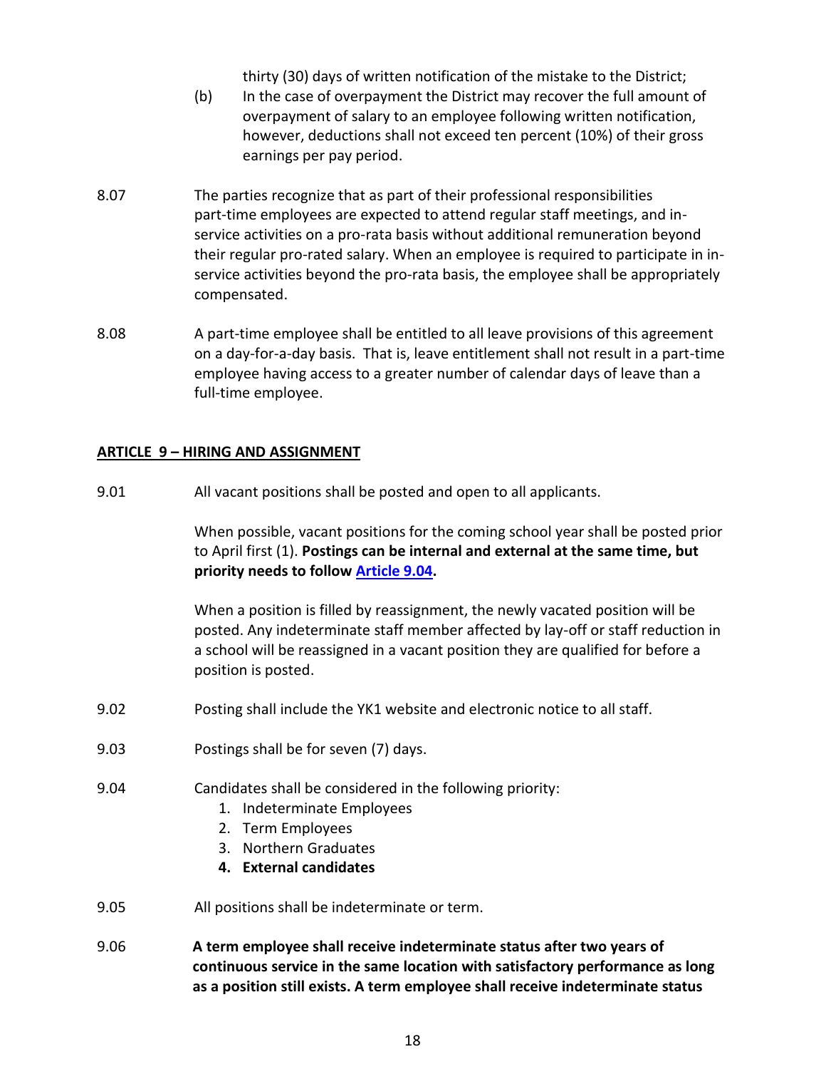thirty (30) days of written notification of the mistake to the District;

(b) In the case of overpayment the District may recover the full amount of overpayment of salary to an employee following written notification, however, deductions shall not exceed ten percent (10%) of their gross earnings per pay period.

8.07 The parties recognize that as part of their professional responsibilities part-time employees are expected to attend regular staff meetings, and in-service activities on a pro-rata basis without additional remuneration beyond their regular pro-rated salary. When an employee is required to participate in in-service activities beyond the pro-rata basis, the employee shall be appropriately compensated.

8.08 A part-time employee shall be entitled to all leave provisions of this agreement on a day-for-a-day basis. That is, leave entitlement shall not result in a part-time employee having access to a greater number of calendar days of leave than a full-time employee.

## ARTICLE 9 – HIRING AND ASSIGNMENT

9.01 All vacant positions shall be posted and open to all applicants.

When possible, vacant positions for the coming school year shall be posted prior to April first (1). **Postings can be internal and external at the same time, but priority needs to follow Article 9.04.**

When a position is filled by reassignment, the newly vacated position will be posted. Any indeterminate staff member affected by lay-off or staff reduction in a school will be reassigned in a vacant position they are qualified for before a position is posted.

9.02 Posting shall include the YK1 website and electronic notice to all staff.

9.03 Postings shall be for seven (7) days.

9.04 Candidates shall be considered in the following priority:

1. Indeterminate Employees
2. Term Employees
3. Northern Graduates
4. **External candidates**

9.05 All positions shall be indeterminate or term.

9.06 **A term employee shall receive indeterminate status after two years of continuous service in the same location with satisfactory performance as long as a position still exists. A term employee shall receive indeterminate status**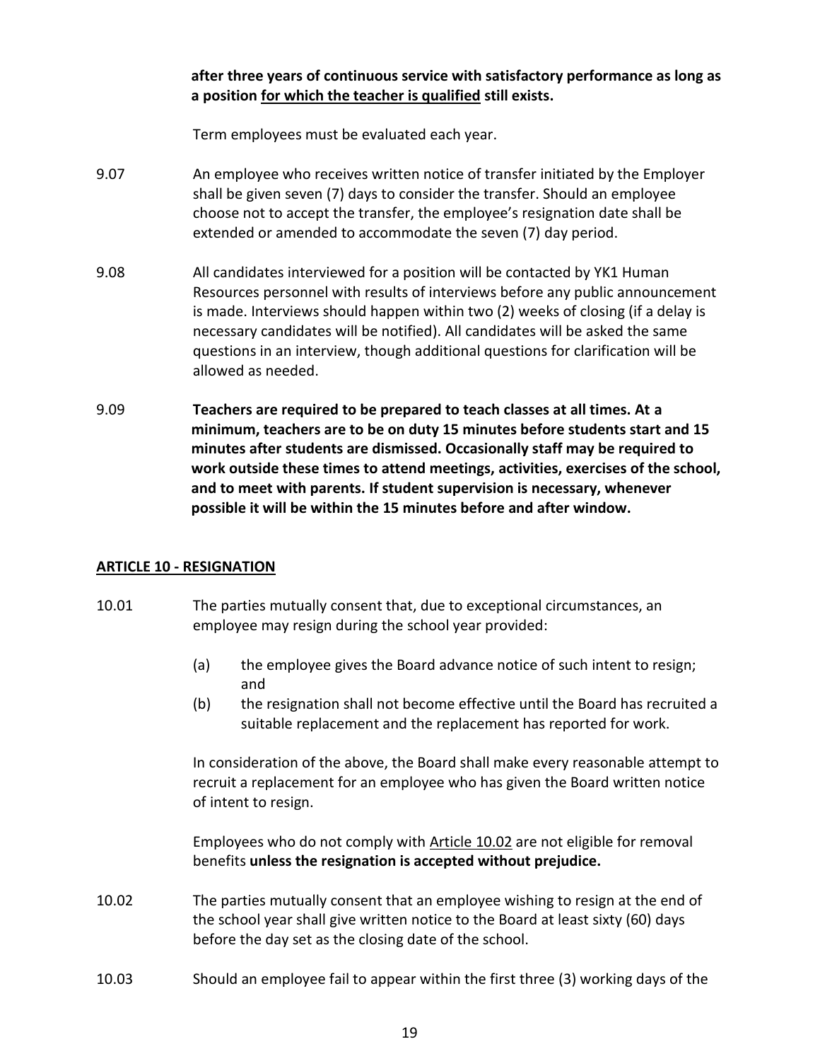**after three years of continuous service with satisfactory performance as long as a position <u>for which the teacher is qualified</u> still exists.**

Term employees must be evaluated each year.

9.07 An employee who receives written notice of transfer initiated by the Employer shall be given seven (7) days to consider the transfer. Should an employee choose not to accept the transfer, the employee's resignation date shall be extended or amended to accommodate the seven (7) day period.

9.08 All candidates interviewed for a position will be contacted by YK1 Human Resources personnel with results of interviews before any public announcement is made. Interviews should happen within two (2) weeks of closing (if a delay is necessary candidates will be notified). All candidates will be asked the same questions in an interview, though additional questions for clarification will be allowed as needed.

9.09 **Teachers are required to be prepared to teach classes at all times. At a minimum, teachers are to be on duty 15 minutes before students start and 15 minutes after students are dismissed. Occasionally staff may be required to work outside these times to attend meetings, activities, exercises of the school, and to meet with parents. If student supervision is necessary, whenever possible it will be within the 15 minutes before and after window.**

## <u>ARTICLE 10 - RESIGNATION</u>

10.01 The parties mutually consent that, due to exceptional circumstances, an employee may resign during the school year provided:

(a) the employee gives the Board advance notice of such intent to resign; and

(b) the resignation shall not become effective until the Board has recruited a suitable replacement and the replacement has reported for work.

In consideration of the above, the Board shall make every reasonable attempt to recruit a replacement for an employee who has given the Board written notice of intent to resign.

Employees who do not comply with <u>Article 10.02</u> are not eligible for removal benefits **unless the resignation is accepted without prejudice.**

10.02 The parties mutually consent that an employee wishing to resign at the end of the school year shall give written notice to the Board at least sixty (60) days before the day set as the closing date of the school.

10.03 Should an employee fail to appear within the first three (3) working days of the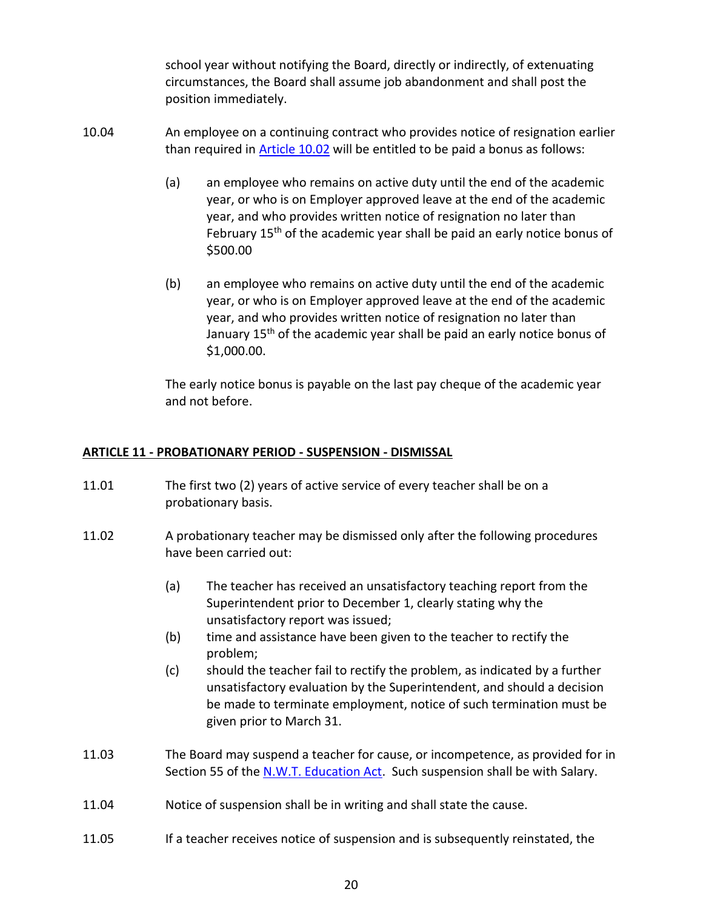school year without notifying the Board, directly or indirectly, of extenuating circumstances, the Board shall assume job abandonment and shall post the position immediately.

10.04 An employee on a continuing contract who provides notice of resignation earlier than required in [Article 10.02](#) will be entitled to be paid a bonus as follows:

(a) an employee who remains on active duty until the end of the academic year, or who is on Employer approved leave at the end of the academic year, and who provides written notice of resignation no later than February 15th of the academic year shall be paid an early notice bonus of $500.00

(b) an employee who remains on active duty until the end of the academic year, or who is on Employer approved leave at the end of the academic year, and who provides written notice of resignation no later than January 15th of the academic year shall be paid an early notice bonus of $1,000.00.

The early notice bonus is payable on the last pay cheque of the academic year and not before.

## ARTICLE 11 - PROBATIONARY PERIOD - SUSPENSION - DISMISSAL

11.01 The first two (2) years of active service of every teacher shall be on a probationary basis.

11.02 A probationary teacher may be dismissed only after the following procedures have been carried out:

(a) The teacher has received an unsatisfactory teaching report from the Superintendent prior to December 1, clearly stating why the unsatisfactory report was issued;

(b) time and assistance have been given to the teacher to rectify the problem;

(c) should the teacher fail to rectify the problem, as indicated by a further unsatisfactory evaluation by the Superintendent, and should a decision be made to terminate employment, notice of such termination must be given prior to March 31.

11.03 The Board may suspend a teacher for cause, or incompetence, as provided for in Section 55 of the [N.W.T. Education Act](#). Such suspension shall be with Salary.

11.04 Notice of suspension shall be in writing and shall state the cause.

11.05 If a teacher receives notice of suspension and is subsequently reinstated, the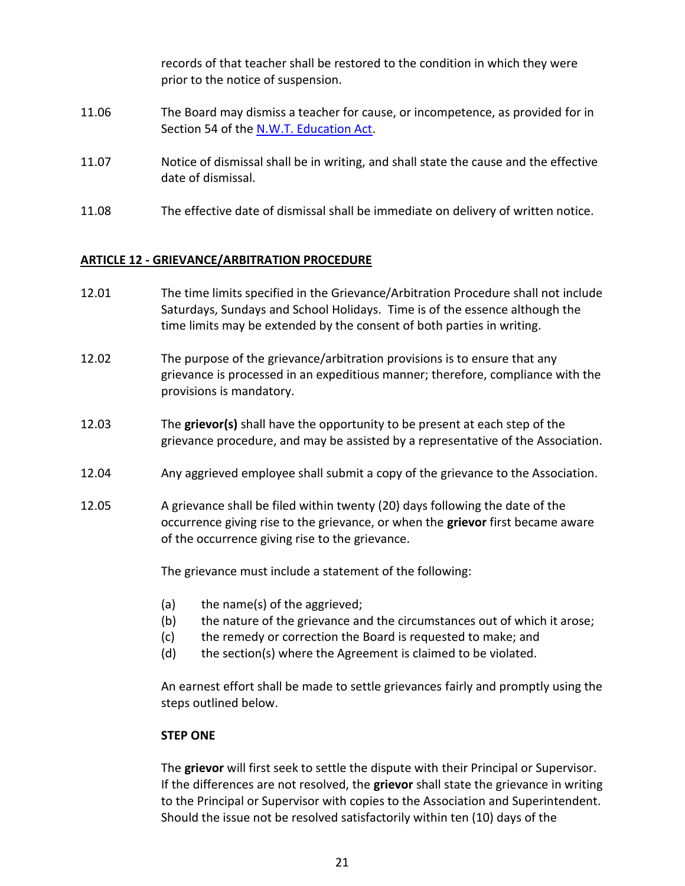records of that teacher shall be restored to the condition in which they were prior to the notice of suspension.

11.06 The Board may dismiss a teacher for cause, or incompetence, as provided for in Section 54 of the N.W.T. Education Act.

11.07 Notice of dismissal shall be in writing, and shall state the cause and the effective date of dismissal.

11.08 The effective date of dismissal shall be immediate on delivery of written notice.

## ARTICLE 12 - GRIEVANCE/ARBITRATION PROCEDURE

12.01 The time limits specified in the Grievance/Arbitration Procedure shall not include Saturdays, Sundays and School Holidays. Time is of the essence although the time limits may be extended by the consent of both parties in writing.

12.02 The purpose of the grievance/arbitration provisions is to ensure that any grievance is processed in an expeditious manner; therefore, compliance with the provisions is mandatory.

12.03 The **grievor(s)** shall have the opportunity to be present at each step of the grievance procedure, and may be assisted by a representative of the Association.

12.04 Any aggrieved employee shall submit a copy of the grievance to the Association.

12.05 A grievance shall be filed within twenty (20) days following the date of the occurrence giving rise to the grievance, or when the **grievor** first became aware of the occurrence giving rise to the grievance.

The grievance must include a statement of the following:

(a) the name(s) of the aggrieved;
(b) the nature of the grievance and the circumstances out of which it arose;
(c) the remedy or correction the Board is requested to make; and
(d) the section(s) where the Agreement is claimed to be violated.

An earnest effort shall be made to settle grievances fairly and promptly using the steps outlined below.

**STEP ONE**

The **grievor** will first seek to settle the dispute with their Principal or Supervisor. If the differences are not resolved, the **grievor** shall state the grievance in writing to the Principal or Supervisor with copies to the Association and Superintendent. Should the issue not be resolved satisfactorily within ten (10) days of the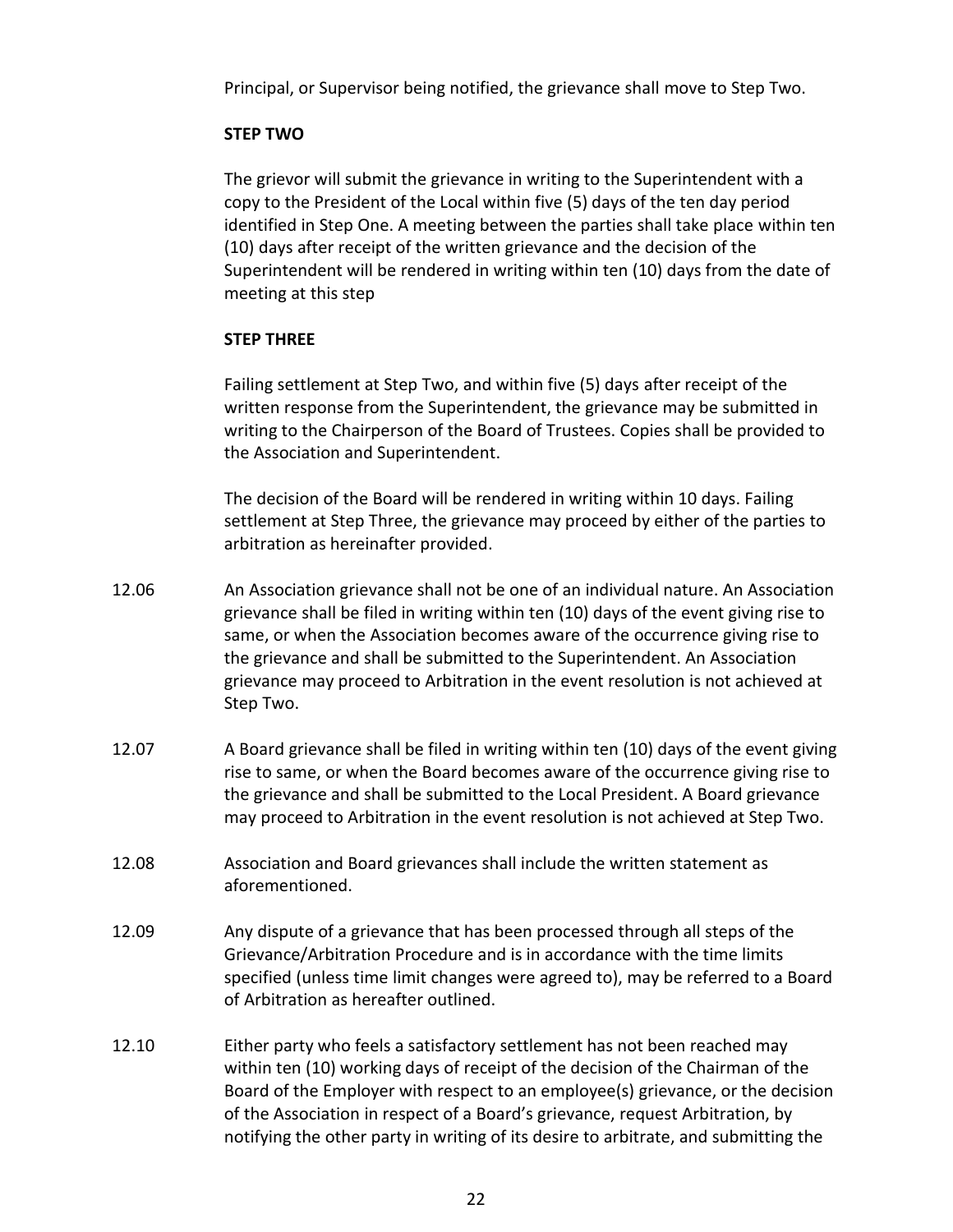Principal, or Supervisor being notified, the grievance shall move to Step Two.

**STEP TWO**

The grievor will submit the grievance in writing to the Superintendent with a copy to the President of the Local within five (5) days of the ten day period identified in Step One. A meeting between the parties shall take place within ten (10) days after receipt of the written grievance and the decision of the Superintendent will be rendered in writing within ten (10) days from the date of meeting at this step

**STEP THREE**

Failing settlement at Step Two, and within five (5) days after receipt of the written response from the Superintendent, the grievance may be submitted in writing to the Chairperson of the Board of Trustees. Copies shall be provided to the Association and Superintendent.

The decision of the Board will be rendered in writing within 10 days. Failing settlement at Step Three, the grievance may proceed by either of the parties to arbitration as hereinafter provided.

12.06 An Association grievance shall not be one of an individual nature. An Association grievance shall be filed in writing within ten (10) days of the event giving rise to same, or when the Association becomes aware of the occurrence giving rise to the grievance and shall be submitted to the Superintendent. An Association grievance may proceed to Arbitration in the event resolution is not achieved at Step Two.

12.07 A Board grievance shall be filed in writing within ten (10) days of the event giving rise to same, or when the Board becomes aware of the occurrence giving rise to the grievance and shall be submitted to the Local President. A Board grievance may proceed to Arbitration in the event resolution is not achieved at Step Two.

12.08 Association and Board grievances shall include the written statement as aforementioned.

12.09 Any dispute of a grievance that has been processed through all steps of the Grievance/Arbitration Procedure and is in accordance with the time limits specified (unless time limit changes were agreed to), may be referred to a Board of Arbitration as hereafter outlined.

12.10 Either party who feels a satisfactory settlement has not been reached may within ten (10) working days of receipt of the decision of the Chairman of the Board of the Employer with respect to an employee(s) grievance, or the decision of the Association in respect of a Board's grievance, request Arbitration, by notifying the other party in writing of its desire to arbitrate, and submitting the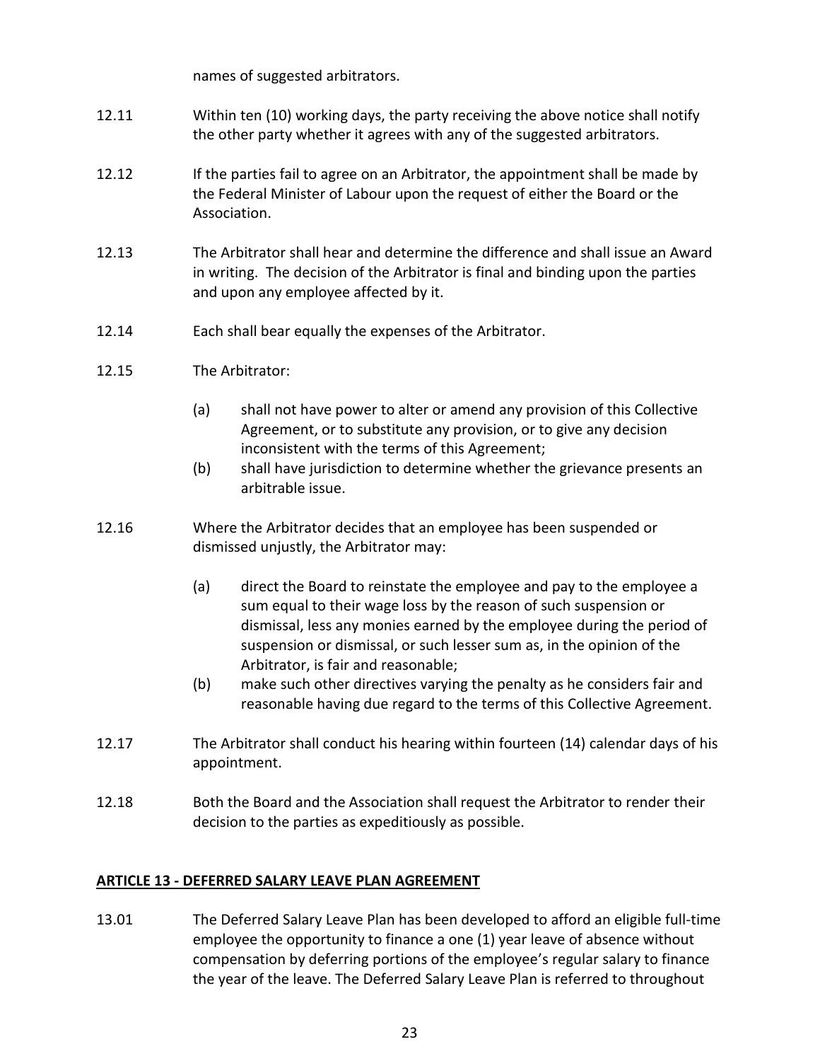names of suggested arbitrators.

12.11 Within ten (10) working days, the party receiving the above notice shall notify the other party whether it agrees with any of the suggested arbitrators.

12.12 If the parties fail to agree on an Arbitrator, the appointment shall be made by the Federal Minister of Labour upon the request of either the Board or the Association.

12.13 The Arbitrator shall hear and determine the difference and shall issue an Award in writing. The decision of the Arbitrator is final and binding upon the parties and upon any employee affected by it.

12.14 Each shall bear equally the expenses of the Arbitrator.

12.15 The Arbitrator:

- (a) shall not have power to alter or amend any provision of this Collective Agreement, or to substitute any provision, or to give any decision inconsistent with the terms of this Agreement;
- (b) shall have jurisdiction to determine whether the grievance presents an arbitrable issue.

12.16 Where the Arbitrator decides that an employee has been suspended or dismissed unjustly, the Arbitrator may:

- (a) direct the Board to reinstate the employee and pay to the employee a sum equal to their wage loss by the reason of such suspension or dismissal, less any monies earned by the employee during the period of suspension or dismissal, or such lesser sum as, in the opinion of the Arbitrator, is fair and reasonable;
- (b) make such other directives varying the penalty as he considers fair and reasonable having due regard to the terms of this Collective Agreement.

12.17 The Arbitrator shall conduct his hearing within fourteen (14) calendar days of his appointment.

12.18 Both the Board and the Association shall request the Arbitrator to render their decision to the parties as expeditiously as possible.

## ARTICLE 13 - DEFERRED SALARY LEAVE PLAN AGREEMENT

13.01 The Deferred Salary Leave Plan has been developed to afford an eligible full-time employee the opportunity to finance a one (1) year leave of absence without compensation by deferring portions of the employee's regular salary to finance the year of the leave. The Deferred Salary Leave Plan is referred to throughout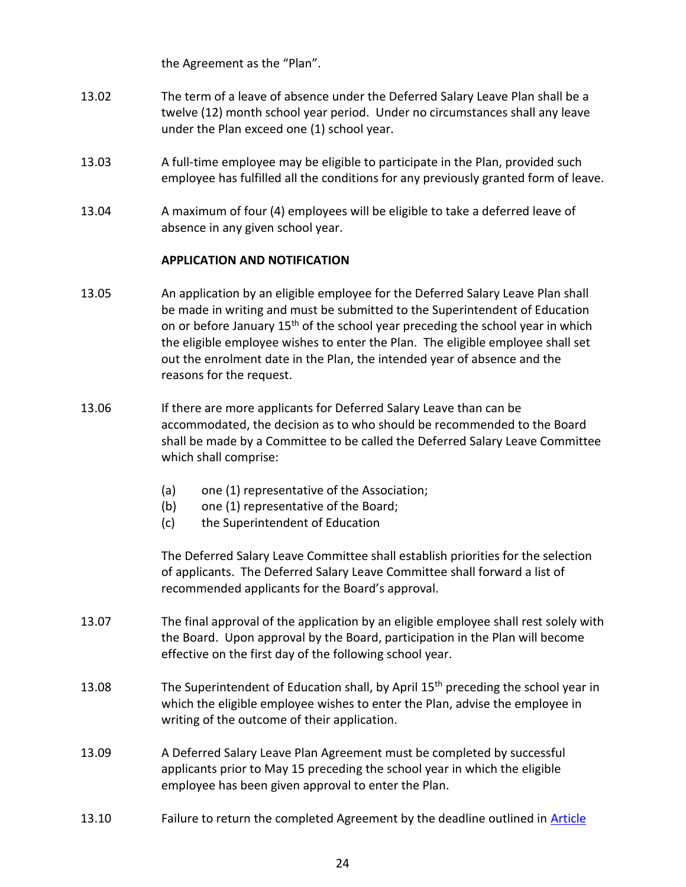the Agreement as the "Plan".

13.02 The term of a leave of absence under the Deferred Salary Leave Plan shall be a twelve (12) month school year period. Under no circumstances shall any leave under the Plan exceed one (1) school year.

13.03 A full-time employee may be eligible to participate in the Plan, provided such employee has fulfilled all the conditions for any previously granted form of leave.

13.04 A maximum of four (4) employees will be eligible to take a deferred leave of absence in any given school year.

**APPLICATION AND NOTIFICATION**

13.05 An application by an eligible employee for the Deferred Salary Leave Plan shall be made in writing and must be submitted to the Superintendent of Education on or before January 15th of the school year preceding the school year in which the eligible employee wishes to enter the Plan. The eligible employee shall set out the enrolment date in the Plan, the intended year of absence and the reasons for the request.

13.06 If there are more applicants for Deferred Salary Leave than can be accommodated, the decision as to who should be recommended to the Board shall be made by a Committee to be called the Deferred Salary Leave Committee which shall comprise:

(a) one (1) representative of the Association;
(b) one (1) representative of the Board;
(c) the Superintendent of Education

The Deferred Salary Leave Committee shall establish priorities for the selection of applicants. The Deferred Salary Leave Committee shall forward a list of recommended applicants for the Board's approval.

13.07 The final approval of the application by an eligible employee shall rest solely with the Board. Upon approval by the Board, participation in the Plan will become effective on the first day of the following school year.

13.08 The Superintendent of Education shall, by April 15th preceding the school year in which the eligible employee wishes to enter the Plan, advise the employee in writing of the outcome of their application.

13.09 A Deferred Salary Leave Plan Agreement must be completed by successful applicants prior to May 15 preceding the school year in which the eligible employee has been given approval to enter the Plan.

13.10 Failure to return the completed Agreement by the deadline outlined in Article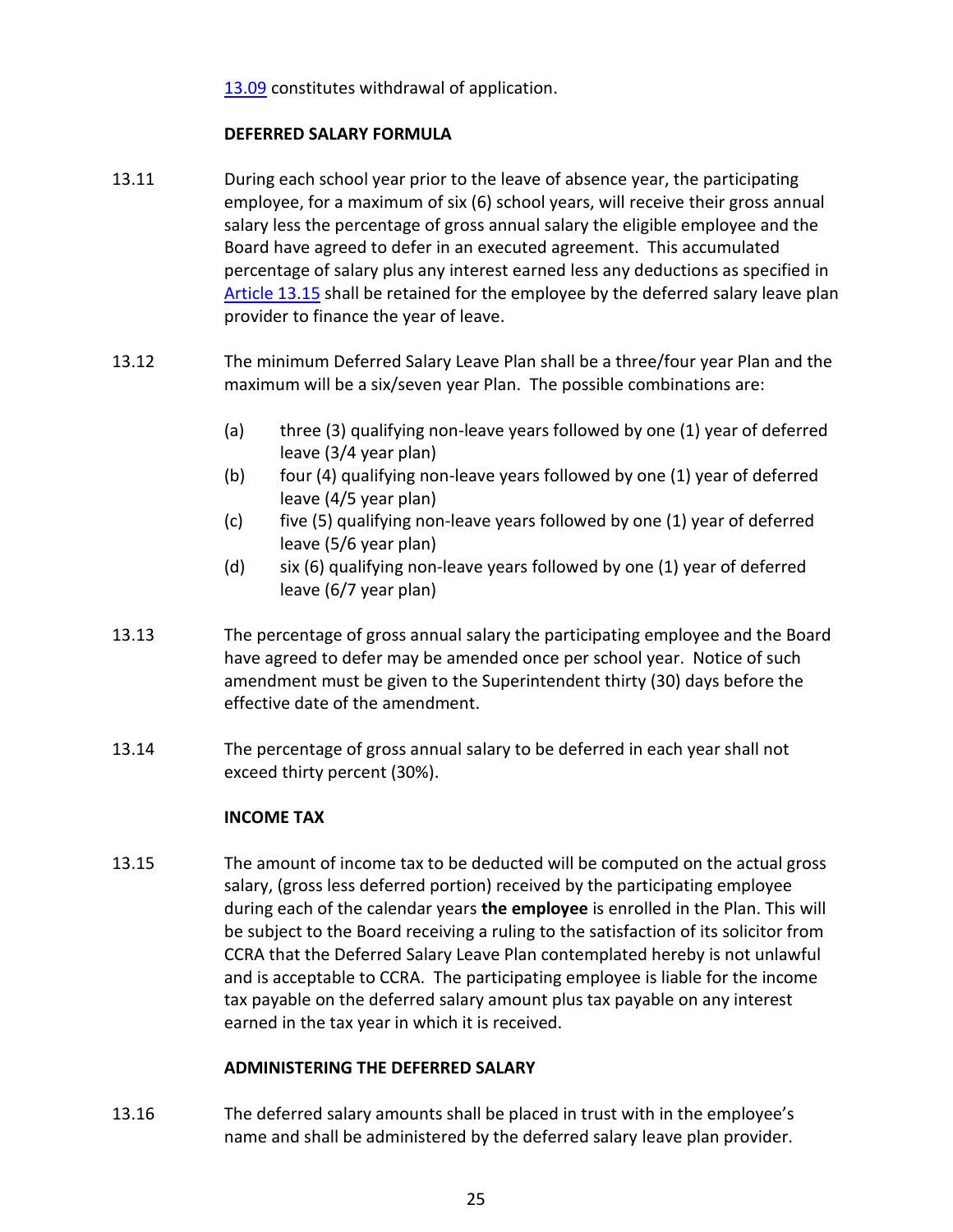13.09 constitutes withdrawal of application.

**DEFERRED SALARY FORMULA**

13.11 During each school year prior to the leave of absence year, the participating employee, for a maximum of six (6) school years, will receive their gross annual salary less the percentage of gross annual salary the eligible employee and the Board have agreed to defer in an executed agreement. This accumulated percentage of salary plus any interest earned less any deductions as specified in Article 13.15 shall be retained for the employee by the deferred salary leave plan provider to finance the year of leave.

13.12 The minimum Deferred Salary Leave Plan shall be a three/four year Plan and the maximum will be a six/seven year Plan. The possible combinations are:

- (a) three (3) qualifying non-leave years followed by one (1) year of deferred leave (3/4 year plan)
- (b) four (4) qualifying non-leave years followed by one (1) year of deferred leave (4/5 year plan)
- (c) five (5) qualifying non-leave years followed by one (1) year of deferred leave (5/6 year plan)
- (d) six (6) qualifying non-leave years followed by one (1) year of deferred leave (6/7 year plan)

13.13 The percentage of gross annual salary the participating employee and the Board have agreed to defer may be amended once per school year. Notice of such amendment must be given to the Superintendent thirty (30) days before the effective date of the amendment.

13.14 The percentage of gross annual salary to be deferred in each year shall not exceed thirty percent (30%).

**INCOME TAX**

13.15 The amount of income tax to be deducted will be computed on the actual gross salary, (gross less deferred portion) received by the participating employee during each of the calendar years **the employee** is enrolled in the Plan. This will be subject to the Board receiving a ruling to the satisfaction of its solicitor from CCRA that the Deferred Salary Leave Plan contemplated hereby is not unlawful and is acceptable to CCRA. The participating employee is liable for the income tax payable on the deferred salary amount plus tax payable on any interest earned in the tax year in which it is received.

**ADMINISTERING THE DEFERRED SALARY**

13.16 The deferred salary amounts shall be placed in trust with in the employee's name and shall be administered by the deferred salary leave plan provider.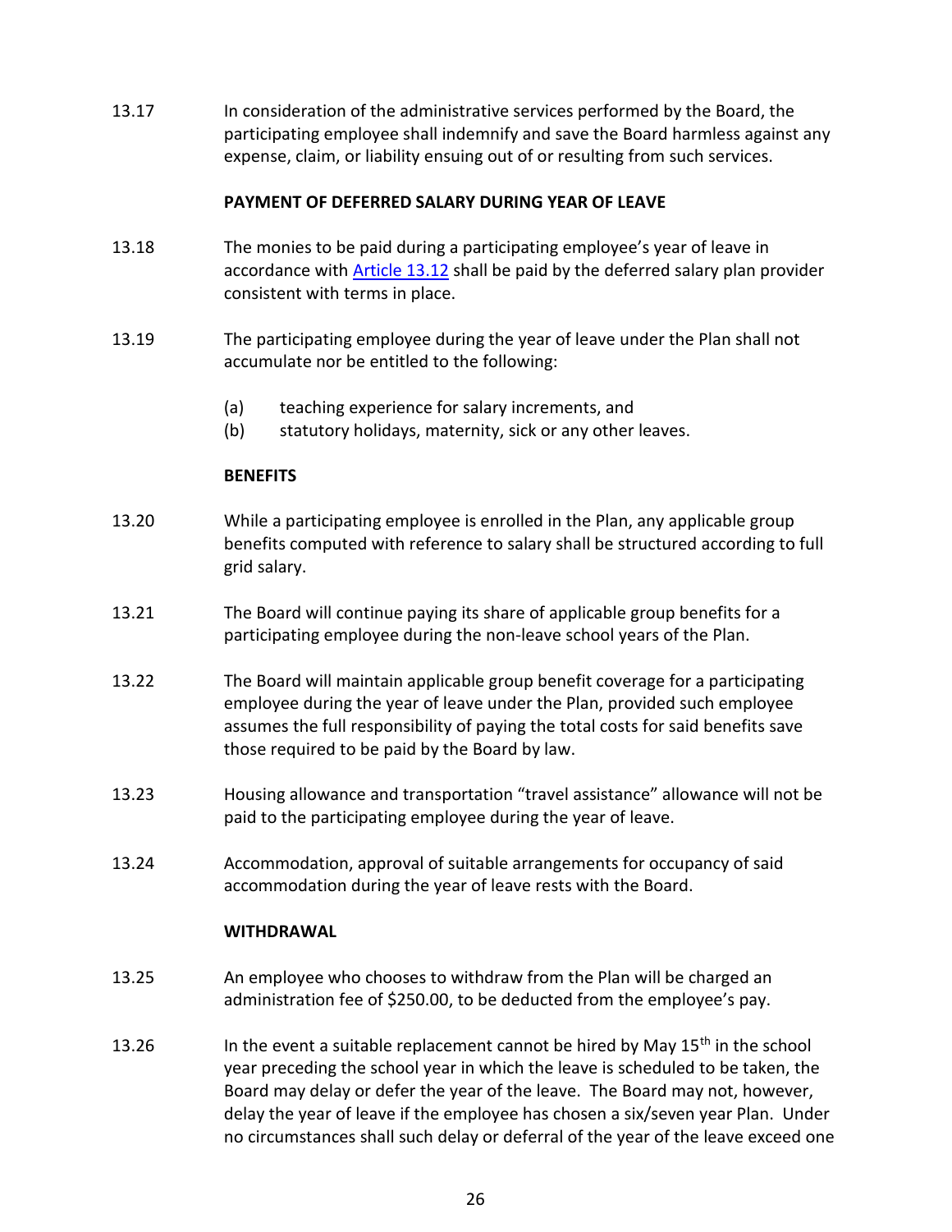13.17 In consideration of the administrative services performed by the Board, the participating employee shall indemnify and save the Board harmless against any expense, claim, or liability ensuing out of or resulting from such services.

**PAYMENT OF DEFERRED SALARY DURING YEAR OF LEAVE**

13.18 The monies to be paid during a participating employee's year of leave in accordance with Article 13.12 shall be paid by the deferred salary plan provider consistent with terms in place.

13.19 The participating employee during the year of leave under the Plan shall not accumulate nor be entitled to the following:

(a) teaching experience for salary increments, and
(b) statutory holidays, maternity, sick or any other leaves.

**BENEFITS**

13.20 While a participating employee is enrolled in the Plan, any applicable group benefits computed with reference to salary shall be structured according to full grid salary.

13.21 The Board will continue paying its share of applicable group benefits for a participating employee during the non-leave school years of the Plan.

13.22 The Board will maintain applicable group benefit coverage for a participating employee during the year of leave under the Plan, provided such employee assumes the full responsibility of paying the total costs for said benefits save those required to be paid by the Board by law.

13.23 Housing allowance and transportation "travel assistance" allowance will not be paid to the participating employee during the year of leave.

13.24 Accommodation, approval of suitable arrangements for occupancy of said accommodation during the year of leave rests with the Board.

**WITHDRAWAL**

13.25 An employee who chooses to withdraw from the Plan will be charged an administration fee of $250.00, to be deducted from the employee's pay.

13.26 In the event a suitable replacement cannot be hired by May 15th in the school year preceding the school year in which the leave is scheduled to be taken, the Board may delay or defer the year of the leave. The Board may not, however, delay the year of leave if the employee has chosen a six/seven year Plan. Under no circumstances shall such delay or deferral of the year of the leave exceed one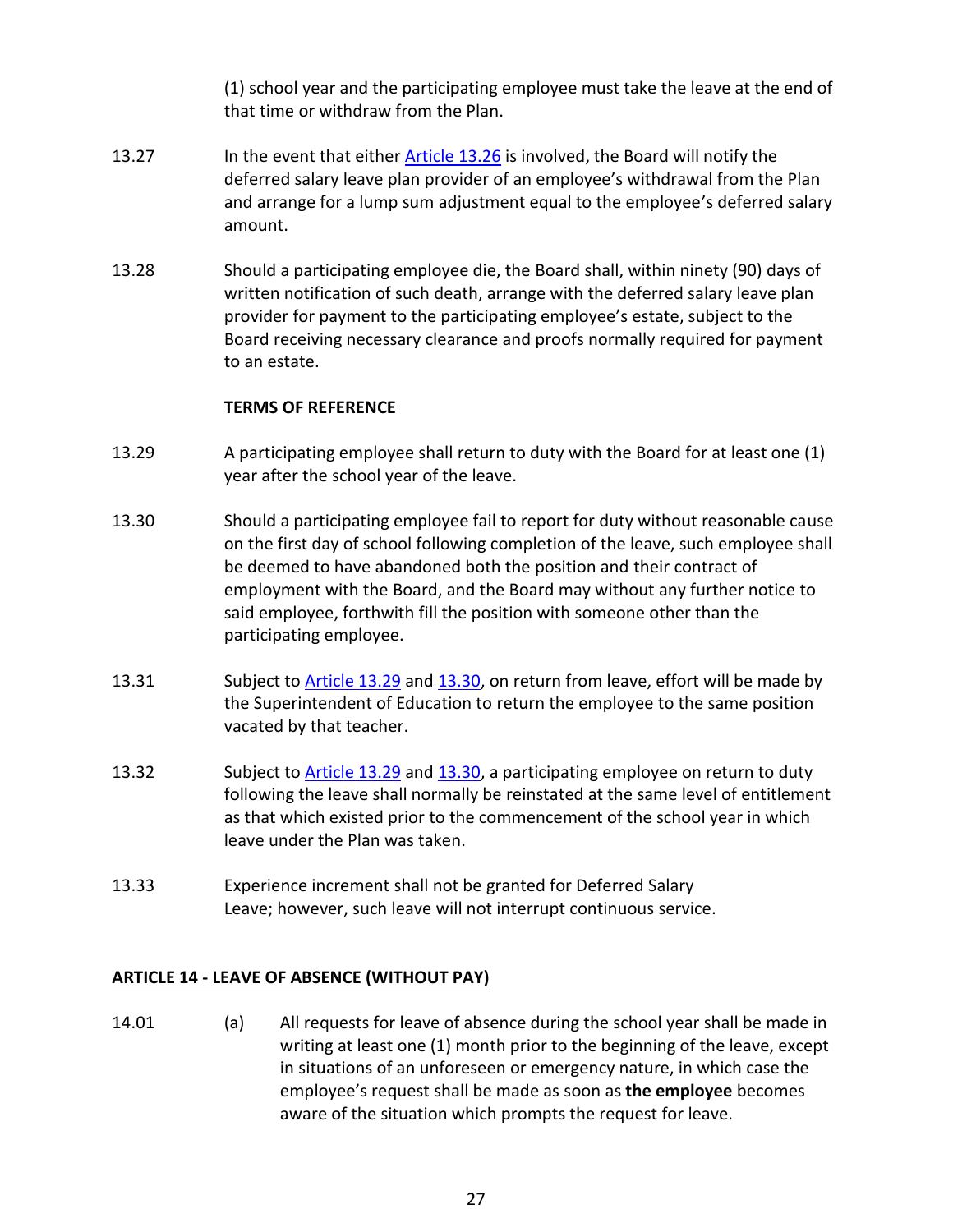(1) school year and the participating employee must take the leave at the end of that time or withdraw from the Plan.

13.27 In the event that either [Article 13.26](#) is involved, the Board will notify the deferred salary leave plan provider of an employee's withdrawal from the Plan and arrange for a lump sum adjustment equal to the employee's deferred salary amount.

13.28 Should a participating employee die, the Board shall, within ninety (90) days of written notification of such death, arrange with the deferred salary leave plan provider for payment to the participating employee's estate, subject to the Board receiving necessary clearance and proofs normally required for payment to an estate.

**TERMS OF REFERENCE**

13.29 A participating employee shall return to duty with the Board for at least one (1) year after the school year of the leave.

13.30 Should a participating employee fail to report for duty without reasonable cause on the first day of school following completion of the leave, such employee shall be deemed to have abandoned both the position and their contract of employment with the Board, and the Board may without any further notice to said employee, forthwith fill the position with someone other than the participating employee.

13.31 Subject to [Article 13.29](#) and [13.30](#), on return from leave, effort will be made by the Superintendent of Education to return the employee to the same position vacated by that teacher.

13.32 Subject to [Article 13.29](#) and [13.30](#), a participating employee on return to duty following the leave shall normally be reinstated at the same level of entitlement as that which existed prior to the commencement of the school year in which leave under the Plan was taken.

13.33 Experience increment shall not be granted for Deferred Salary Leave; however, such leave will not interrupt continuous service.

## **ARTICLE 14 - LEAVE OF ABSENCE (WITHOUT PAY)**

14.01 (a) All requests for leave of absence during the school year shall be made in writing at least one (1) month prior to the beginning of the leave, except in situations of an unforeseen or emergency nature, in which case the employee's request shall be made as soon as **the employee** becomes aware of the situation which prompts the request for leave.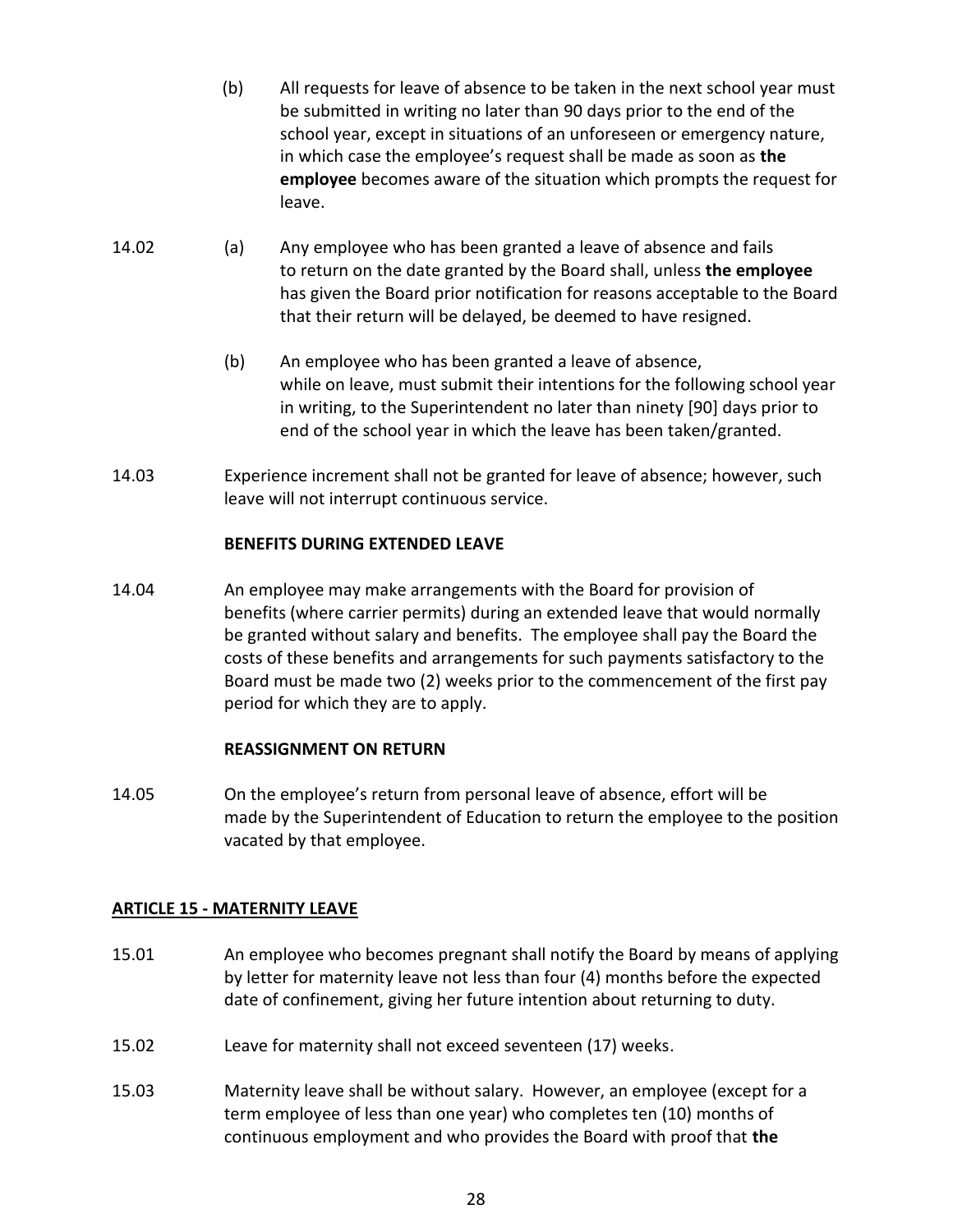(b) All requests for leave of absence to be taken in the next school year must be submitted in writing no later than 90 days prior to the end of the school year, except in situations of an unforeseen or emergency nature, in which case the employee's request shall be made as soon as **the employee** becomes aware of the situation which prompts the request for leave.

14.02 (a) Any employee who has been granted a leave of absence and fails to return on the date granted by the Board shall, unless **the employee** has given the Board prior notification for reasons acceptable to the Board that their return will be delayed, be deemed to have resigned.

(b) An employee who has been granted a leave of absence, while on leave, must submit their intentions for the following school year in writing, to the Superintendent no later than ninety [90] days prior to end of the school year in which the leave has been taken/granted.

14.03 Experience increment shall not be granted for leave of absence; however, such leave will not interrupt continuous service.

**BENEFITS DURING EXTENDED LEAVE**

14.04 An employee may make arrangements with the Board for provision of benefits (where carrier permits) during an extended leave that would normally be granted without salary and benefits. The employee shall pay the Board the costs of these benefits and arrangements for such payments satisfactory to the Board must be made two (2) weeks prior to the commencement of the first pay period for which they are to apply.

**REASSIGNMENT ON RETURN**

14.05 On the employee's return from personal leave of absence, effort will be made by the Superintendent of Education to return the employee to the position vacated by that employee.

## ARTICLE 15 - MATERNITY LEAVE

15.01 An employee who becomes pregnant shall notify the Board by means of applying by letter for maternity leave not less than four (4) months before the expected date of confinement, giving her future intention about returning to duty.

15.02 Leave for maternity shall not exceed seventeen (17) weeks.

15.03 Maternity leave shall be without salary. However, an employee (except for a term employee of less than one year) who completes ten (10) months of continuous employment and who provides the Board with proof that **the**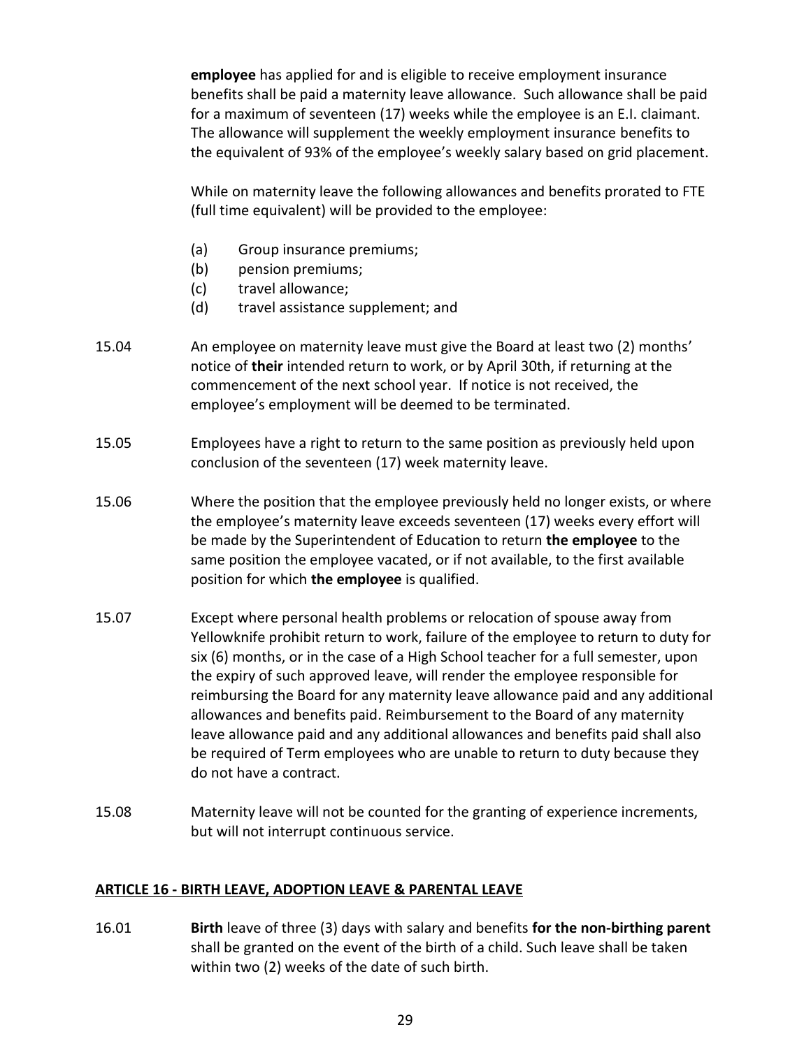**employee** has applied for and is eligible to receive employment insurance benefits shall be paid a maternity leave allowance. Such allowance shall be paid for a maximum of seventeen (17) weeks while the employee is an E.I. claimant. The allowance will supplement the weekly employment insurance benefits to the equivalent of 93% of the employee's weekly salary based on grid placement.

While on maternity leave the following allowances and benefits prorated to FTE (full time equivalent) will be provided to the employee:

- (a) Group insurance premiums;
- (b) pension premiums;
- (c) travel allowance;
- (d) travel assistance supplement; and

15.04 An employee on maternity leave must give the Board at least two (2) months' notice of **their** intended return to work, or by April 30th, if returning at the commencement of the next school year. If notice is not received, the employee's employment will be deemed to be terminated.

15.05 Employees have a right to return to the same position as previously held upon conclusion of the seventeen (17) week maternity leave.

15.06 Where the position that the employee previously held no longer exists, or where the employee's maternity leave exceeds seventeen (17) weeks every effort will be made by the Superintendent of Education to return **the employee** to the same position the employee vacated, or if not available, to the first available position for which **the employee** is qualified.

15.07 Except where personal health problems or relocation of spouse away from Yellowknife prohibit return to work, failure of the employee to return to duty for six (6) months, or in the case of a High School teacher for a full semester, upon the expiry of such approved leave, will render the employee responsible for reimbursing the Board for any maternity leave allowance paid and any additional allowances and benefits paid. Reimbursement to the Board of any maternity leave allowance paid and any additional allowances and benefits paid shall also be required of Term employees who are unable to return to duty because they do not have a contract.

15.08 Maternity leave will not be counted for the granting of experience increments, but will not interrupt continuous service.

## ARTICLE 16 - BIRTH LEAVE, ADOPTION LEAVE & PARENTAL LEAVE

16.01 **Birth** leave of three (3) days with salary and benefits **for the non-birthing parent** shall be granted on the event of the birth of a child. Such leave shall be taken within two (2) weeks of the date of such birth.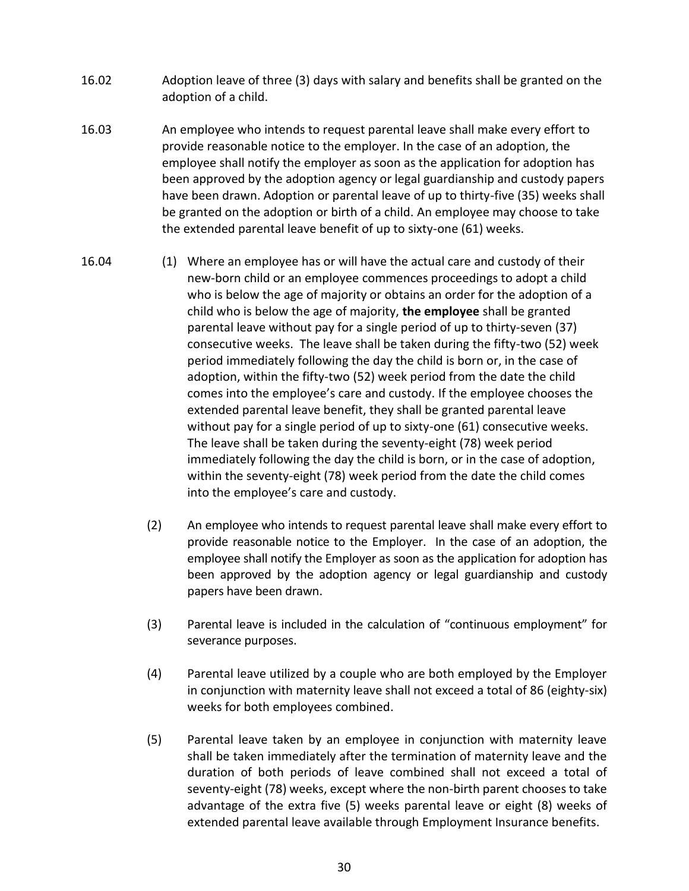16.02 Adoption leave of three (3) days with salary and benefits shall be granted on the adoption of a child.

16.03 An employee who intends to request parental leave shall make every effort to provide reasonable notice to the employer. In the case of an adoption, the employee shall notify the employer as soon as the application for adoption has been approved by the adoption agency or legal guardianship and custody papers have been drawn. Adoption or parental leave of up to thirty-five (35) weeks shall be granted on the adoption or birth of a child. An employee may choose to take the extended parental leave benefit of up to sixty-one (61) weeks.

16.04 (1) Where an employee has or will have the actual care and custody of their new-born child or an employee commences proceedings to adopt a child who is below the age of majority or obtains an order for the adoption of a child who is below the age of majority, **the employee** shall be granted parental leave without pay for a single period of up to thirty-seven (37) consecutive weeks. The leave shall be taken during the fifty-two (52) week period immediately following the day the child is born or, in the case of adoption, within the fifty-two (52) week period from the date the child comes into the employee's care and custody. If the employee chooses the extended parental leave benefit, they shall be granted parental leave without pay for a single period of up to sixty-one (61) consecutive weeks. The leave shall be taken during the seventy-eight (78) week period immediately following the day the child is born, or in the case of adoption, within the seventy-eight (78) week period from the date the child comes into the employee's care and custody.

(2) An employee who intends to request parental leave shall make every effort to provide reasonable notice to the Employer. In the case of an adoption, the employee shall notify the Employer as soon as the application for adoption has been approved by the adoption agency or legal guardianship and custody papers have been drawn.

(3) Parental leave is included in the calculation of "continuous employment" for severance purposes.

(4) Parental leave utilized by a couple who are both employed by the Employer in conjunction with maternity leave shall not exceed a total of 86 (eighty-six) weeks for both employees combined.

(5) Parental leave taken by an employee in conjunction with maternity leave shall be taken immediately after the termination of maternity leave and the duration of both periods of leave combined shall not exceed a total of seventy-eight (78) weeks, except where the non-birth parent chooses to take advantage of the extra five (5) weeks parental leave or eight (8) weeks of extended parental leave available through Employment Insurance benefits.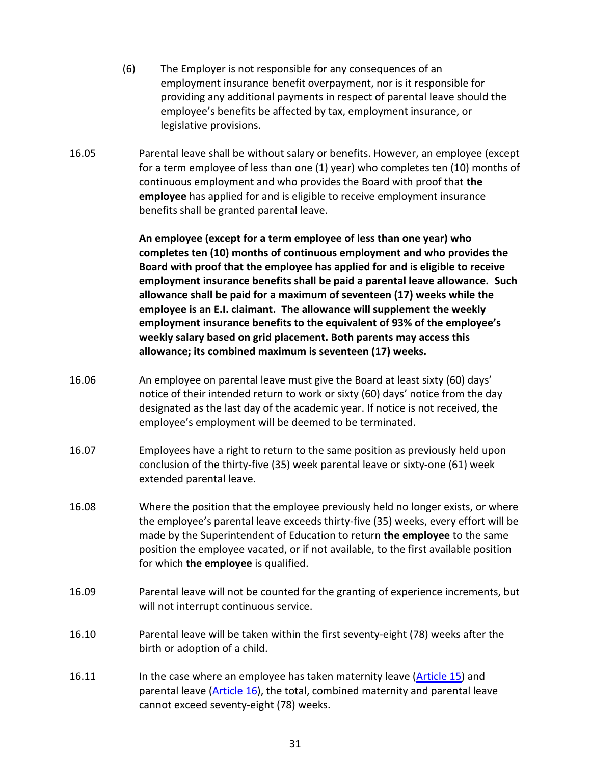(6) The Employer is not responsible for any consequences of an employment insurance benefit overpayment, nor is it responsible for providing any additional payments in respect of parental leave should the employee's benefits be affected by tax, employment insurance, or legislative provisions.

16.05 Parental leave shall be without salary or benefits. However, an employee (except for a term employee of less than one (1) year) who completes ten (10) months of continuous employment and who provides the Board with proof that **the employee** has applied for and is eligible to receive employment insurance benefits shall be granted parental leave.

**An employee (except for a term employee of less than one year) who completes ten (10) months of continuous employment and who provides the Board with proof that the employee has applied for and is eligible to receive employment insurance benefits shall be paid a parental leave allowance. Such allowance shall be paid for a maximum of seventeen (17) weeks while the employee is an E.I. claimant. The allowance will supplement the weekly employment insurance benefits to the equivalent of 93% of the employee's weekly salary based on grid placement. Both parents may access this allowance; its combined maximum is seventeen (17) weeks.**

16.06 An employee on parental leave must give the Board at least sixty (60) days' notice of their intended return to work or sixty (60) days' notice from the day designated as the last day of the academic year. If notice is not received, the employee's employment will be deemed to be terminated.

16.07 Employees have a right to return to the same position as previously held upon conclusion of the thirty-five (35) week parental leave or sixty-one (61) week extended parental leave.

16.08 Where the position that the employee previously held no longer exists, or where the employee's parental leave exceeds thirty-five (35) weeks, every effort will be made by the Superintendent of Education to return **the employee** to the same position the employee vacated, or if not available, to the first available position for which **the employee** is qualified.

16.09 Parental leave will not be counted for the granting of experience increments, but will not interrupt continuous service.

16.10 Parental leave will be taken within the first seventy-eight (78) weeks after the birth or adoption of a child.

16.11 In the case where an employee has taken maternity leave (Article 15) and parental leave (Article 16), the total, combined maternity and parental leave cannot exceed seventy-eight (78) weeks.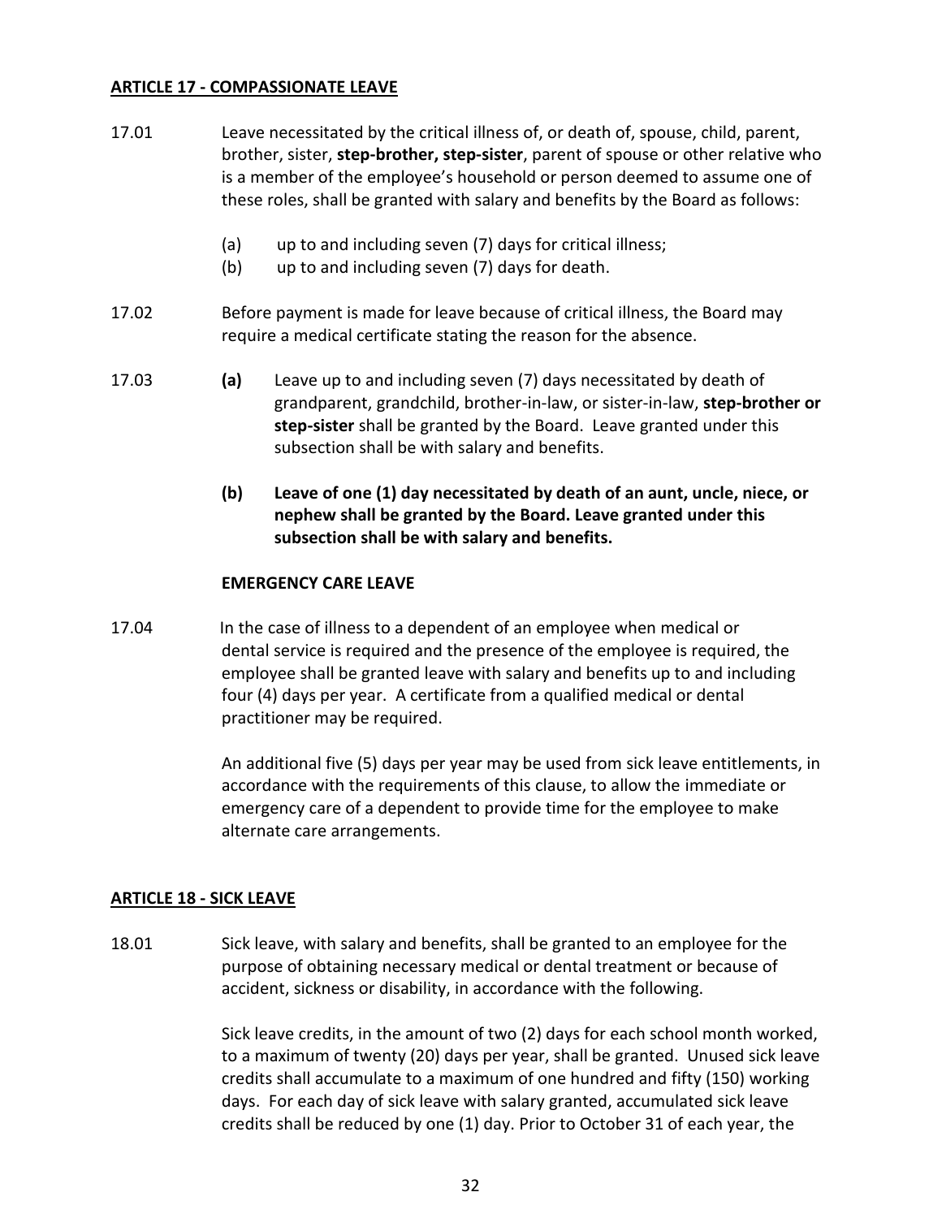## ARTICLE 17 - COMPASSIONATE LEAVE

17.01 Leave necessitated by the critical illness of, or death of, spouse, child, parent, brother, sister, **step-brother, step-sister**, parent of spouse or other relative who is a member of the employee's household or person deemed to assume one of these roles, shall be granted with salary and benefits by the Board as follows:

(a) up to and including seven (7) days for critical illness;
(b) up to and including seven (7) days for death.

17.02 Before payment is made for leave because of critical illness, the Board may require a medical certificate stating the reason for the absence.

17.03 **(a)** Leave up to and including seven (7) days necessitated by death of grandparent, grandchild, brother-in-law, or sister-in-law, **step-brother or step-sister** shall be granted by the Board. Leave granted under this subsection shall be with salary and benefits.

**(b) Leave of one (1) day necessitated by death of an aunt, uncle, niece, or nephew shall be granted by the Board. Leave granted under this subsection shall be with salary and benefits.**

### EMERGENCY CARE LEAVE

17.04 In the case of illness to a dependent of an employee when medical or dental service is required and the presence of the employee is required, the employee shall be granted leave with salary and benefits up to and including four (4) days per year. A certificate from a qualified medical or dental practitioner may be required.

An additional five (5) days per year may be used from sick leave entitlements, in accordance with the requirements of this clause, to allow the immediate or emergency care of a dependent to provide time for the employee to make alternate care arrangements.

## ARTICLE 18 - SICK LEAVE

18.01 Sick leave, with salary and benefits, shall be granted to an employee for the purpose of obtaining necessary medical or dental treatment or because of accident, sickness or disability, in accordance with the following.

Sick leave credits, in the amount of two (2) days for each school month worked, to a maximum of twenty (20) days per year, shall be granted. Unused sick leave credits shall accumulate to a maximum of one hundred and fifty (150) working days. For each day of sick leave with salary granted, accumulated sick leave credits shall be reduced by one (1) day. Prior to October 31 of each year, the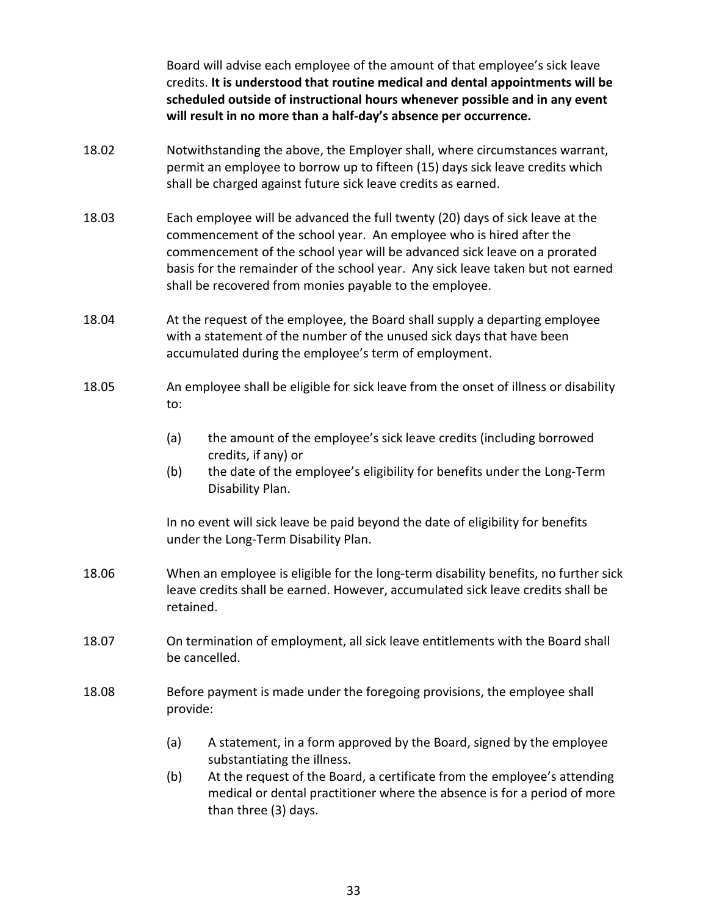Board will advise each employee of the amount of that employee's sick leave credits. **It is understood that routine medical and dental appointments will be scheduled outside of instructional hours whenever possible and in any event will result in no more than a half-day's absence per occurrence.**

18.02 Notwithstanding the above, the Employer shall, where circumstances warrant, permit an employee to borrow up to fifteen (15) days sick leave credits which shall be charged against future sick leave credits as earned.

18.03 Each employee will be advanced the full twenty (20) days of sick leave at the commencement of the school year. An employee who is hired after the commencement of the school year will be advanced sick leave on a prorated basis for the remainder of the school year. Any sick leave taken but not earned shall be recovered from monies payable to the employee.

18.04 At the request of the employee, the Board shall supply a departing employee with a statement of the number of the unused sick days that have been accumulated during the employee's term of employment.

18.05 An employee shall be eligible for sick leave from the onset of illness or disability to:

(a) the amount of the employee's sick leave credits (including borrowed credits, if any) or

(b) the date of the employee's eligibility for benefits under the Long-Term Disability Plan.

In no event will sick leave be paid beyond the date of eligibility for benefits under the Long-Term Disability Plan.

18.06 When an employee is eligible for the long-term disability benefits, no further sick leave credits shall be earned. However, accumulated sick leave credits shall be retained.

18.07 On termination of employment, all sick leave entitlements with the Board shall be cancelled.

18.08 Before payment is made under the foregoing provisions, the employee shall provide:

(a) A statement, in a form approved by the Board, signed by the employee substantiating the illness.

(b) At the request of the Board, a certificate from the employee's attending medical or dental practitioner where the absence is for a period of more than three (3) days.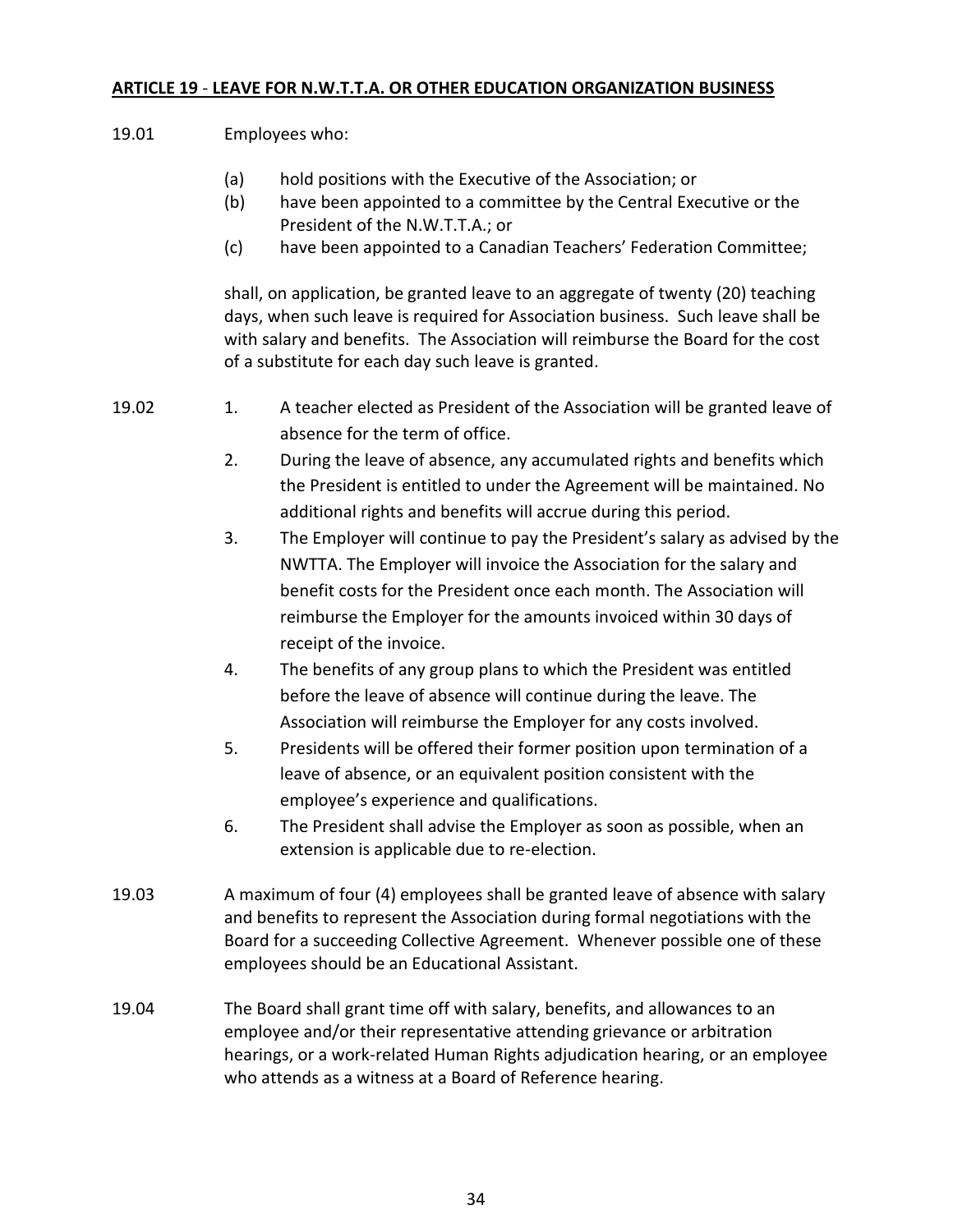## ARTICLE 19 - LEAVE FOR N.W.T.T.A. OR OTHER EDUCATION ORGANIZATION BUSINESS

19.01 Employees who:

(a) hold positions with the Executive of the Association; or
(b) have been appointed to a committee by the Central Executive or the President of the N.W.T.T.A.; or
(c) have been appointed to a Canadian Teachers' Federation Committee;

shall, on application, be granted leave to an aggregate of twenty (20) teaching days, when such leave is required for Association business. Such leave shall be with salary and benefits. The Association will reimburse the Board for the cost of a substitute for each day such leave is granted.

19.02

1. A teacher elected as President of the Association will be granted leave of absence for the term of office.
2. During the leave of absence, any accumulated rights and benefits which the President is entitled to under the Agreement will be maintained. No additional rights and benefits will accrue during this period.
3. The Employer will continue to pay the President's salary as advised by the NWTTA. The Employer will invoice the Association for the salary and benefit costs for the President once each month. The Association will reimburse the Employer for the amounts invoiced within 30 days of receipt of the invoice.
4. The benefits of any group plans to which the President was entitled before the leave of absence will continue during the leave. The Association will reimburse the Employer for any costs involved.
5. Presidents will be offered their former position upon termination of a leave of absence, or an equivalent position consistent with the employee's experience and qualifications.
6. The President shall advise the Employer as soon as possible, when an extension is applicable due to re-election.

19.03 A maximum of four (4) employees shall be granted leave of absence with salary and benefits to represent the Association during formal negotiations with the Board for a succeeding Collective Agreement. Whenever possible one of these employees should be an Educational Assistant.

19.04 The Board shall grant time off with salary, benefits, and allowances to an employee and/or their representative attending grievance or arbitration hearings, or a work-related Human Rights adjudication hearing, or an employee who attends as a witness at a Board of Reference hearing.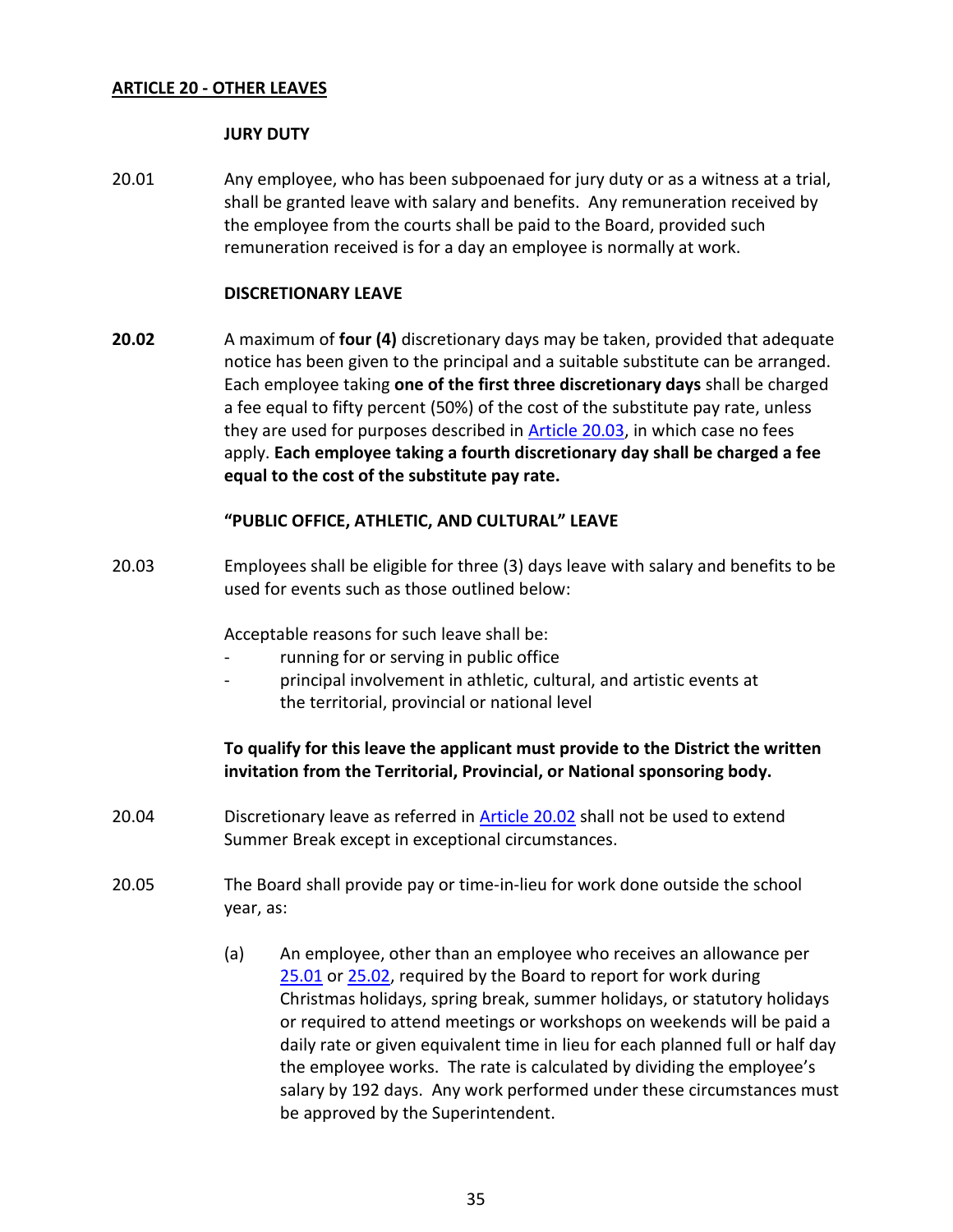## ARTICLE 20 - OTHER LEAVES

### JURY DUTY

20.01 Any employee, who has been subpoenaed for jury duty or as a witness at a trial, shall be granted leave with salary and benefits. Any remuneration received by the employee from the courts shall be paid to the Board, provided such remuneration received is for a day an employee is normally at work.

### DISCRETIONARY LEAVE

**20.02** A maximum of **four (4)** discretionary days may be taken, provided that adequate notice has been given to the principal and a suitable substitute can be arranged. Each employee taking **one of the first three discretionary days** shall be charged a fee equal to fifty percent (50%) of the cost of the substitute pay rate, unless they are used for purposes described in Article 20.03, in which case no fees apply. **Each employee taking a fourth discretionary day shall be charged a fee equal to the cost of the substitute pay rate.**

### "PUBLIC OFFICE, ATHLETIC, AND CULTURAL" LEAVE

20.03 Employees shall be eligible for three (3) days leave with salary and benefits to be used for events such as those outlined below:

Acceptable reasons for such leave shall be:

- running for or serving in public office
- principal involvement in athletic, cultural, and artistic events at the territorial, provincial or national level

**To qualify for this leave the applicant must provide to the District the written invitation from the Territorial, Provincial, or National sponsoring body.**

20.04 Discretionary leave as referred in Article 20.02 shall not be used to extend Summer Break except in exceptional circumstances.

20.05 The Board shall provide pay or time-in-lieu for work done outside the school year, as:

(a) An employee, other than an employee who receives an allowance per 25.01 or 25.02, required by the Board to report for work during Christmas holidays, spring break, summer holidays, or statutory holidays or required to attend meetings or workshops on weekends will be paid a daily rate or given equivalent time in lieu for each planned full or half day the employee works. The rate is calculated by dividing the employee's salary by 192 days. Any work performed under these circumstances must be approved by the Superintendent.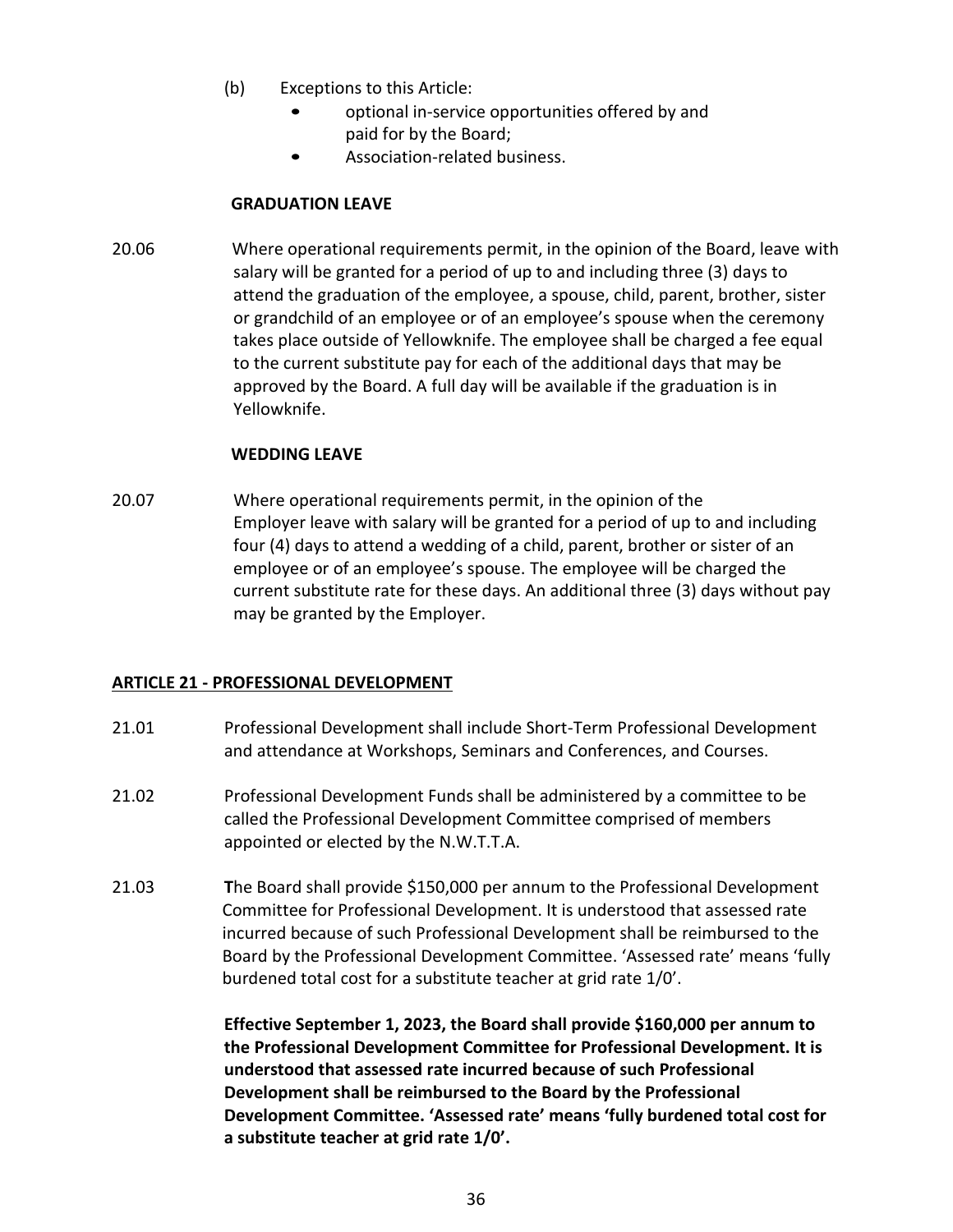(b) Exceptions to this Article:
   - optional in-service opportunities offered by and paid for by the Board;
   - Association-related business.

**GRADUATION LEAVE**

20.06 Where operational requirements permit, in the opinion of the Board, leave with salary will be granted for a period of up to and including three (3) days to attend the graduation of the employee, a spouse, child, parent, brother, sister or grandchild of an employee or of an employee's spouse when the ceremony takes place outside of Yellowknife. The employee shall be charged a fee equal to the current substitute pay for each of the additional days that may be approved by the Board. A full day will be available if the graduation is in Yellowknife.

**WEDDING LEAVE**

20.07 Where operational requirements permit, in the opinion of the Employer leave with salary will be granted for a period of up to and including four (4) days to attend a wedding of a child, parent, brother or sister of an employee or of an employee's spouse. The employee will be charged the current substitute rate for these days. An additional three (3) days without pay may be granted by the Employer.

## ARTICLE 21 - PROFESSIONAL DEVELOPMENT

21.01 Professional Development shall include Short-Term Professional Development and attendance at Workshops, Seminars and Conferences, and Courses.

21.02 Professional Development Funds shall be administered by a committee to be called the Professional Development Committee comprised of members appointed or elected by the N.W.T.T.A.

21.03 The Board shall provide $150,000 per annum to the Professional Development Committee for Professional Development. It is understood that assessed rate incurred because of such Professional Development shall be reimbursed to the Board by the Professional Development Committee. 'Assessed rate' means 'fully burdened total cost for a substitute teacher at grid rate 1/0'.

**Effective September 1, 2023, the Board shall provide $160,000 per annum to the Professional Development Committee for Professional Development. It is understood that assessed rate incurred because of such Professional Development shall be reimbursed to the Board by the Professional Development Committee. 'Assessed rate' means 'fully burdened total cost for a substitute teacher at grid rate 1/0'.**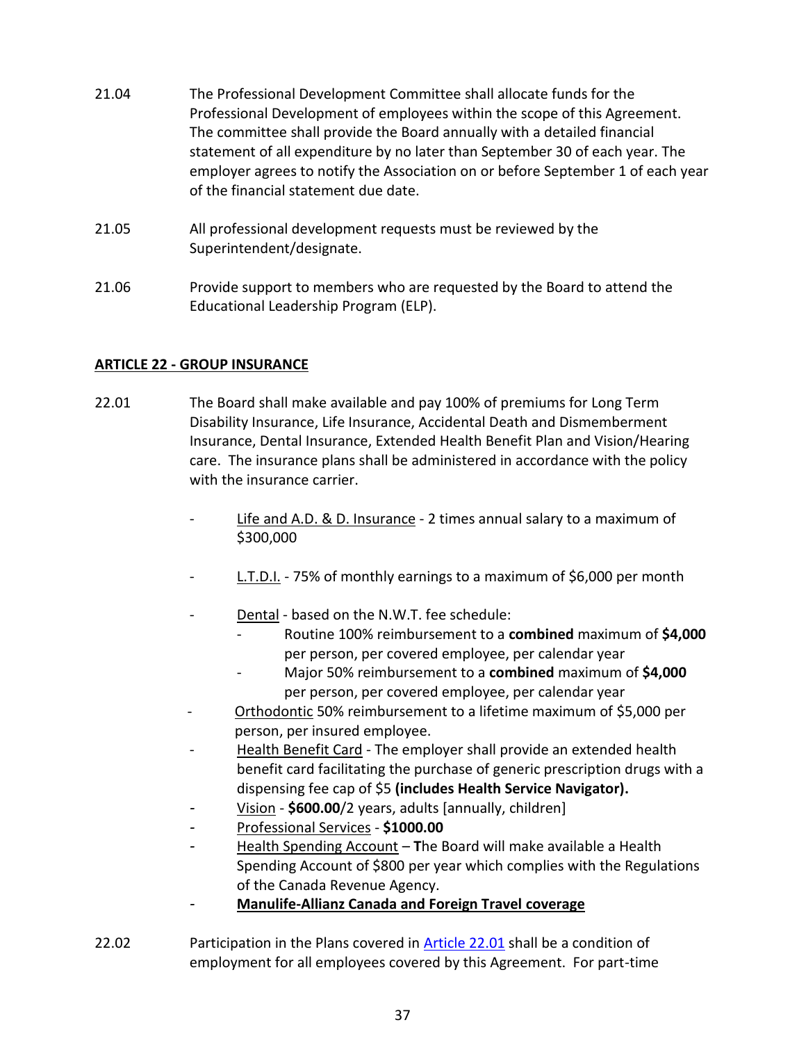21.04 The Professional Development Committee shall allocate funds for the Professional Development of employees within the scope of this Agreement. The committee shall provide the Board annually with a detailed financial statement of all expenditure by no later than September 30 of each year. The employer agrees to notify the Association on or before September 1 of each year of the financial statement due date.

21.05 All professional development requests must be reviewed by the Superintendent/designate.

21.06 Provide support to members who are requested by the Board to attend the Educational Leadership Program (ELP).

## ARTICLE 22 - GROUP INSURANCE

22.01 The Board shall make available and pay 100% of premiums for Long Term Disability Insurance, Life Insurance, Accidental Death and Dismemberment Insurance, Dental Insurance, Extended Health Benefit Plan and Vision/Hearing care. The insurance plans shall be administered in accordance with the policy with the insurance carrier.

- Life and A.D. & D. Insurance - 2 times annual salary to a maximum of $300,000
- L.T.D.I. - 75% of monthly earnings to a maximum of $6,000 per month
- Dental - based on the N.W.T. fee schedule:
  - Routine 100% reimbursement to a **combined** maximum of **$4,000** per person, per covered employee, per calendar year
  - Major 50% reimbursement to a **combined** maximum of **$4,000** per person, per covered employee, per calendar year
- Orthodontic 50% reimbursement to a lifetime maximum of $5,000 per person, per insured employee.
- Health Benefit Card - The employer shall provide an extended health benefit card facilitating the purchase of generic prescription drugs with a dispensing fee cap of $5 **(includes Health Service Navigator).**
- Vision - **$600.00**/2 years, adults [annually, children]
- Professional Services - **$1000.00**
- Health Spending Account – **T**he Board will make available a Health Spending Account of $800 per year which complies with the Regulations of the Canada Revenue Agency.
- **Manulife-Allianz Canada and Foreign Travel coverage**

22.02 Participation in the Plans covered in Article 22.01 shall be a condition of employment for all employees covered by this Agreement. For part-time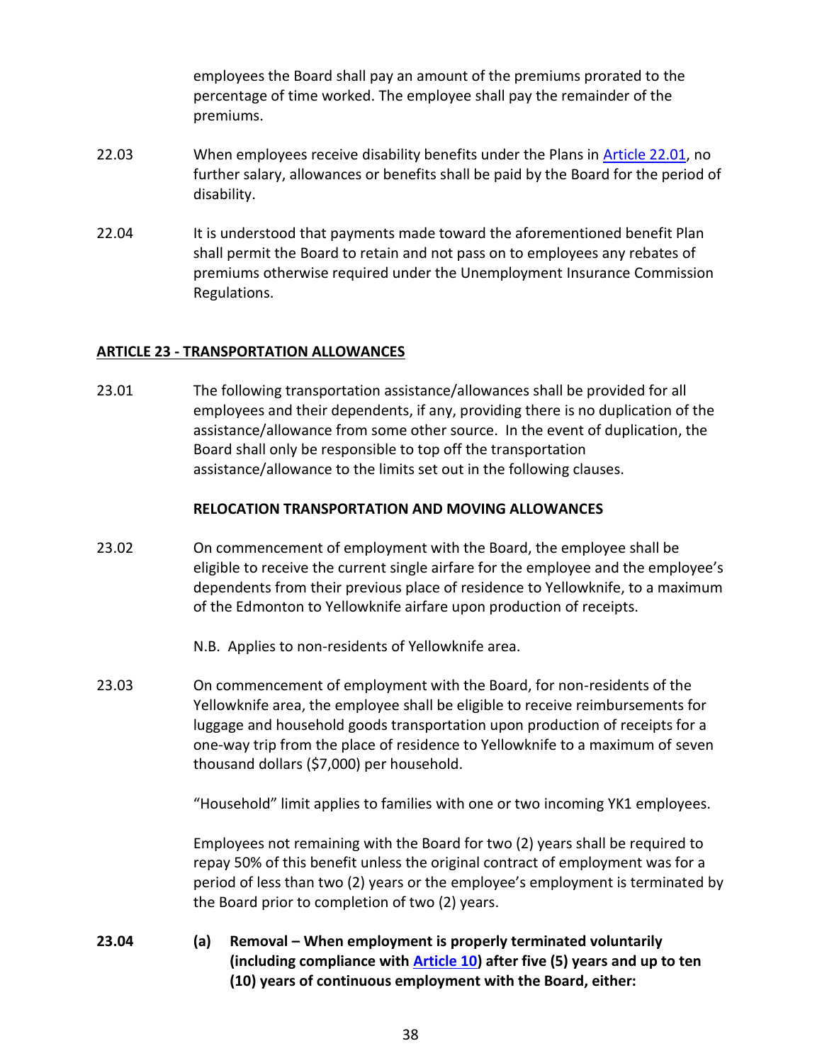employees the Board shall pay an amount of the premiums prorated to the percentage of time worked. The employee shall pay the remainder of the premiums.

22.03 When employees receive disability benefits under the Plans in Article 22.01, no further salary, allowances or benefits shall be paid by the Board for the period of disability.

22.04 It is understood that payments made toward the aforementioned benefit Plan shall permit the Board to retain and not pass on to employees any rebates of premiums otherwise required under the Unemployment Insurance Commission Regulations.

## ARTICLE 23 - TRANSPORTATION ALLOWANCES

23.01 The following transportation assistance/allowances shall be provided for all employees and their dependents, if any, providing there is no duplication of the assistance/allowance from some other source. In the event of duplication, the Board shall only be responsible to top off the transportation assistance/allowance to the limits set out in the following clauses.

### RELOCATION TRANSPORTATION AND MOVING ALLOWANCES

23.02 On commencement of employment with the Board, the employee shall be eligible to receive the current single airfare for the employee and the employee's dependents from their previous place of residence to Yellowknife, to a maximum of the Edmonton to Yellowknife airfare upon production of receipts.

N.B. Applies to non-residents of Yellowknife area.

23.03 On commencement of employment with the Board, for non-residents of the Yellowknife area, the employee shall be eligible to receive reimbursements for luggage and household goods transportation upon production of receipts for a one-way trip from the place of residence to Yellowknife to a maximum of seven thousand dollars ($7,000) per household.

"Household" limit applies to families with one or two incoming YK1 employees.

Employees not remaining with the Board for two (2) years shall be required to repay 50% of this benefit unless the original contract of employment was for a period of less than two (2) years or the employee's employment is terminated by the Board prior to completion of two (2) years.

**23.04 (a) Removal – When employment is properly terminated voluntarily (including compliance with Article 10) after five (5) years and up to ten (10) years of continuous employment with the Board, either:**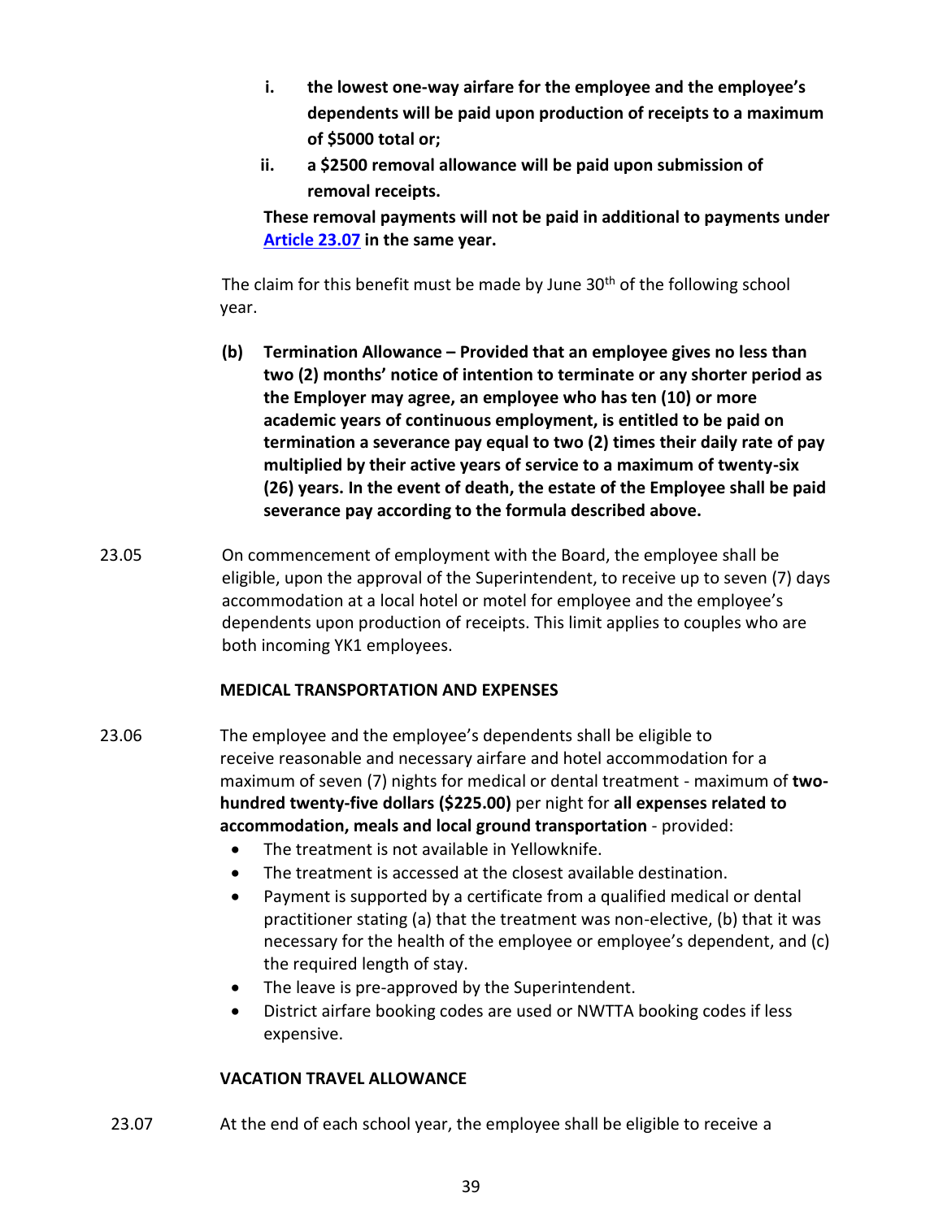i. **the lowest one-way airfare for the employee and the employee's dependents will be paid upon production of receipts to a maximum of $5000 total or;**

ii. **a $2500 removal allowance will be paid upon submission of removal receipts.**

**These removal payments will not be paid in additional to payments under Article 23.07 in the same year.**

The claim for this benefit must be made by June 30th of the following school year.

**(b) Termination Allowance – Provided that an employee gives no less than two (2) months' notice of intention to terminate or any shorter period as the Employer may agree, an employee who has ten (10) or more academic years of continuous employment, is entitled to be paid on termination a severance pay equal to two (2) times their daily rate of pay multiplied by their active years of service to a maximum of twenty-six (26) years. In the event of death, the estate of the Employee shall be paid severance pay according to the formula described above.**

23.05 On commencement of employment with the Board, the employee shall be eligible, upon the approval of the Superintendent, to receive up to seven (7) days accommodation at a local hotel or motel for employee and the employee's dependents upon production of receipts. This limit applies to couples who are both incoming YK1 employees.

**MEDICAL TRANSPORTATION AND EXPENSES**

23.06 The employee and the employee's dependents shall be eligible to receive reasonable and necessary airfare and hotel accommodation for a maximum of seven (7) nights for medical or dental treatment - maximum of **two-hundred twenty-five dollars ($225.00)** per night for **all expenses related to accommodation, meals and local ground transportation** - provided:

- The treatment is not available in Yellowknife.
- The treatment is accessed at the closest available destination.
- Payment is supported by a certificate from a qualified medical or dental practitioner stating (a) that the treatment was non-elective, (b) that it was necessary for the health of the employee or employee's dependent, and (c) the required length of stay.
- The leave is pre-approved by the Superintendent.
- District airfare booking codes are used or NWTTA booking codes if less expensive.

**VACATION TRAVEL ALLOWANCE**

23.07 At the end of each school year, the employee shall be eligible to receive a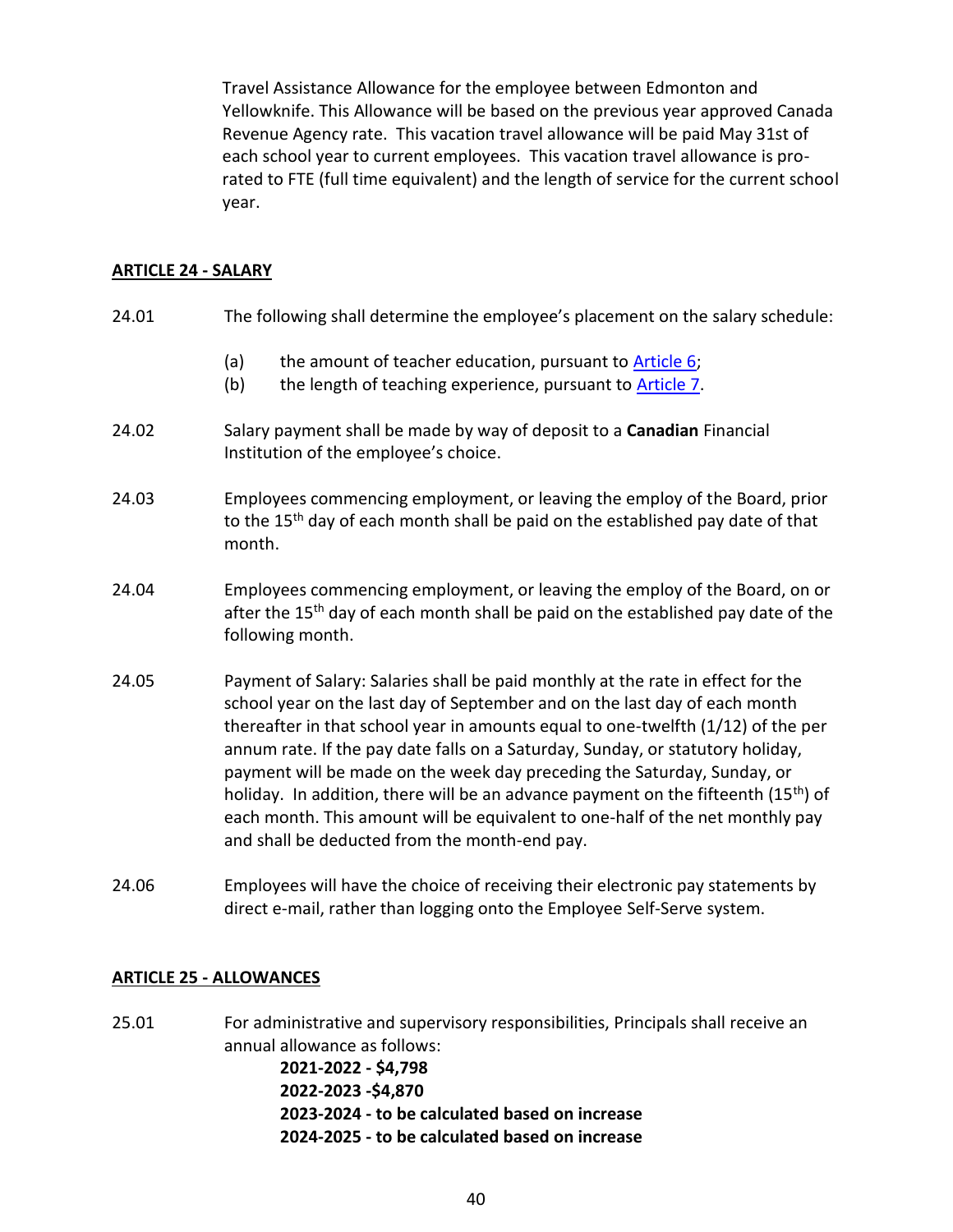Travel Assistance Allowance for the employee between Edmonton and Yellowknife. This Allowance will be based on the previous year approved Canada Revenue Agency rate. This vacation travel allowance will be paid May 31st of each school year to current employees. This vacation travel allowance is pro-rated to FTE (full time equivalent) and the length of service for the current school year.

## ARTICLE 24 - SALARY

24.01 The following shall determine the employee's placement on the salary schedule:

(a) the amount of teacher education, pursuant to Article 6;
(b) the length of teaching experience, pursuant to Article 7.

24.02 Salary payment shall be made by way of deposit to a **Canadian** Financial Institution of the employee's choice.

24.03 Employees commencing employment, or leaving the employ of the Board, prior to the 15th day of each month shall be paid on the established pay date of that month.

24.04 Employees commencing employment, or leaving the employ of the Board, on or after the 15th day of each month shall be paid on the established pay date of the following month.

24.05 Payment of Salary: Salaries shall be paid monthly at the rate in effect for the school year on the last day of September and on the last day of each month thereafter in that school year in amounts equal to one-twelfth (1/12) of the per annum rate. If the pay date falls on a Saturday, Sunday, or statutory holiday, payment will be made on the week day preceding the Saturday, Sunday, or holiday. In addition, there will be an advance payment on the fifteenth (15th) of each month. This amount will be equivalent to one-half of the net monthly pay and shall be deducted from the month-end pay.

24.06 Employees will have the choice of receiving their electronic pay statements by direct e-mail, rather than logging onto the Employee Self-Serve system.

## ARTICLE 25 - ALLOWANCES

25.01 For administrative and supervisory responsibilities, Principals shall receive an annual allowance as follows:

**2021-2022 - $4,798**
**2022-2023 -$4,870**
**2023-2024 - to be calculated based on increase**
**2024-2025 - to be calculated based on increase**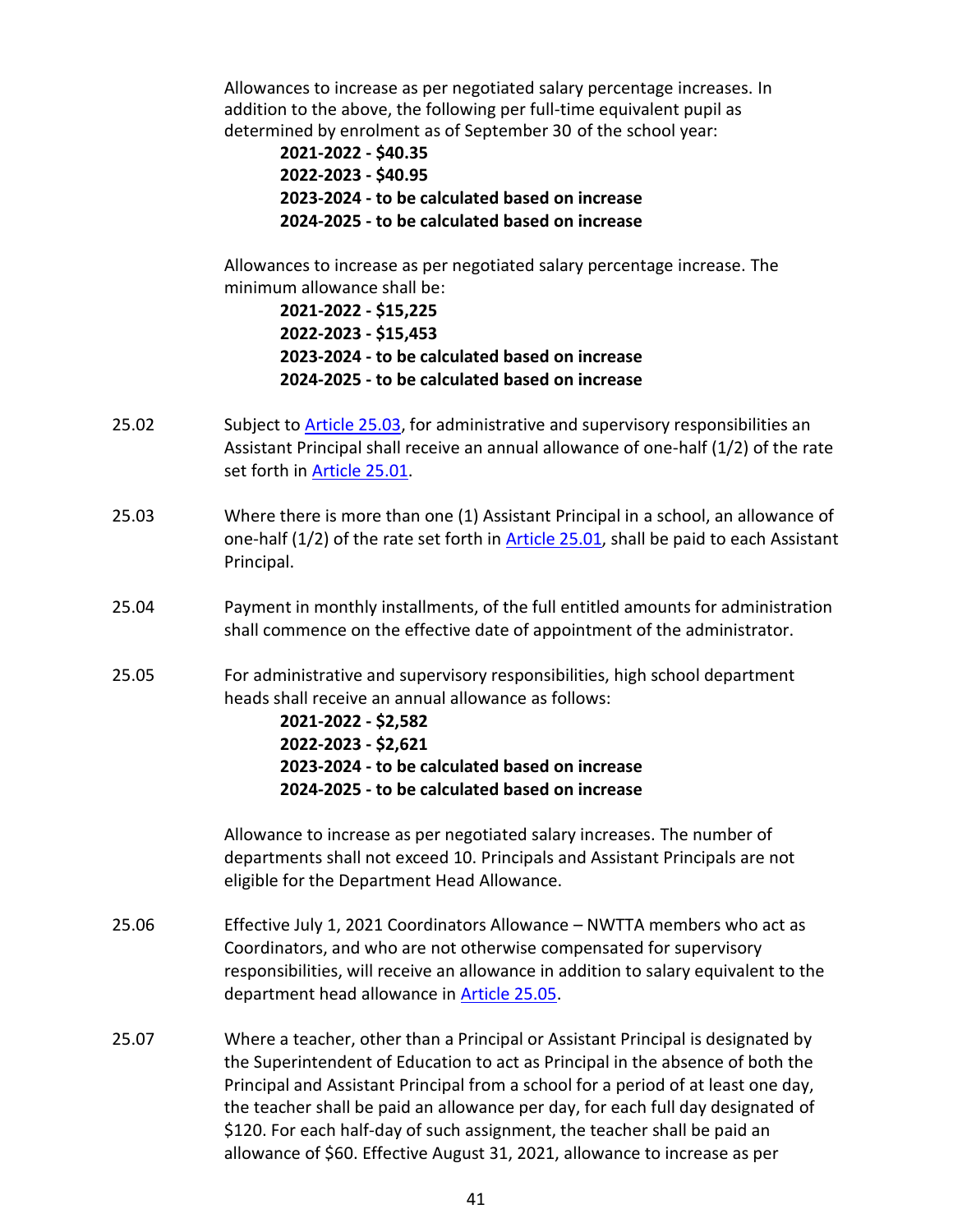Allowances to increase as per negotiated salary percentage increases. In addition to the above, the following per full-time equivalent pupil as determined by enrolment as of September 30 of the school year:

**2021-2022 - $40.35**
**2022-2023 - $40.95**
**2023-2024 - to be calculated based on increase**
**2024-2025 - to be calculated based on increase**

Allowances to increase as per negotiated salary percentage increase. The minimum allowance shall be:

**2021-2022 - $15,225**
**2022-2023 - $15,453**
**2023-2024 - to be calculated based on increase**
**2024-2025 - to be calculated based on increase**

25.02 Subject to Article 25.03, for administrative and supervisory responsibilities an Assistant Principal shall receive an annual allowance of one-half (1/2) of the rate set forth in Article 25.01.

25.03 Where there is more than one (1) Assistant Principal in a school, an allowance of one-half (1/2) of the rate set forth in Article 25.01, shall be paid to each Assistant Principal.

25.04 Payment in monthly installments, of the full entitled amounts for administration shall commence on the effective date of appointment of the administrator.

25.05 For administrative and supervisory responsibilities, high school department heads shall receive an annual allowance as follows:

**2021-2022 - $2,582**
**2022-2023 - $2,621**
**2023-2024 - to be calculated based on increase**
**2024-2025 - to be calculated based on increase**

Allowance to increase as per negotiated salary increases. The number of departments shall not exceed 10. Principals and Assistant Principals are not eligible for the Department Head Allowance.

25.06 Effective July 1, 2021 Coordinators Allowance – NWTTA members who act as Coordinators, and who are not otherwise compensated for supervisory responsibilities, will receive an allowance in addition to salary equivalent to the department head allowance in Article 25.05.

25.07 Where a teacher, other than a Principal or Assistant Principal is designated by the Superintendent of Education to act as Principal in the absence of both the Principal and Assistant Principal from a school for a period of at least one day, the teacher shall be paid an allowance per day, for each full day designated of $120. For each half-day of such assignment, the teacher shall be paid an allowance of $60. Effective August 31, 2021, allowance to increase as per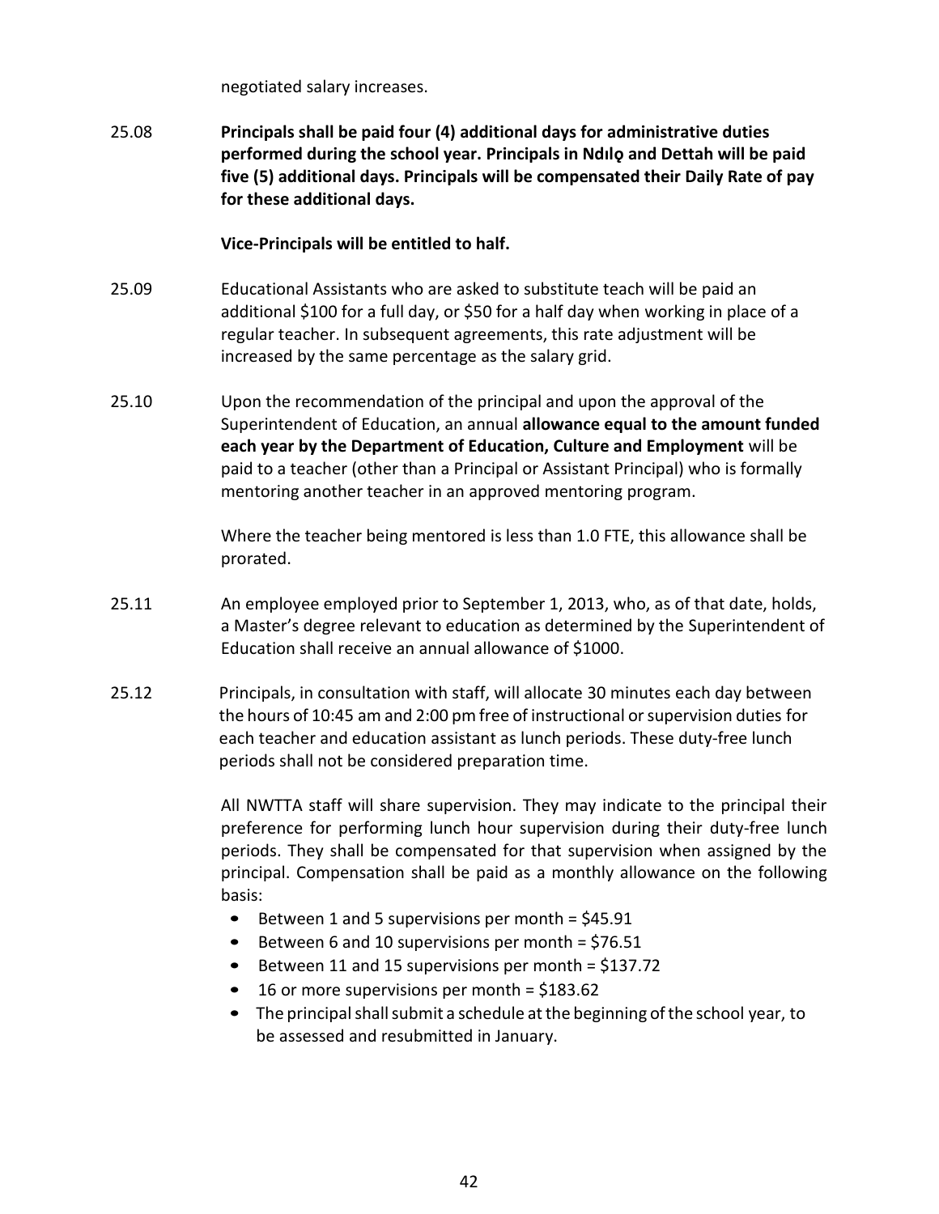negotiated salary increases.

25.08 **Principals shall be paid four (4) additional days for administrative duties performed during the school year. Principals in Ndılǫ and Dettah will be paid five (5) additional days. Principals will be compensated their Daily Rate of pay for these additional days.**

**Vice-Principals will be entitled to half.**

25.09 Educational Assistants who are asked to substitute teach will be paid an additional $100 for a full day, or $50 for a half day when working in place of a regular teacher. In subsequent agreements, this rate adjustment will be increased by the same percentage as the salary grid.

25.10 Upon the recommendation of the principal and upon the approval of the Superintendent of Education, an annual **allowance equal to the amount funded each year by the Department of Education, Culture and Employment** will be paid to a teacher (other than a Principal or Assistant Principal) who is formally mentoring another teacher in an approved mentoring program.

Where the teacher being mentored is less than 1.0 FTE, this allowance shall be prorated.

25.11 An employee employed prior to September 1, 2013, who, as of that date, holds, a Master's degree relevant to education as determined by the Superintendent of Education shall receive an annual allowance of $1000.

25.12 Principals, in consultation with staff, will allocate 30 minutes each day between the hours of 10:45 am and 2:00 pm free of instructional or supervision duties for each teacher and education assistant as lunch periods. These duty-free lunch periods shall not be considered preparation time.

All NWTTA staff will share supervision. They may indicate to the principal their preference for performing lunch hour supervision during their duty-free lunch periods. They shall be compensated for that supervision when assigned by the principal. Compensation shall be paid as a monthly allowance on the following basis:

- Between 1 and 5 supervisions per month = $45.91
- Between 6 and 10 supervisions per month = $76.51
- Between 11 and 15 supervisions per month = $137.72
- 16 or more supervisions per month = $183.62
- The principal shall submit a schedule at the beginning of the school year, to be assessed and resubmitted in January.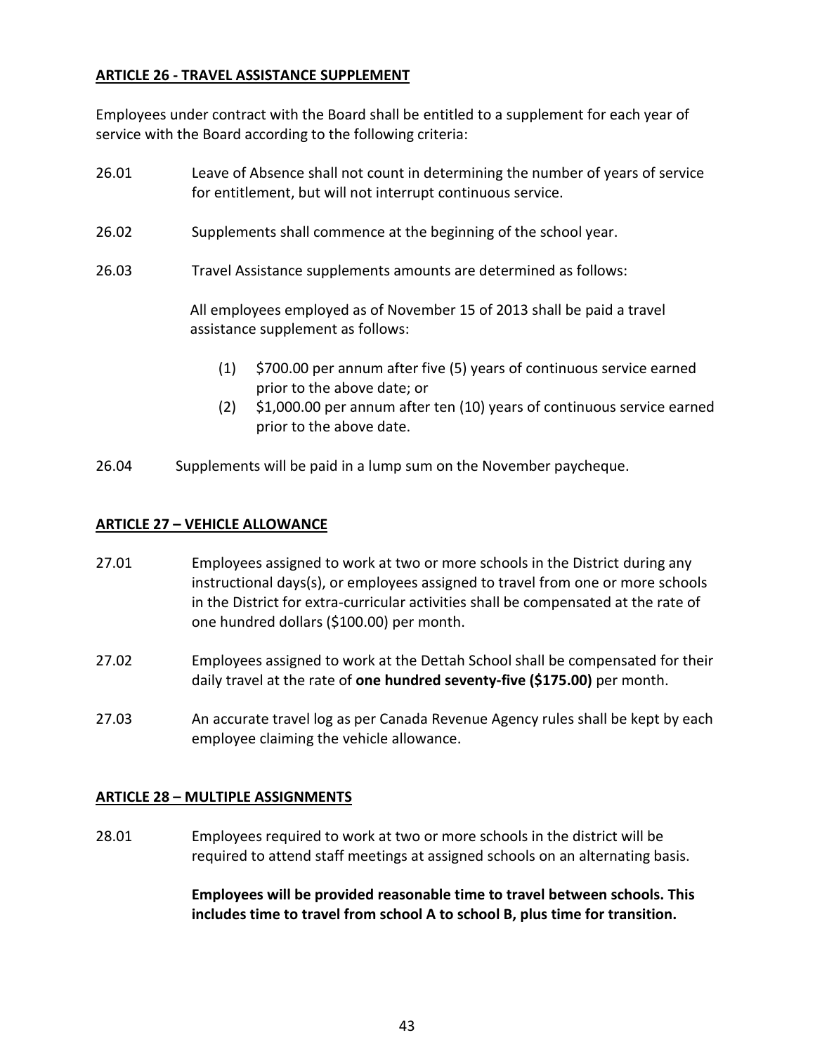## ARTICLE 26 - TRAVEL ASSISTANCE SUPPLEMENT

Employees under contract with the Board shall be entitled to a supplement for each year of service with the Board according to the following criteria:

26.01 Leave of Absence shall not count in determining the number of years of service for entitlement, but will not interrupt continuous service.

26.02 Supplements shall commence at the beginning of the school year.

26.03 Travel Assistance supplements amounts are determined as follows:

All employees employed as of November 15 of 2013 shall be paid a travel assistance supplement as follows:

(1) $700.00 per annum after five (5) years of continuous service earned prior to the above date; or

(2) $1,000.00 per annum after ten (10) years of continuous service earned prior to the above date.

26.04 Supplements will be paid in a lump sum on the November paycheque.

## ARTICLE 27 – VEHICLE ALLOWANCE

27.01 Employees assigned to work at two or more schools in the District during any instructional days(s), or employees assigned to travel from one or more schools in the District for extra-curricular activities shall be compensated at the rate of one hundred dollars ($100.00) per month.

27.02 Employees assigned to work at the Dettah School shall be compensated for their daily travel at the rate of **one hundred seventy-five ($175.00)** per month.

27.03 An accurate travel log as per Canada Revenue Agency rules shall be kept by each employee claiming the vehicle allowance.

## ARTICLE 28 – MULTIPLE ASSIGNMENTS

28.01 Employees required to work at two or more schools in the district will be required to attend staff meetings at assigned schools on an alternating basis.

**Employees will be provided reasonable time to travel between schools. This includes time to travel from school A to school B, plus time for transition.**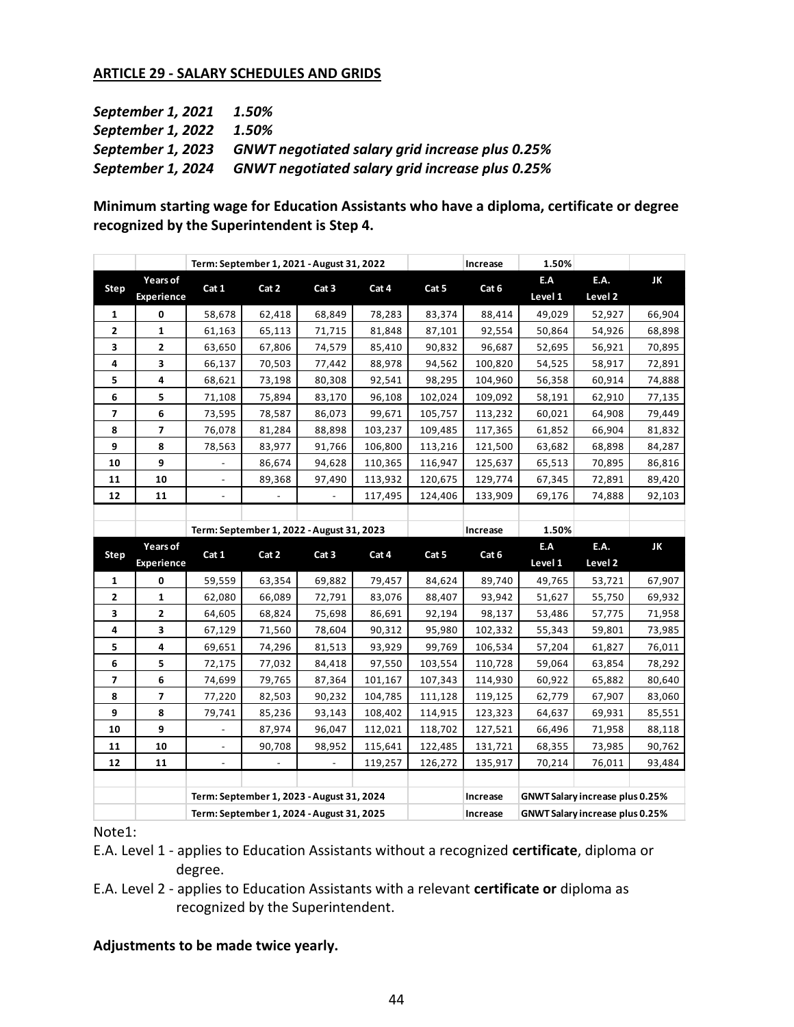## ARTICLE 29 - SALARY SCHEDULES AND GRIDS

***September 1, 2021 1.50%***
***September 1, 2022 1.50%***
***September 1, 2023 GNWT negotiated salary grid increase plus 0.25%***
***September 1, 2024 GNWT negotiated salary grid increase plus 0.25%***

**Minimum starting wage for Education Assistants who have a diploma, certificate or degree recognized by the Superintendent is Step 4.**

| | | Term: September 1, 2021 - August 31, 2022 | | | | | Increase | 1.50% | | |
|---|---|---|---|---|---|---|---|---|---|---|
| **Step** | **Years of Experience** | **Cat 1** | **Cat 2** | **Cat 3** | **Cat 4** | **Cat 5** | **Cat 6** | **E.A Level 1** | **E.A. Level 2** | **JK** |
| 1 | 0 | 58,678 | 62,418 | 68,849 | 78,283 | 83,374 | 88,414 | 49,029 | 52,927 | 66,904 |
| 2 | 1 | 61,163 | 65,113 | 71,715 | 81,848 | 87,101 | 92,554 | 50,864 | 54,926 | 68,898 |
| 3 | 2 | 63,650 | 67,806 | 74,579 | 85,410 | 90,832 | 96,687 | 52,695 | 56,921 | 70,895 |
| 4 | 3 | 66,137 | 70,503 | 77,442 | 88,978 | 94,562 | 100,820 | 54,525 | 58,917 | 72,891 |
| 5 | 4 | 68,621 | 73,198 | 80,308 | 92,541 | 98,295 | 104,960 | 56,358 | 60,914 | 74,888 |
| 6 | 5 | 71,108 | 75,894 | 83,170 | 96,108 | 102,024 | 109,092 | 58,191 | 62,910 | 77,135 |
| 7 | 6 | 73,595 | 78,587 | 86,073 | 99,671 | 105,757 | 113,232 | 60,021 | 64,908 | 79,449 |
| 8 | 7 | 76,078 | 81,284 | 88,898 | 103,237 | 109,485 | 117,365 | 61,852 | 66,904 | 81,832 |
| 9 | 8 | 78,563 | 83,977 | 91,766 | 106,800 | 113,216 | 121,500 | 63,682 | 68,898 | 84,287 |
| 10 | 9 | - | 86,674 | 94,628 | 110,365 | 116,947 | 125,637 | 65,513 | 70,895 | 86,816 |
| 11 | 10 | - | 89,368 | 97,490 | 113,932 | 120,675 | 129,774 | 67,345 | 72,891 | 89,420 |
| 12 | 11 | - | - | - | 117,495 | 124,406 | 133,909 | 69,176 | 74,888 | 92,103 |

| | | Term: September 1, 2022 - August 31, 2023 | | | | | Increase | 1.50% | | |
|---|---|---|---|---|---|---|---|---|---|---|
| **Step** | **Years of Experience** | **Cat 1** | **Cat 2** | **Cat 3** | **Cat 4** | **Cat 5** | **Cat 6** | **E.A Level 1** | **E.A. Level 2** | **JK** |
| 1 | 0 | 59,559 | 63,354 | 69,882 | 79,457 | 84,624 | 89,740 | 49,765 | 53,721 | 67,907 |
| 2 | 1 | 62,080 | 66,089 | 72,791 | 83,076 | 88,407 | 93,942 | 51,627 | 55,750 | 69,932 |
| 3 | 2 | 64,605 | 68,824 | 75,698 | 86,691 | 92,194 | 98,137 | 53,486 | 57,775 | 71,958 |
| 4 | 3 | 67,129 | 71,560 | 78,604 | 90,312 | 95,980 | 102,332 | 55,343 | 59,801 | 73,985 |
| 5 | 4 | 69,651 | 74,296 | 81,513 | 93,929 | 99,769 | 106,534 | 57,204 | 61,827 | 76,011 |
| 6 | 5 | 72,175 | 77,032 | 84,418 | 97,550 | 103,554 | 110,728 | 59,064 | 63,854 | 78,292 |
| 7 | 6 | 74,699 | 79,765 | 87,364 | 101,167 | 107,343 | 114,930 | 60,922 | 65,882 | 80,640 |
| 8 | 7 | 77,220 | 82,503 | 90,232 | 104,785 | 111,128 | 119,125 | 62,779 | 67,907 | 83,060 |
| 9 | 8 | 79,741 | 85,236 | 93,143 | 108,402 | 114,915 | 123,323 | 64,637 | 69,931 | 85,551 |
| 10 | 9 | - | 87,974 | 96,047 | 112,021 | 118,702 | 127,521 | 66,496 | 71,958 | 88,118 |
| 11 | 10 | - | 90,708 | 98,952 | 115,641 | 122,485 | 131,721 | 68,355 | 73,985 | 90,762 |
| 12 | 11 | - | - | - | 119,257 | 126,272 | 135,917 | 70,214 | 76,011 | 93,484 |
| | | Term: September 1, 2023 - August 31, 2024 | | | | | Increase | GNWT Salary increase plus 0.25% | | |
| | | Term: September 1, 2024 - August 31, 2025 | | | | | Increase | GNWT Salary increase plus 0.25% | | |

Note1:

E.A. Level 1 - applies to Education Assistants without a recognized **certificate**, diploma or degree.

E.A. Level 2 - applies to Education Assistants with a relevant **certificate or** diploma as recognized by the Superintendent.

**Adjustments to be made twice yearly.**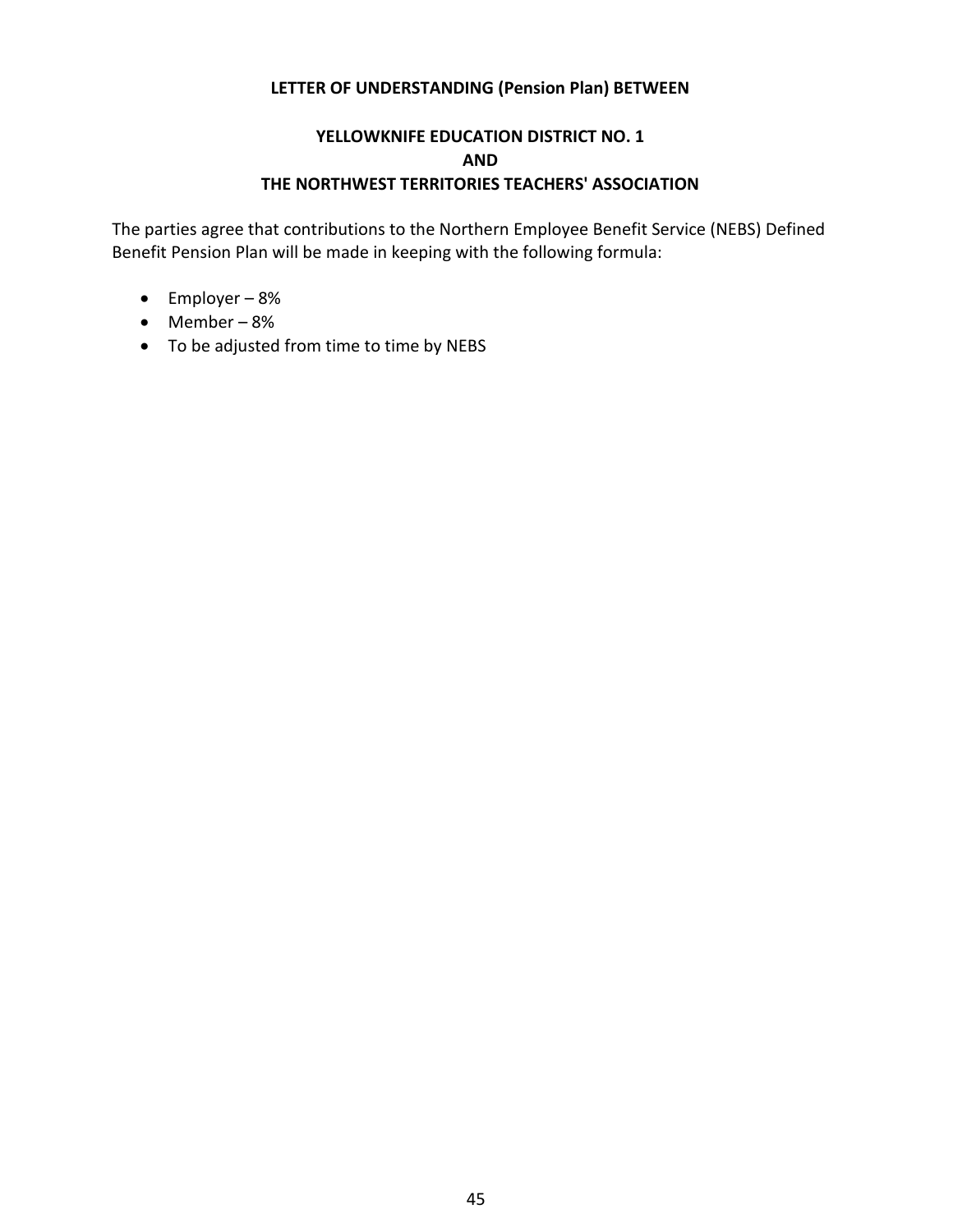## LETTER OF UNDERSTANDING (Pension Plan) BETWEEN

## YELLOWKNIFE EDUCATION DISTRICT NO. 1
## AND
## THE NORTHWEST TERRITORIES TEACHERS' ASSOCIATION

The parties agree that contributions to the Northern Employee Benefit Service (NEBS) Defined Benefit Pension Plan will be made in keeping with the following formula:

- Employer – 8%
- Member – 8%
- To be adjusted from time to time by NEBS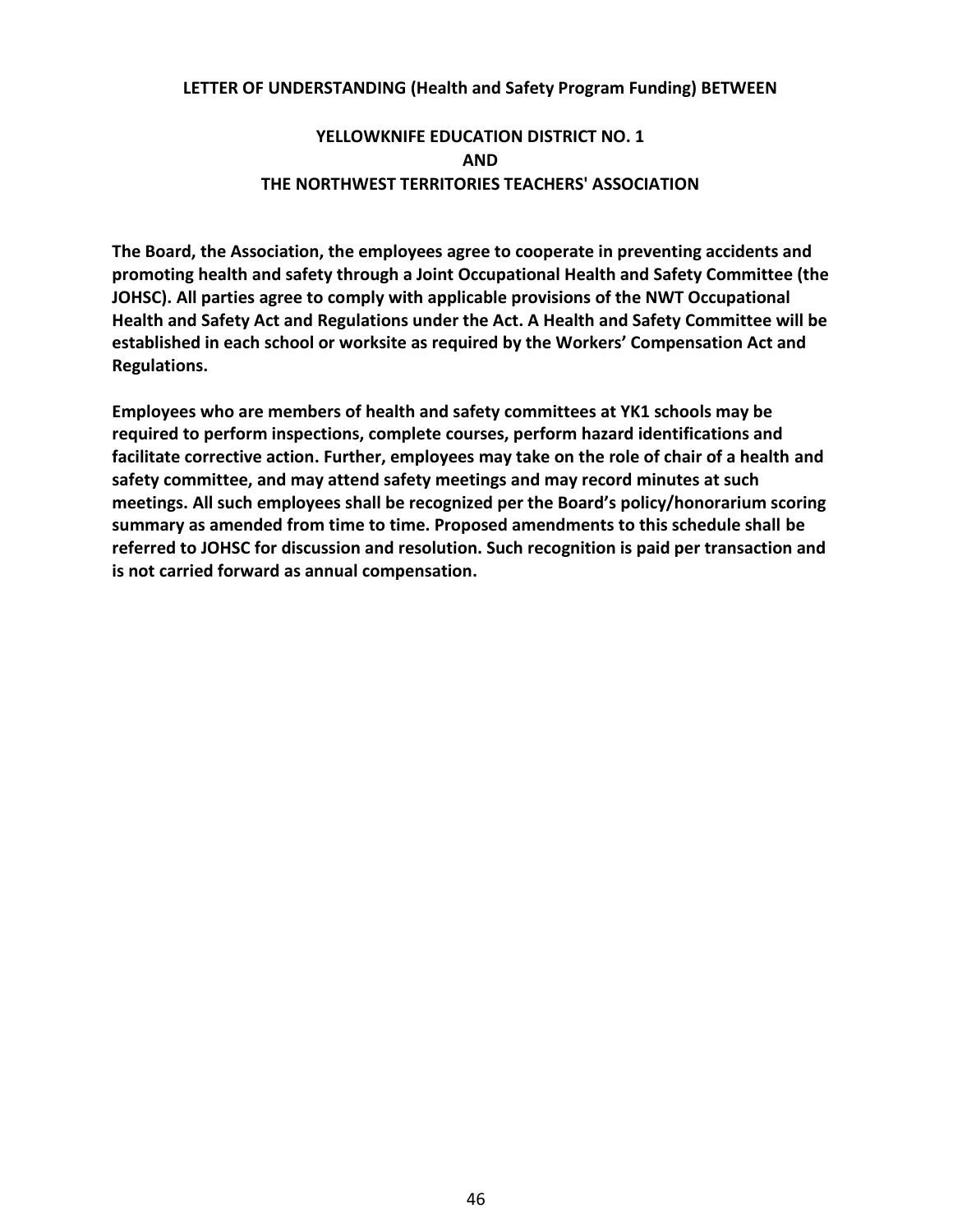**LETTER OF UNDERSTANDING (Health and Safety Program Funding) BETWEEN**

**YELLOWKNIFE EDUCATION DISTRICT NO. 1**
**AND**
**THE NORTHWEST TERRITORIES TEACHERS' ASSOCIATION**

**The Board, the Association, the employees agree to cooperate in preventing accidents and promoting health and safety through a Joint Occupational Health and Safety Committee (the JOHSC). All parties agree to comply with applicable provisions of the NWT Occupational Health and Safety Act and Regulations under the Act. A Health and Safety Committee will be established in each school or worksite as required by the Workers' Compensation Act and Regulations.**

**Employees who are members of health and safety committees at YK1 schools may be required to perform inspections, complete courses, perform hazard identifications and facilitate corrective action. Further, employees may take on the role of chair of a health and safety committee, and may attend safety meetings and may record minutes at such meetings. All such employees shall be recognized per the Board's policy/honorarium scoring summary as amended from time to time. Proposed amendments to this schedule shall be referred to JOHSC for discussion and resolution. Such recognition is paid per transaction and is not carried forward as annual compensation.**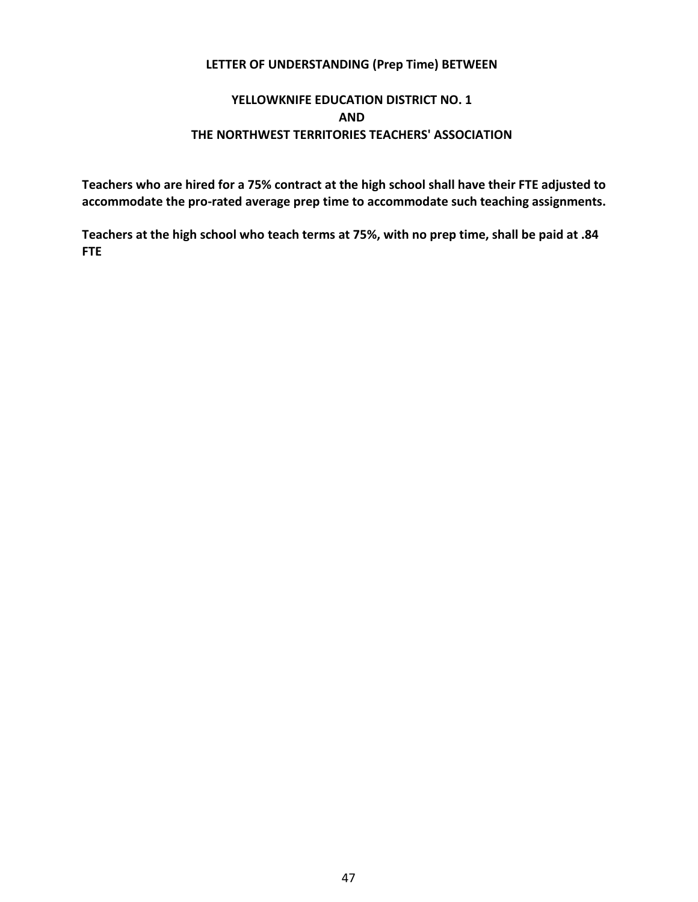**LETTER OF UNDERSTANDING (Prep Time) BETWEEN**

**YELLOWKNIFE EDUCATION DISTRICT NO. 1**
**AND**
**THE NORTHWEST TERRITORIES TEACHERS' ASSOCIATION**

**Teachers who are hired for a 75% contract at the high school shall have their FTE adjusted to accommodate the pro-rated average prep time to accommodate such teaching assignments.**

**Teachers at the high school who teach terms at 75%, with no prep time, shall be paid at .84 FTE**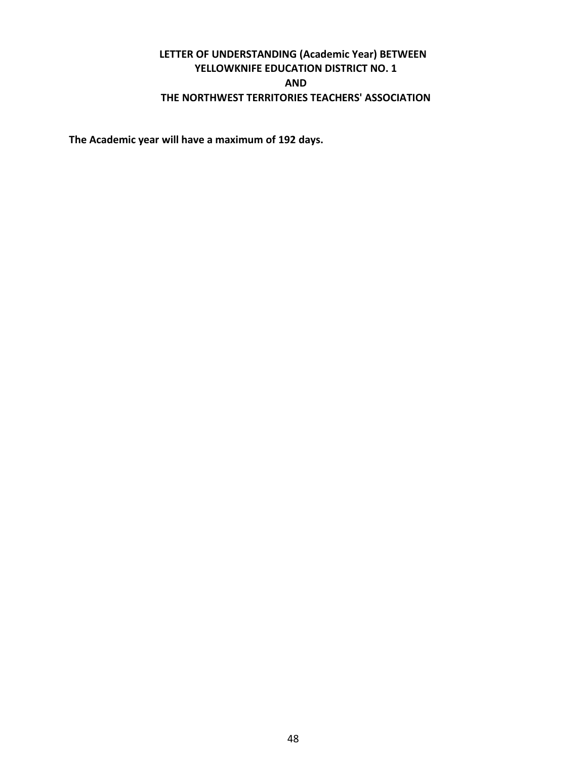**LETTER OF UNDERSTANDING (Academic Year) BETWEEN
YELLOWKNIFE EDUCATION DISTRICT NO. 1
AND
THE NORTHWEST TERRITORIES TEACHERS' ASSOCIATION**

**The Academic year will have a maximum of 192 days.**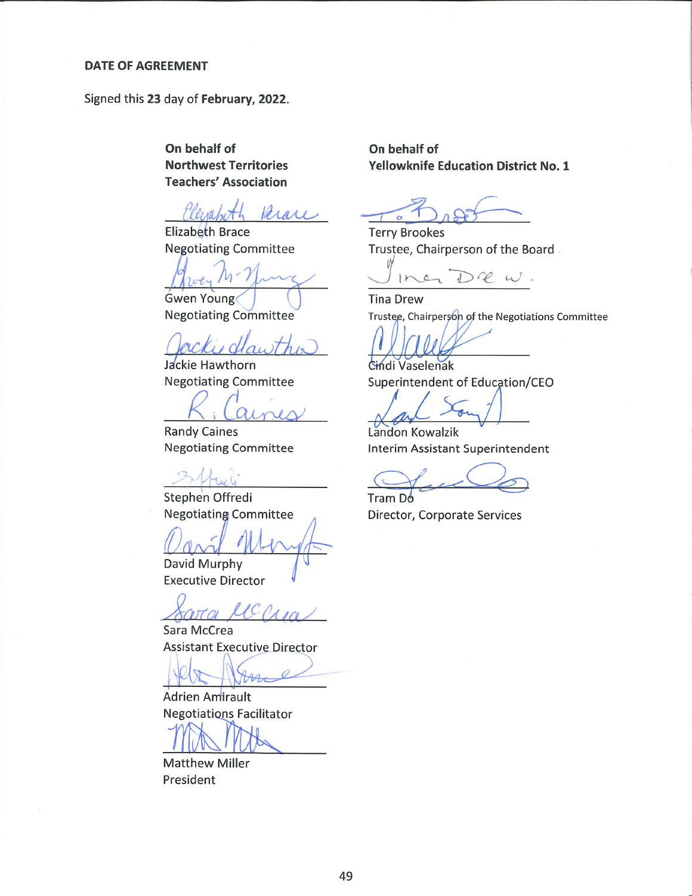**DATE OF AGREEMENT**

Signed this **23** day of **February, 2022**.

**On behalf of Northwest Territories Teachers' Association**

Elizabeth Brace
Negotiating Committee

Gwen Young
Negotiating Committee

Jackie Hawthorn
Negotiating Committee

Randy Caines
Negotiating Committee

Stephen Offredi
Negotiating Committee

David Murphy
Executive Director

Sara McCrea
Assistant Executive Director

Adrien Amirault
Negotiations Facilitator

Matthew Miller
President

**On behalf of Yellowknife Education District No. 1**

Terry Brookes
Trustee, Chairperson of the Board

Tina Drew
Trustee, Chairperson of the Negotiations Committee

Cindi Vaselenak
Superintendent of Education/CEO

Landon Kowalzik
Interim Assistant Superintendent

Tram Do
Director, Corporate Services